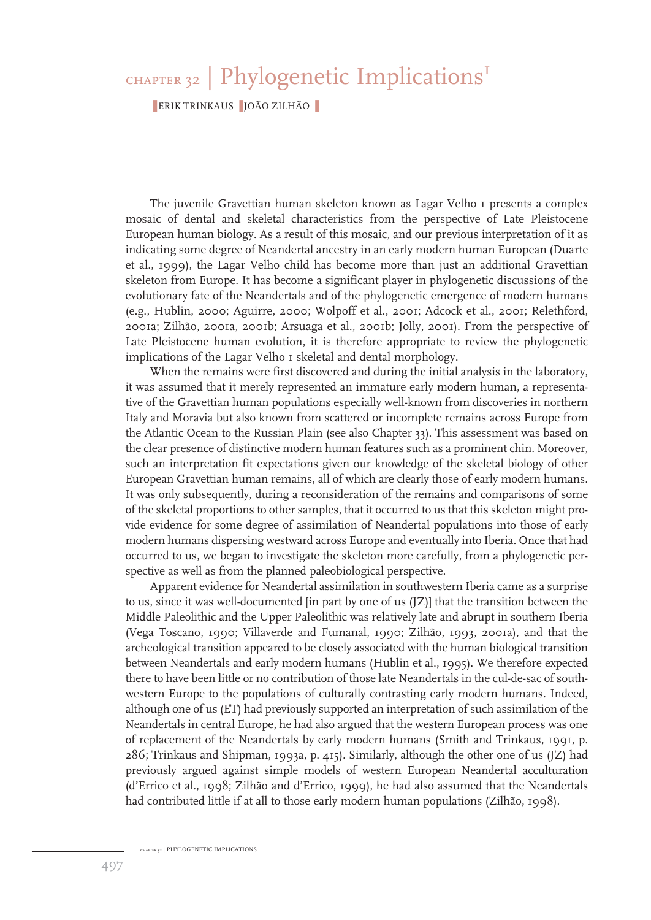# CHAPTER 32 | Phylogenetic Implications[1]

ERIK TRINKAUS | JOÃO ZILHÃO

The juvenile Gravettian human skeleton known as Lagar Velho 1 presents a complex mosaic of dental and skeletal characteristics from the perspective of Late Pleistocene European human biology. As a result of this mosaic, and our previous interpretation of it as indicating some degree of Neandertal ancestry in an early modern human European (Duarte et al., 1999), the Lagar Velho child has become more than just an additional Gravettian skeleton from Europe. It has become a significant player in phylogenetic discussions of the evolutionary fate of the Neandertals and of the phylogenetic emergence of modern humans (e.g., Hublin, 2000; Aguirre, 2000; Wolpoff et al., 2001; Adcock et al., 2001; Relethford, 2001a; Zilhão, 2001a, 2001b; Arsuaga et al., 2001b; Jolly, 2001). From the perspective of Late Pleistocene human evolution, it is therefore appropriate to review the phylogenetic implications of the Lagar Velho 1 skeletal and dental morphology.

When the remains were first discovered and during the initial analysis in the laboratory, it was assumed that it merely represented an immature early modern human, a representative of the Gravettian human populations especially well-known from discoveries in northern Italy and Moravia but also known from scattered or incomplete remains across Europe from the Atlantic Ocean to the Russian Plain (see also Chapter 33). This assessment was based on the clear presence of distinctive modern human features such as a prominent chin. Moreover, such an interpretation fit expectations given our knowledge of the skeletal biology of other European Gravettian human remains, all of which are clearly those of early modern humans. It was only subsequently, during a reconsideration of the remains and comparisons of some of the skeletal proportions to other samples, that it occurred to us that this skeleton might provide evidence for some degree of assimilation of Neandertal populations into those of early modern humans dispersing westward across Europe and eventually into Iberia. Once that had occurred to us, we began to investigate the skeleton more carefully, from a phylogenetic perspective as well as from the planned paleobiological perspective.

Apparent evidence for Neandertal assimilation in southwestern Iberia came as a surprise to us, since it was well-documented [in part by one of us (JZ)] that the transition between the Middle Paleolithic and the Upper Paleolithic was relatively late and abrupt in southern Iberia (Vega Toscano, 1990; Villaverde and Fumanal, 1990; Zilhão, 1993, 2001a), and that the archeological transition appeared to be closely associated with the human biological transition between Neandertals and early modern humans (Hublin et al., 1995). We therefore expected there to have been little or no contribution of those late Neandertals in the cul-de-sac of southwestern Europe to the populations of culturally contrasting early modern humans. Indeed, although one of us (ET) had previously supported an interpretation of such assimilation of the Neandertals in central Europe, he had also argued that the western European process was one of replacement of the Neandertals by early modern humans (Smith and Trinkaus, 1991, p. 286; Trinkaus and Shipman, 1993a, p. 415). Similarly, although the other one of us (JZ) had previously argued against simple models of western European Neandertal acculturation (d'Errico et al., 1998; Zilhão and d'Errico, 1999), he had also assumed that the Neandertals had contributed little if at all to those early modern human populations (Zilhão, 1998).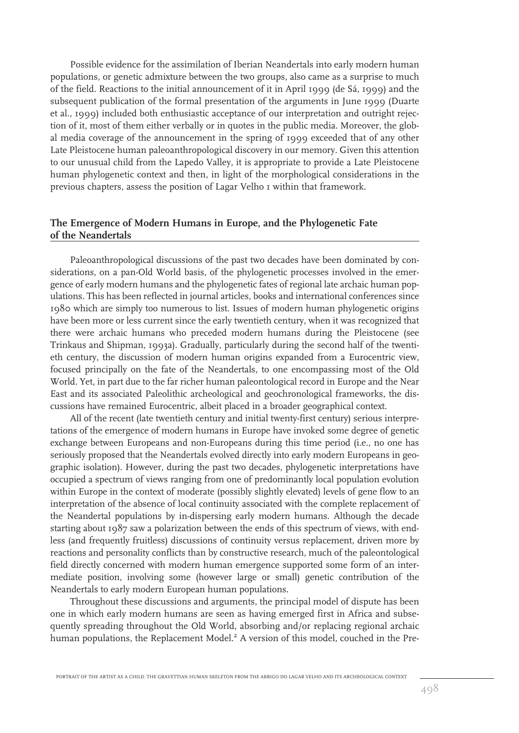Possible evidence for the assimilation of Iberian Neandertals into early modern human populations, or genetic admixture between the two groups, also came as a surprise to much of the field. Reactions to the initial announcement of it in April 1999 (de Sá, 1999) and the subsequent publication of the formal presentation of the arguments in June 1999 (Duarte et al., 1999) included both enthusiastic acceptance of our interpretation and outright rejection of it, most of them either verbally or in quotes in the public media. Moreover, the global media coverage of the announcement in the spring of 1999 exceeded that of any other Late Pleistocene human paleoanthropological discovery in our memory. Given this attention to our unusual child from the Lapedo Valley, it is appropriate to provide a Late Pleistocene human phylogenetic context and then, in light of the morphological considerations in the previous chapters, assess the position of Lagar Velho 1 within that framework.

## The Emergence of Modern Humans in Europe, and the Phylogenetic Fate of the Neandertals

Paleoanthropological discussions of the past two decades have been dominated by considerations, on a pan-Old World basis, of the phylogenetic processes involved in the emergence of early modern humans and the phylogenetic fates of regional late archaic human populations. This has been reflected in journal articles, books and international conferences since 1980 which are simply too numerous to list. Issues of modern human phylogenetic origins have been more or less current since the early twentieth century, when it was recognized that there were archaic humans who preceded modern humans during the Pleistocene (see Trinkaus and Shipman, 1993a). Gradually, particularly during the second half of the twentieth century, the discussion of modern human origins expanded from a Eurocentric view, focused principally on the fate of the Neandertals, to one encompassing most of the Old World. Yet, in part due to the far richer human paleontological record in Europe and the Near East and its associated Paleolithic archeological and geochronological frameworks, the discussions have remained Eurocentric, albeit placed in a broader geographical context.

All of the recent (late twentieth century and initial twenty-first century) serious interpretations of the emergence of modern humans in Europe have invoked some degree of genetic exchange between Europeans and non-Europeans during this time period (i.e., no one has seriously proposed that the Neandertals evolved directly into early modern Europeans in geographic isolation). However, during the past two decades, phylogenetic interpretations have occupied a spectrum of views ranging from one of predominantly local population evolution within Europe in the context of moderate (possibly slightly elevated) levels of gene flow to an interpretation of the absence of local continuity associated with the complete replacement of the Neandertal populations by in-dispersing early modern humans. Although the decade starting about 1987 saw a polarization between the ends of this spectrum of views, with endless (and frequently fruitless) discussions of continuity versus replacement, driven more by reactions and personality conflicts than by constructive research, much of the paleontological field directly concerned with modern human emergence supported some form of an intermediate position, involving some (however large or small) genetic contribution of the Neandertals to early modern European human populations.

Throughout these discussions and arguments, the principal model of dispute has been one in which early modern humans are seen as having emerged first in Africa and subsequently spreading throughout the Old World, absorbing and/or replacing regional archaic human populations, the Replacement Model.[2] A version of this model, couched in the Pre-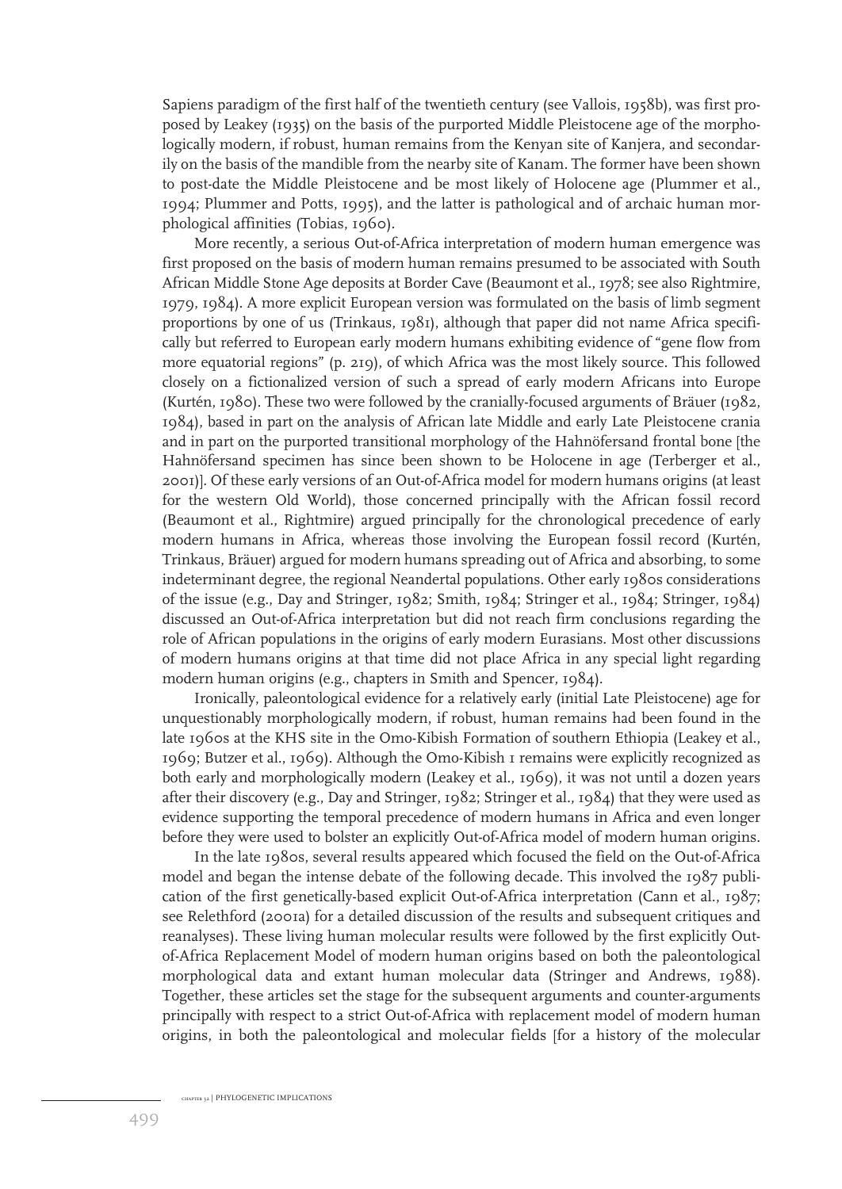Sapiens paradigm of the first half of the twentieth century (see Vallois, 1958b), was first proposed by Leakey (1935) on the basis of the purported Middle Pleistocene age of the morphologically modern, if robust, human remains from the Kenyan site of Kanjera, and secondarily on the basis of the mandible from the nearby site of Kanam. The former have been shown to post-date the Middle Pleistocene and be most likely of Holocene age (Plummer et al., 1994; Plummer and Potts, 1995), and the latter is pathological and of archaic human morphological affinities (Tobias, 1960).

More recently, a serious Out-of-Africa interpretation of modern human emergence was first proposed on the basis of modern human remains presumed to be associated with South African Middle Stone Age deposits at Border Cave (Beaumont et al., 1978; see also Rightmire, 1979, 1984). A more explicit European version was formulated on the basis of limb segment proportions by one of us (Trinkaus, 1981), although that paper did not name Africa specifically but referred to European early modern humans exhibiting evidence of "gene flow from more equatorial regions" (p. 219), of which Africa was the most likely source. This followed closely on a fictionalized version of such a spread of early modern Africans into Europe (Kurtén, 1980). These two were followed by the cranially-focused arguments of Bräuer (1982, 1984), based in part on the analysis of African late Middle and early Late Pleistocene crania and in part on the purported transitional morphology of the Hahnöfersand frontal bone [the Hahnöfersand specimen has since been shown to be Holocene in age (Terberger et al., 2001)]. Of these early versions of an Out-of-Africa model for modern humans origins (at least for the western Old World), those concerned principally with the African fossil record (Beaumont et al., Rightmire) argued principally for the chronological precedence of early modern humans in Africa, whereas those involving the European fossil record (Kurtén, Trinkaus, Bräuer) argued for modern humans spreading out of Africa and absorbing, to some indeterminant degree, the regional Neandertal populations. Other early 1980s considerations of the issue (e.g., Day and Stringer, 1982; Smith, 1984; Stringer et al., 1984; Stringer, 1984) discussed an Out-of-Africa interpretation but did not reach firm conclusions regarding the role of African populations in the origins of early modern Eurasians. Most other discussions of modern humans origins at that time did not place Africa in any special light regarding modern human origins (e.g., chapters in Smith and Spencer, 1984).

Ironically, paleontological evidence for a relatively early (initial Late Pleistocene) age for unquestionably morphologically modern, if robust, human remains had been found in the late 1960s at the KHS site in the Omo-Kibish Formation of southern Ethiopia (Leakey et al., 1969; Butzer et al., 1969). Although the Omo-Kibish 1 remains were explicitly recognized as both early and morphologically modern (Leakey et al., 1969), it was not until a dozen years after their discovery (e.g., Day and Stringer, 1982; Stringer et al., 1984) that they were used as evidence supporting the temporal precedence of modern humans in Africa and even longer before they were used to bolster an explicitly Out-of-Africa model of modern human origins.

In the late 1980s, several results appeared which focused the field on the Out-of-Africa model and began the intense debate of the following decade. This involved the 1987 publication of the first genetically-based explicit Out-of-Africa interpretation (Cann et al., 1987; see Relethford (2001a) for a detailed discussion of the results and subsequent critiques and reanalyses). These living human molecular results were followed by the first explicitly Out-of-Africa Replacement Model of modern human origins based on both the paleontological morphological data and extant human molecular data (Stringer and Andrews, 1988). Together, these articles set the stage for the subsequent arguments and counter-arguments principally with respect to a strict Out-of-Africa with replacement model of modern human origins, in both the paleontological and molecular fields [for a history of the molecular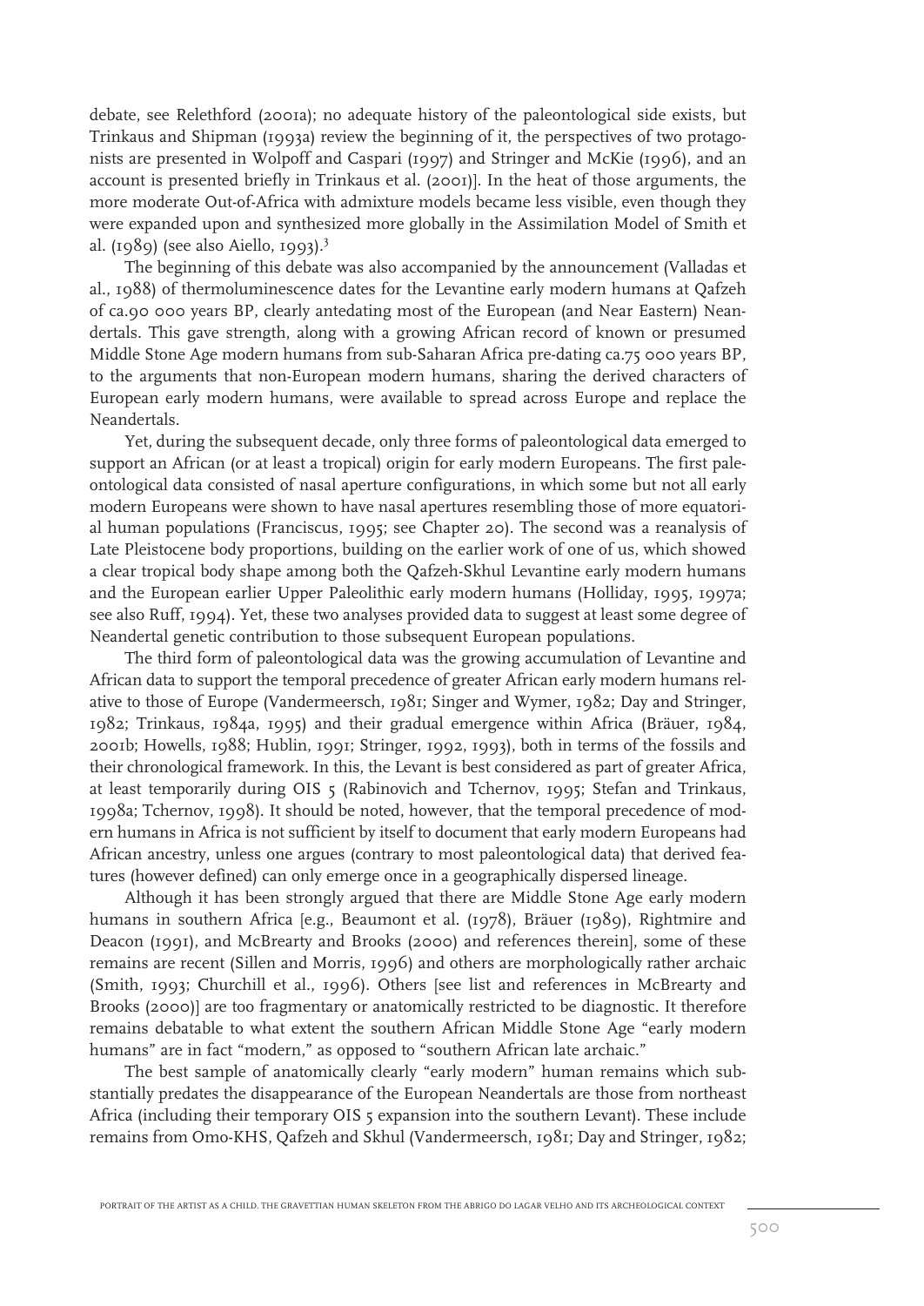debate, see Relethford (2001a); no adequate history of the paleontological side exists, but Trinkaus and Shipman (1993a) review the beginning of it, the perspectives of two protagonists are presented in Wolpoff and Caspari (1997) and Stringer and McKie (1996), and an account is presented briefly in Trinkaus et al. (2001)]. In the heat of those arguments, the more moderate Out-of-Africa with admixture models became less visible, even though they were expanded upon and synthesized more globally in the Assimilation Model of Smith et al. (1989) (see also Aiello, 1993).[3]

The beginning of this debate was also accompanied by the announcement (Valladas et al., 1988) of thermoluminescence dates for the Levantine early modern humans at Qafzeh of ca.90 000 years BP, clearly antedating most of the European (and Near Eastern) Neandertals. This gave strength, along with a growing African record of known or presumed Middle Stone Age modern humans from sub-Saharan Africa pre-dating ca.75 000 years BP, to the arguments that non-European modern humans, sharing the derived characters of European early modern humans, were available to spread across Europe and replace the Neandertals.

Yet, during the subsequent decade, only three forms of paleontological data emerged to support an African (or at least a tropical) origin for early modern Europeans. The first paleontological data consisted of nasal aperture configurations, in which some but not all early modern Europeans were shown to have nasal apertures resembling those of more equatorial human populations (Franciscus, 1995; see Chapter 20). The second was a reanalysis of Late Pleistocene body proportions, building on the earlier work of one of us, which showed a clear tropical body shape among both the Qafzeh-Skhul Levantine early modern humans and the European earlier Upper Paleolithic early modern humans (Holliday, 1995, 1997a; see also Ruff, 1994). Yet, these two analyses provided data to suggest at least some degree of Neandertal genetic contribution to those subsequent European populations.

The third form of paleontological data was the growing accumulation of Levantine and African data to support the temporal precedence of greater African early modern humans relative to those of Europe (Vandermeersch, 1981; Singer and Wymer, 1982; Day and Stringer, 1982; Trinkaus, 1984a, 1995) and their gradual emergence within Africa (Bräuer, 1984, 2001b; Howells, 1988; Hublin, 1991; Stringer, 1992, 1993), both in terms of the fossils and their chronological framework. In this, the Levant is best considered as part of greater Africa, at least temporarily during OIS 5 (Rabinovich and Tchernov, 1995; Stefan and Trinkaus, 1998a; Tchernov, 1998). It should be noted, however, that the temporal precedence of modern humans in Africa is not sufficient by itself to document that early modern Europeans had African ancestry, unless one argues (contrary to most paleontological data) that derived features (however defined) can only emerge once in a geographically dispersed lineage.

Although it has been strongly argued that there are Middle Stone Age early modern humans in southern Africa [e.g., Beaumont et al. (1978), Bräuer (1989), Rightmire and Deacon (1991), and McBrearty and Brooks (2000) and references therein], some of these remains are recent (Sillen and Morris, 1996) and others are morphologically rather archaic (Smith, 1993; Churchill et al., 1996). Others [see list and references in McBrearty and Brooks (2000)] are too fragmentary or anatomically restricted to be diagnostic. It therefore remains debatable to what extent the southern African Middle Stone Age "early modern humans" are in fact "modern," as opposed to "southern African late archaic."

The best sample of anatomically clearly "early modern" human remains which substantially predates the disappearance of the European Neandertals are those from northeast Africa (including their temporary OIS 5 expansion into the southern Levant). These include remains from Omo-KHS, Qafzeh and Skhul (Vandermeersch, 1981; Day and Stringer, 1982;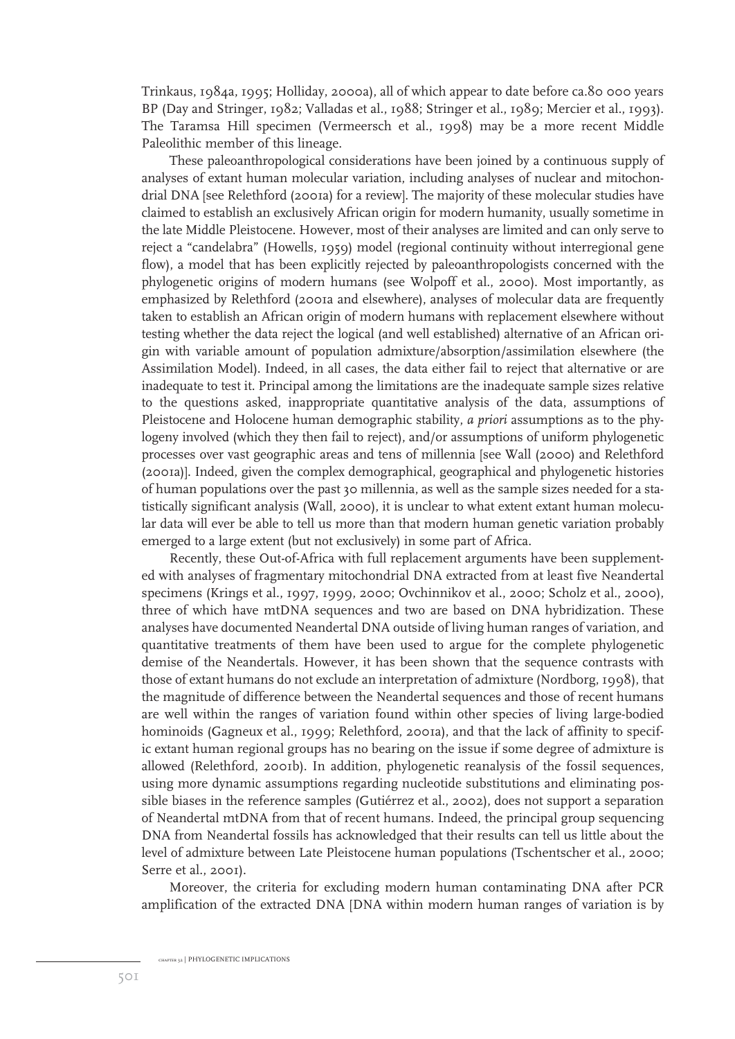Trinkaus, 1984a, 1995; Holliday, 2000a), all of which appear to date before ca.80 000 years BP (Day and Stringer, 1982; Valladas et al., 1988; Stringer et al., 1989; Mercier et al., 1993). The Taramsa Hill specimen (Vermeersch et al., 1998) may be a more recent Middle Paleolithic member of this lineage.

These paleoanthropological considerations have been joined by a continuous supply of analyses of extant human molecular variation, including analyses of nuclear and mitochondrial DNA [see Relethford (2001a) for a review]. The majority of these molecular studies have claimed to establish an exclusively African origin for modern humanity, usually sometime in the late Middle Pleistocene. However, most of their analyses are limited and can only serve to reject a "candelabra" (Howells, 1959) model (regional continuity without interregional gene flow), a model that has been explicitly rejected by paleoanthropologists concerned with the phylogenetic origins of modern humans (see Wolpoff et al., 2000). Most importantly, as emphasized by Relethford (2001a and elsewhere), analyses of molecular data are frequently taken to establish an African origin of modern humans with replacement elsewhere without testing whether the data reject the logical (and well established) alternative of an African origin with variable amount of population admixture/absorption/assimilation elsewhere (the Assimilation Model). Indeed, in all cases, the data either fail to reject that alternative or are inadequate to test it. Principal among the limitations are the inadequate sample sizes relative to the questions asked, inappropriate quantitative analysis of the data, assumptions of Pleistocene and Holocene human demographic stability, *a priori* assumptions as to the phylogeny involved (which they then fail to reject), and/or assumptions of uniform phylogenetic processes over vast geographic areas and tens of millennia [see Wall (2000) and Relethford (2001a)]. Indeed, given the complex demographical, geographical and phylogenetic histories of human populations over the past 30 millennia, as well as the sample sizes needed for a statistically significant analysis (Wall, 2000), it is unclear to what extent extant human molecular data will ever be able to tell us more than that modern human genetic variation probably emerged to a large extent (but not exclusively) in some part of Africa.

Recently, these Out-of-Africa with full replacement arguments have been supplemented with analyses of fragmentary mitochondrial DNA extracted from at least five Neandertal specimens (Krings et al., 1997, 1999, 2000; Ovchinnikov et al., 2000; Scholz et al., 2000), three of which have mtDNA sequences and two are based on DNA hybridization. These analyses have documented Neandertal DNA outside of living human ranges of variation, and quantitative treatments of them have been used to argue for the complete phylogenetic demise of the Neandertals. However, it has been shown that the sequence contrasts with those of extant humans do not exclude an interpretation of admixture (Nordborg, 1998), that the magnitude of difference between the Neandertal sequences and those of recent humans are well within the ranges of variation found within other species of living large-bodied hominoids (Gagneux et al., 1999; Relethford, 2001a), and that the lack of affinity to specific extant human regional groups has no bearing on the issue if some degree of admixture is allowed (Relethford, 2001b). In addition, phylogenetic reanalysis of the fossil sequences, using more dynamic assumptions regarding nucleotide substitutions and eliminating possible biases in the reference samples (Gutiérrez et al., 2002), does not support a separation of Neandertal mtDNA from that of recent humans. Indeed, the principal group sequencing DNA from Neandertal fossils has acknowledged that their results can tell us little about the level of admixture between Late Pleistocene human populations (Tschentscher et al., 2000; Serre et al., 2001).

Moreover, the criteria for excluding modern human contaminating DNA after PCR amplification of the extracted DNA [DNA within modern human ranges of variation is by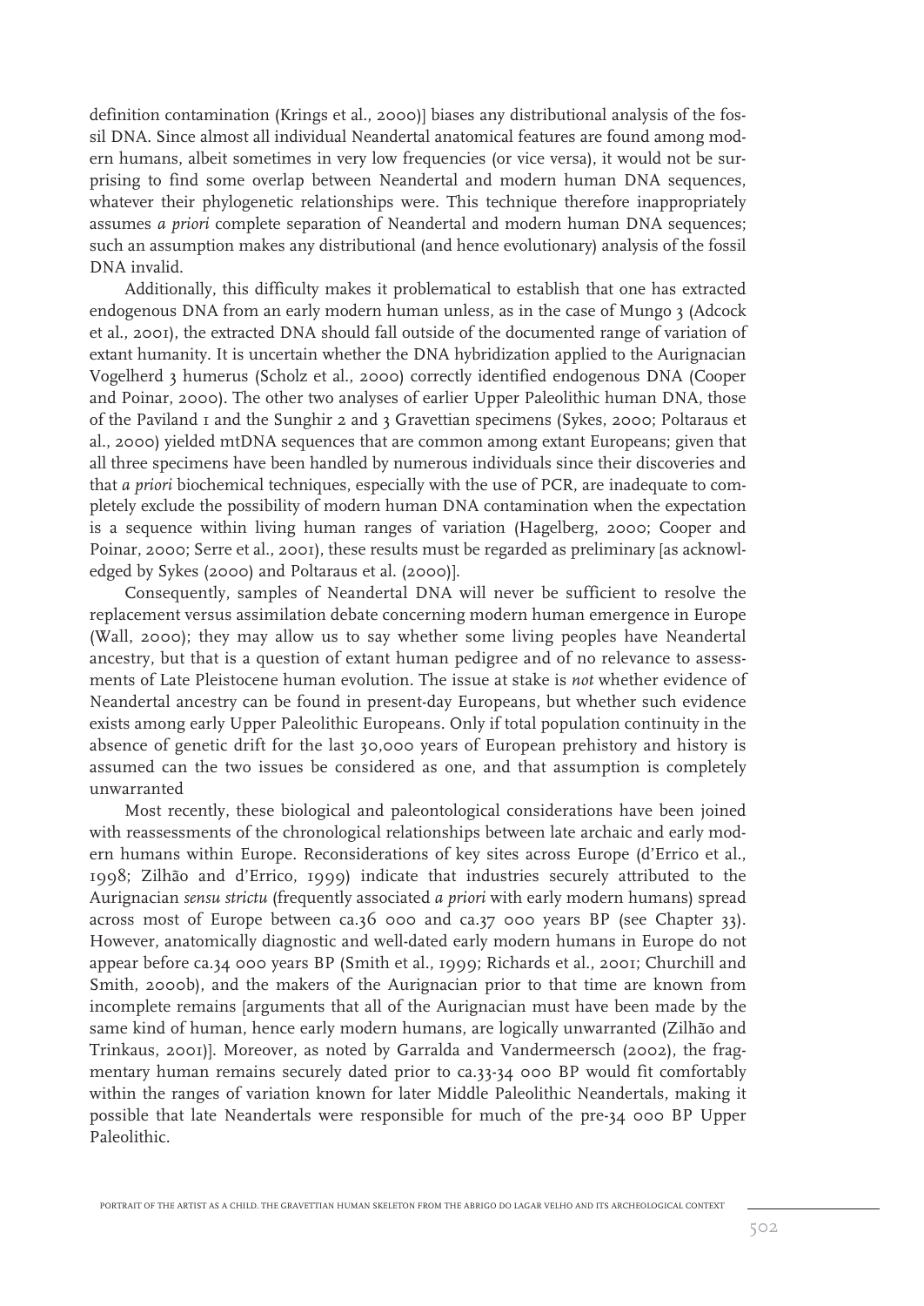definition contamination (Krings et al., 2000)] biases any distributional analysis of the fossil DNA. Since almost all individual Neandertal anatomical features are found among modern humans, albeit sometimes in very low frequencies (or vice versa), it would not be surprising to find some overlap between Neandertal and modern human DNA sequences, whatever their phylogenetic relationships were. This technique therefore inappropriately assumes *a priori* complete separation of Neandertal and modern human DNA sequences; such an assumption makes any distributional (and hence evolutionary) analysis of the fossil DNA invalid.

Additionally, this difficulty makes it problematical to establish that one has extracted endogenous DNA from an early modern human unless, as in the case of Mungo 3 (Adcock et al., 2001), the extracted DNA should fall outside of the documented range of variation of extant humanity. It is uncertain whether the DNA hybridization applied to the Aurignacian Vogelherd 3 humerus (Scholz et al., 2000) correctly identified endogenous DNA (Cooper and Poinar, 2000). The other two analyses of earlier Upper Paleolithic human DNA, those of the Paviland 1 and the Sunghir 2 and 3 Gravettian specimens (Sykes, 2000; Poltaraus et al., 2000) yielded mtDNA sequences that are common among extant Europeans; given that all three specimens have been handled by numerous individuals since their discoveries and that *a priori* biochemical techniques, especially with the use of PCR, are inadequate to completely exclude the possibility of modern human DNA contamination when the expectation is a sequence within living human ranges of variation (Hagelberg, 2000; Cooper and Poinar, 2000; Serre et al., 2001), these results must be regarded as preliminary [as acknowledged by Sykes (2000) and Poltaraus et al. (2000)].

Consequently, samples of Neandertal DNA will never be sufficient to resolve the replacement versus assimilation debate concerning modern human emergence in Europe (Wall, 2000); they may allow us to say whether some living peoples have Neandertal ancestry, but that is a question of extant human pedigree and of no relevance to assessments of Late Pleistocene human evolution. The issue at stake is *not* whether evidence of Neandertal ancestry can be found in present-day Europeans, but whether such evidence exists among early Upper Paleolithic Europeans. Only if total population continuity in the absence of genetic drift for the last 30,000 years of European prehistory and history is assumed can the two issues be considered as one, and that assumption is completely unwarranted

Most recently, these biological and paleontological considerations have been joined with reassessments of the chronological relationships between late archaic and early modern humans within Europe. Reconsiderations of key sites across Europe (d'Errico et al., 1998; Zilhão and d'Errico, 1999) indicate that industries securely attributed to the Aurignacian *sensu strictu* (frequently associated *a priori* with early modern humans) spread across most of Europe between ca.36 000 and ca.37 000 years BP (see Chapter 33). However, anatomically diagnostic and well-dated early modern humans in Europe do not appear before ca.34 000 years BP (Smith et al., 1999; Richards et al., 2001; Churchill and Smith, 2000b), and the makers of the Aurignacian prior to that time are known from incomplete remains [arguments that all of the Aurignacian must have been made by the same kind of human, hence early modern humans, are logically unwarranted (Zilhão and Trinkaus, 2001)]. Moreover, as noted by Garralda and Vandermeersch (2002), the fragmentary human remains securely dated prior to ca.33-34 000 BP would fit comfortably within the ranges of variation known for later Middle Paleolithic Neandertals, making it possible that late Neandertals were responsible for much of the pre-34 000 BP Upper Paleolithic.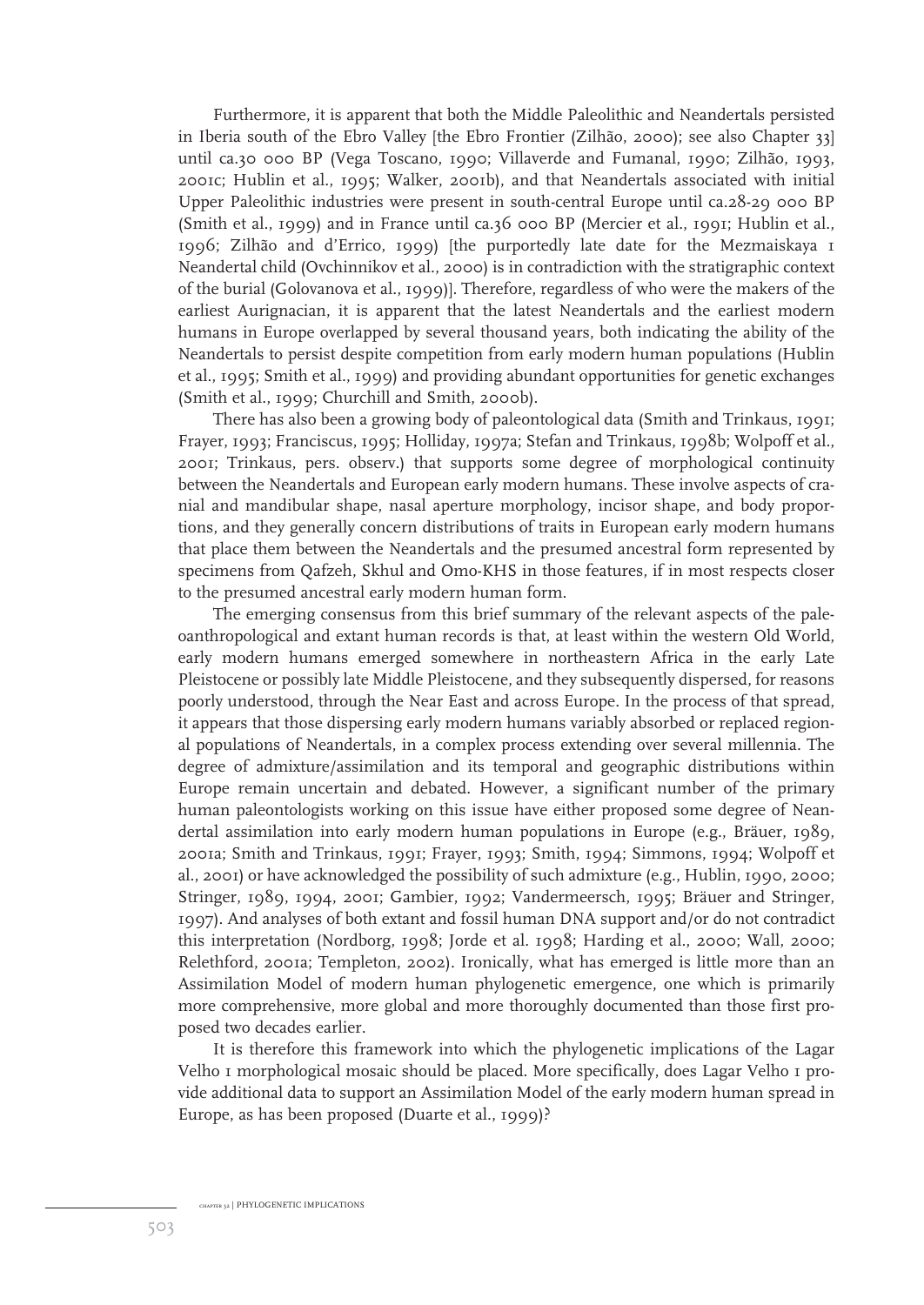Furthermore, it is apparent that both the Middle Paleolithic and Neandertals persisted in Iberia south of the Ebro Valley [the Ebro Frontier (Zilhão, 2000); see also Chapter 33] until ca.30 000 BP (Vega Toscano, 1990; Villaverde and Fumanal, 1990; Zilhão, 1993, 2001c; Hublin et al., 1995; Walker, 2001b), and that Neandertals associated with initial Upper Paleolithic industries were present in south-central Europe until ca.28-29 000 BP (Smith et al., 1999) and in France until ca.36 000 BP (Mercier et al., 1991; Hublin et al., 1996; Zilhão and d'Errico, 1999) [the purportedly late date for the Mezmaiskaya 1 Neandertal child (Ovchinnikov et al., 2000) is in contradiction with the stratigraphic context of the burial (Golovanova et al., 1999)]. Therefore, regardless of who were the makers of the earliest Aurignacian, it is apparent that the latest Neandertals and the earliest modern humans in Europe overlapped by several thousand years, both indicating the ability of the Neandertals to persist despite competition from early modern human populations (Hublin et al., 1995; Smith et al., 1999) and providing abundant opportunities for genetic exchanges (Smith et al., 1999; Churchill and Smith, 2000b).

There has also been a growing body of paleontological data (Smith and Trinkaus, 1991; Frayer, 1993; Franciscus, 1995; Holliday, 1997a; Stefan and Trinkaus, 1998b; Wolpoff et al., 2001; Trinkaus, pers. observ.) that supports some degree of morphological continuity between the Neandertals and European early modern humans. These involve aspects of cranial and mandibular shape, nasal aperture morphology, incisor shape, and body proportions, and they generally concern distributions of traits in European early modern humans that place them between the Neandertals and the presumed ancestral form represented by specimens from Qafzeh, Skhul and Omo-KHS in those features, if in most respects closer to the presumed ancestral early modern human form.

The emerging consensus from this brief summary of the relevant aspects of the paleoanthropological and extant human records is that, at least within the western Old World, early modern humans emerged somewhere in northeastern Africa in the early Late Pleistocene or possibly late Middle Pleistocene, and they subsequently dispersed, for reasons poorly understood, through the Near East and across Europe. In the process of that spread, it appears that those dispersing early modern humans variably absorbed or replaced regional populations of Neandertals, in a complex process extending over several millennia. The degree of admixture/assimilation and its temporal and geographic distributions within Europe remain uncertain and debated. However, a significant number of the primary human paleontologists working on this issue have either proposed some degree of Neandertal assimilation into early modern human populations in Europe (e.g., Bräuer, 1989, 2001a; Smith and Trinkaus, 1991; Frayer, 1993; Smith, 1994; Simmons, 1994; Wolpoff et al., 2001) or have acknowledged the possibility of such admixture (e.g., Hublin, 1990, 2000; Stringer, 1989, 1994, 2001; Gambier, 1992; Vandermeersch, 1995; Bräuer and Stringer, 1997). And analyses of both extant and fossil human DNA support and/or do not contradict this interpretation (Nordborg, 1998; Jorde et al. 1998; Harding et al., 2000; Wall, 2000; Relethford, 2001a; Templeton, 2002). Ironically, what has emerged is little more than an Assimilation Model of modern human phylogenetic emergence, one which is primarily more comprehensive, more global and more thoroughly documented than those first proposed two decades earlier.

It is therefore this framework into which the phylogenetic implications of the Lagar Velho 1 morphological mosaic should be placed. More specifically, does Lagar Velho 1 provide additional data to support an Assimilation Model of the early modern human spread in Europe, as has been proposed (Duarte et al., 1999)?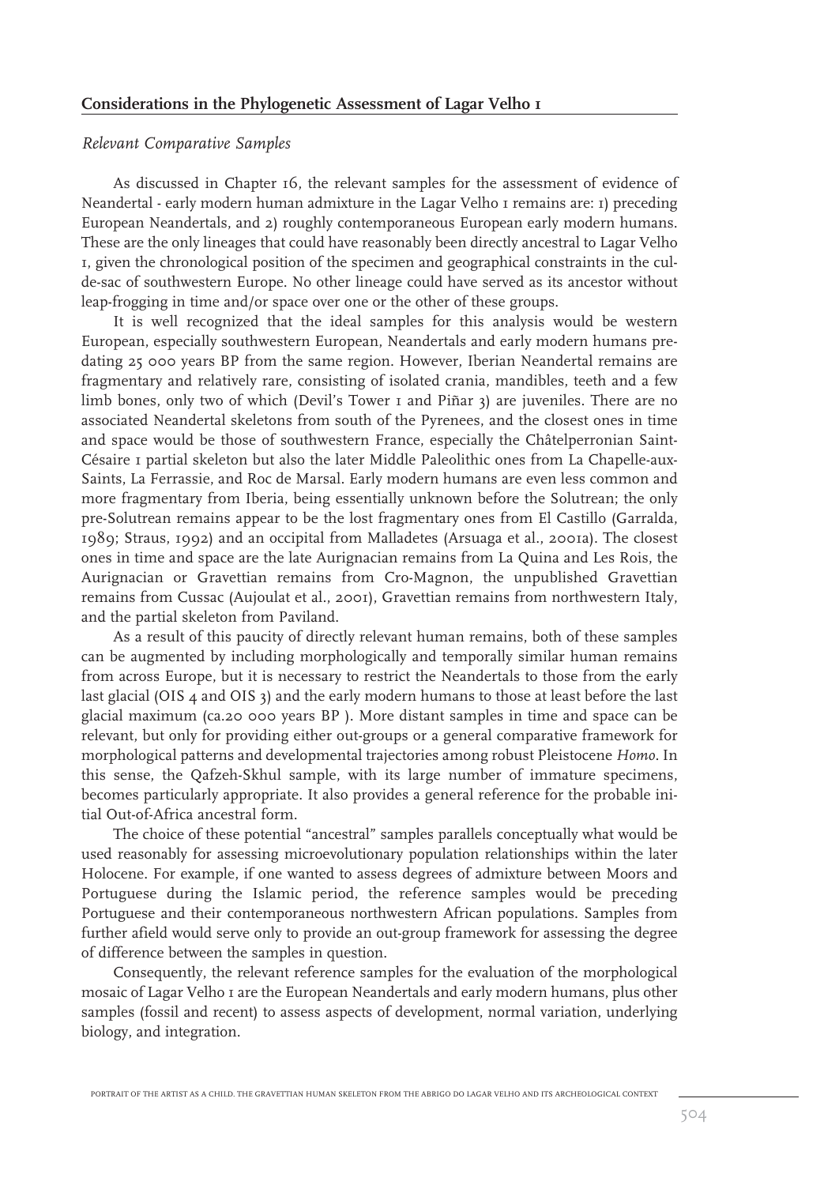## Considerations in the Phylogenetic Assessment of Lagar Velho 1

### *Relevant Comparative Samples*

As discussed in Chapter 16, the relevant samples for the assessment of evidence of Neandertal - early modern human admixture in the Lagar Velho 1 remains are: 1) preceding European Neandertals, and 2) roughly contemporaneous European early modern humans. These are the only lineages that could have reasonably been directly ancestral to Lagar Velho 1, given the chronological position of the specimen and geographical constraints in the cul-de-sac of southwestern Europe. No other lineage could have served as its ancestor without leap-frogging in time and/or space over one or the other of these groups.

It is well recognized that the ideal samples for this analysis would be western European, especially southwestern European, Neandertals and early modern humans predating 25 000 years BP from the same region. However, Iberian Neandertal remains are fragmentary and relatively rare, consisting of isolated crania, mandibles, teeth and a few limb bones, only two of which (Devil's Tower 1 and Piñar 3) are juveniles. There are no associated Neandertal skeletons from south of the Pyrenees, and the closest ones in time and space would be those of southwestern France, especially the Châtelperronian Saint-Césaire 1 partial skeleton but also the later Middle Paleolithic ones from La Chapelle-aux-Saints, La Ferrassie, and Roc de Marsal. Early modern humans are even less common and more fragmentary from Iberia, being essentially unknown before the Solutrean; the only pre-Solutrean remains appear to be the lost fragmentary ones from El Castillo (Garralda, 1989; Straus, 1992) and an occipital from Malladetes (Arsuaga et al., 2001a). The closest ones in time and space are the late Aurignacian remains from La Quina and Les Rois, the Aurignacian or Gravettian remains from Cro-Magnon, the unpublished Gravettian remains from Cussac (Aujoulat et al., 2001), Gravettian remains from northwestern Italy, and the partial skeleton from Paviland.

As a result of this paucity of directly relevant human remains, both of these samples can be augmented by including morphologically and temporally similar human remains from across Europe, but it is necessary to restrict the Neandertals to those from the early last glacial (OIS 4 and OIS 3) and the early modern humans to those at least before the last glacial maximum (ca.20 000 years BP ). More distant samples in time and space can be relevant, but only for providing either out-groups or a general comparative framework for morphological patterns and developmental trajectories among robust Pleistocene *Homo*. In this sense, the Qafzeh-Skhul sample, with its large number of immature specimens, becomes particularly appropriate. It also provides a general reference for the probable initial Out-of-Africa ancestral form.

The choice of these potential "ancestral" samples parallels conceptually what would be used reasonably for assessing microevolutionary population relationships within the later Holocene. For example, if one wanted to assess degrees of admixture between Moors and Portuguese during the Islamic period, the reference samples would be preceding Portuguese and their contemporaneous northwestern African populations. Samples from further afield would serve only to provide an out-group framework for assessing the degree of difference between the samples in question.

Consequently, the relevant reference samples for the evaluation of the morphological mosaic of Lagar Velho 1 are the European Neandertals and early modern humans, plus other samples (fossil and recent) to assess aspects of development, normal variation, underlying biology, and integration.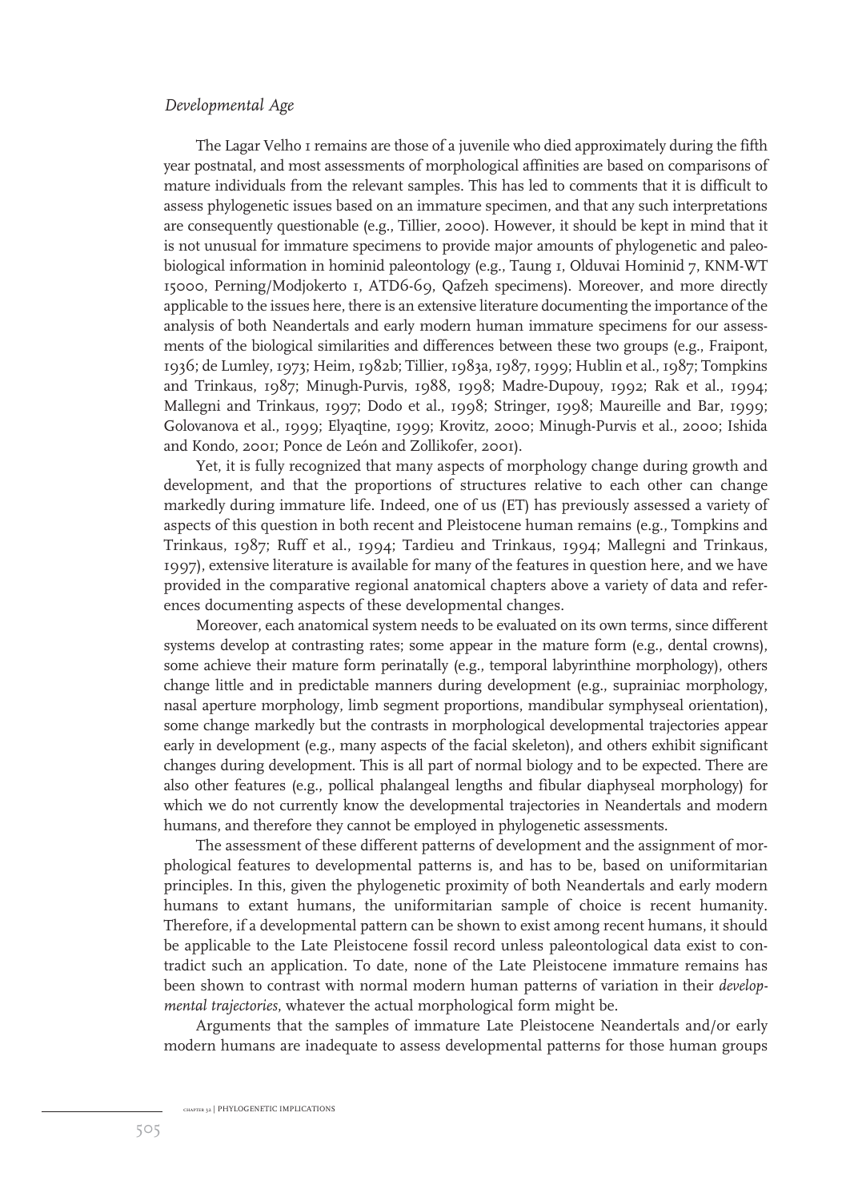*Developmental Age*

The Lagar Velho 1 remains are those of a juvenile who died approximately during the fifth year postnatal, and most assessments of morphological affinities are based on comparisons of mature individuals from the relevant samples. This has led to comments that it is difficult to assess phylogenetic issues based on an immature specimen, and that any such interpretations are consequently questionable (e.g., Tillier, 2000). However, it should be kept in mind that it is not unusual for immature specimens to provide major amounts of phylogenetic and paleobiological information in hominid paleontology (e.g., Taung 1, Olduvai Hominid 7, KNM-WT 15000, Perning/Modjokerto 1, ATD6-69, Qafzeh specimens). Moreover, and more directly applicable to the issues here, there is an extensive literature documenting the importance of the analysis of both Neandertals and early modern human immature specimens for our assessments of the biological similarities and differences between these two groups (e.g., Fraipont, 1936; de Lumley, 1973; Heim, 1982b; Tillier, 1983a, 1987, 1999; Hublin et al., 1987; Tompkins and Trinkaus, 1987; Minugh-Purvis, 1988, 1998; Madre-Dupouy, 1992; Rak et al., 1994; Mallegni and Trinkaus, 1997; Dodo et al., 1998; Stringer, 1998; Maureille and Bar, 1999; Golovanova et al., 1999; Elyaqtine, 1999; Krovitz, 2000; Minugh-Purvis et al., 2000; Ishida and Kondo, 2001; Ponce de León and Zollikofer, 2001).

Yet, it is fully recognized that many aspects of morphology change during growth and development, and that the proportions of structures relative to each other can change markedly during immature life. Indeed, one of us (ET) has previously assessed a variety of aspects of this question in both recent and Pleistocene human remains (e.g., Tompkins and Trinkaus, 1987; Ruff et al., 1994; Tardieu and Trinkaus, 1994; Mallegni and Trinkaus, 1997), extensive literature is available for many of the features in question here, and we have provided in the comparative regional anatomical chapters above a variety of data and references documenting aspects of these developmental changes.

Moreover, each anatomical system needs to be evaluated on its own terms, since different systems develop at contrasting rates; some appear in the mature form (e.g., dental crowns), some achieve their mature form perinatally (e.g., temporal labyrinthine morphology), others change little and in predictable manners during development (e.g., suprainiac morphology, nasal aperture morphology, limb segment proportions, mandibular symphyseal orientation), some change markedly but the contrasts in morphological developmental trajectories appear early in development (e.g., many aspects of the facial skeleton), and others exhibit significant changes during development. This is all part of normal biology and to be expected. There are also other features (e.g., pollical phalangeal lengths and fibular diaphyseal morphology) for which we do not currently know the developmental trajectories in Neandertals and modern humans, and therefore they cannot be employed in phylogenetic assessments.

The assessment of these different patterns of development and the assignment of morphological features to developmental patterns is, and has to be, based on uniformitarian principles. In this, given the phylogenetic proximity of both Neandertals and early modern humans to extant humans, the uniformitarian sample of choice is recent humanity. Therefore, if a developmental pattern can be shown to exist among recent humans, it should be applicable to the Late Pleistocene fossil record unless paleontological data exist to contradict such an application. To date, none of the Late Pleistocene immature remains has been shown to contrast with normal modern human patterns of variation in their *developmental trajectories*, whatever the actual morphological form might be.

Arguments that the samples of immature Late Pleistocene Neandertals and/or early modern humans are inadequate to assess developmental patterns for those human groups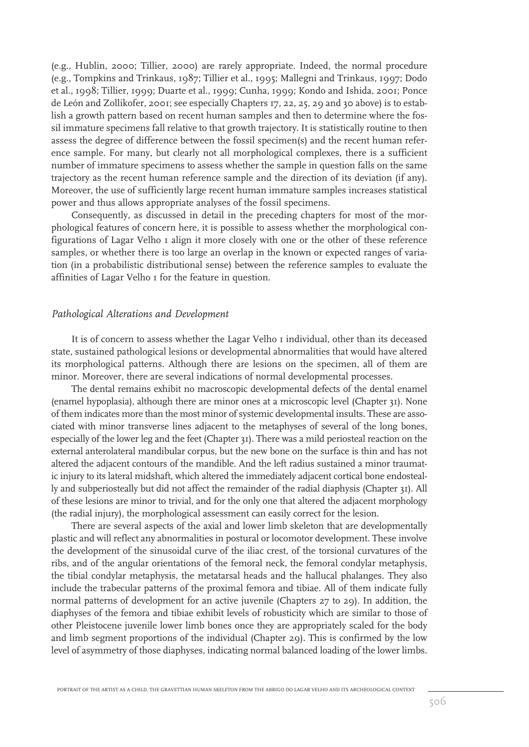(e.g., Hublin, 2000; Tillier, 2000) are rarely appropriate. Indeed, the normal procedure (e.g., Tompkins and Trinkaus, 1987; Tillier et al., 1995; Mallegni and Trinkaus, 1997; Dodo et al., 1998; Tillier, 1999; Duarte et al., 1999; Cunha, 1999; Kondo and Ishida, 2001; Ponce de León and Zollikofer, 2001; see especially Chapters 17, 22, 25, 29 and 30 above) is to establish a growth pattern based on recent human samples and then to determine where the fossil immature specimens fall relative to that growth trajectory. It is statistically routine to then assess the degree of difference between the fossil specimen(s) and the recent human reference sample. For many, but clearly not all morphological complexes, there is a sufficient number of immature specimens to assess whether the sample in question falls on the same trajectory as the recent human reference sample and the direction of its deviation (if any). Moreover, the use of sufficiently large recent human immature samples increases statistical power and thus allows appropriate analyses of the fossil specimens.

Consequently, as discussed in detail in the preceding chapters for most of the morphological features of concern here, it is possible to assess whether the morphological configurations of Lagar Velho 1 align it more closely with one or the other of these reference samples, or whether there is too large an overlap in the known or expected ranges of variation (in a probabilistic distributional sense) between the reference samples to evaluate the affinities of Lagar Velho 1 for the feature in question.

### *Pathological Alterations and Development*

It is of concern to assess whether the Lagar Velho 1 individual, other than its deceased state, sustained pathological lesions or developmental abnormalities that would have altered its morphological patterns. Although there are lesions on the specimen, all of them are minor. Moreover, there are several indications of normal developmental processes.

The dental remains exhibit no macroscopic developmental defects of the dental enamel (enamel hypoplasia), although there are minor ones at a microscopic level (Chapter 31). None of them indicates more than the most minor of systemic developmental insults. These are associated with minor transverse lines adjacent to the metaphyses of several of the long bones, especially of the lower leg and the feet (Chapter 31). There was a mild periosteal reaction on the external anterolateral mandibular corpus, but the new bone on the surface is thin and has not altered the adjacent contours of the mandible. And the left radius sustained a minor traumatic injury to its lateral midshaft, which altered the immediately adjacent cortical bone endosteally and subperiosteally but did not affect the remainder of the radial diaphysis (Chapter 31). All of these lesions are minor to trivial, and for the only one that altered the adjacent morphology (the radial injury), the morphological assessment can easily correct for the lesion.

There are several aspects of the axial and lower limb skeleton that are developmentally plastic and will reflect any abnormalities in postural or locomotor development. These involve the development of the sinusoidal curve of the iliac crest, of the torsional curvatures of the ribs, and of the angular orientations of the femoral neck, the femoral condylar metaphysis, the tibial condylar metaphysis, the metatarsal heads and the hallucal phalanges. They also include the trabecular patterns of the proximal femora and tibiae. All of them indicate fully normal patterns of development for an active juvenile (Chapters 27 to 29). In addition, the diaphyses of the femora and tibiae exhibit levels of robusticity which are similar to those of other Pleistocene juvenile lower limb bones once they are appropriately scaled for the body and limb segment proportions of the individual (Chapter 29). This is confirmed by the low level of asymmetry of those diaphyses, indicating normal balanced loading of the lower limbs.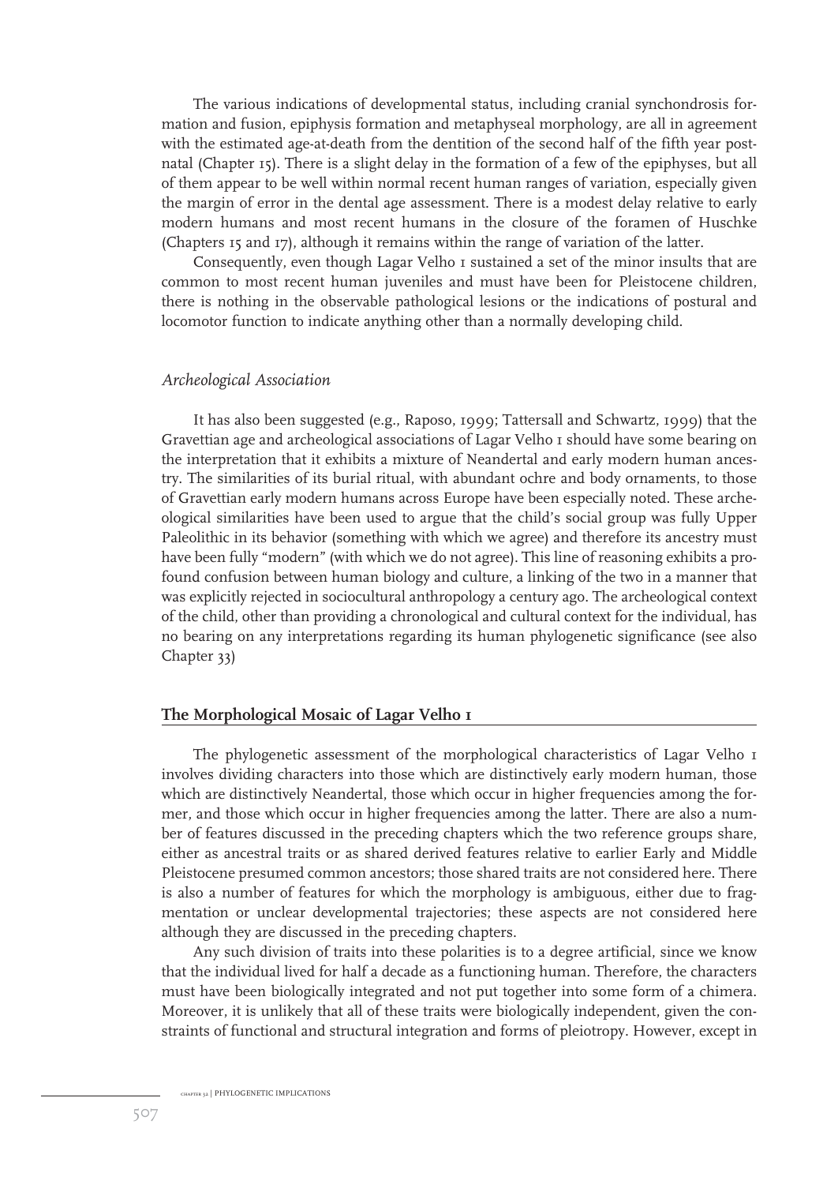The various indications of developmental status, including cranial synchondrosis formation and fusion, epiphysis formation and metaphyseal morphology, are all in agreement with the estimated age-at-death from the dentition of the second half of the fifth year postnatal (Chapter 15). There is a slight delay in the formation of a few of the epiphyses, but all of them appear to be well within normal recent human ranges of variation, especially given the margin of error in the dental age assessment. There is a modest delay relative to early modern humans and most recent humans in the closure of the foramen of Huschke (Chapters 15 and 17), although it remains within the range of variation of the latter.

Consequently, even though Lagar Velho 1 sustained a set of the minor insults that are common to most recent human juveniles and must have been for Pleistocene children, there is nothing in the observable pathological lesions or the indications of postural and locomotor function to indicate anything other than a normally developing child.

### *Archeological Association*

It has also been suggested (e.g., Raposo, 1999; Tattersall and Schwartz, 1999) that the Gravettian age and archeological associations of Lagar Velho 1 should have some bearing on the interpretation that it exhibits a mixture of Neandertal and early modern human ancestry. The similarities of its burial ritual, with abundant ochre and body ornaments, to those of Gravettian early modern humans across Europe have been especially noted. These archeological similarities have been used to argue that the child's social group was fully Upper Paleolithic in its behavior (something with which we agree) and therefore its ancestry must have been fully "modern" (with which we do not agree). This line of reasoning exhibits a profound confusion between human biology and culture, a linking of the two in a manner that was explicitly rejected in sociocultural anthropology a century ago. The archeological context of the child, other than providing a chronological and cultural context for the individual, has no bearing on any interpretations regarding its human phylogenetic significance (see also Chapter 33)

## **The Morphological Mosaic of Lagar Velho 1**

The phylogenetic assessment of the morphological characteristics of Lagar Velho 1 involves dividing characters into those which are distinctively early modern human, those which are distinctively Neandertal, those which occur in higher frequencies among the former, and those which occur in higher frequencies among the latter. There are also a number of features discussed in the preceding chapters which the two reference groups share, either as ancestral traits or as shared derived features relative to earlier Early and Middle Pleistocene presumed common ancestors; those shared traits are not considered here. There is also a number of features for which the morphology is ambiguous, either due to fragmentation or unclear developmental trajectories; these aspects are not considered here although they are discussed in the preceding chapters.

Any such division of traits into these polarities is to a degree artificial, since we know that the individual lived for half a decade as a functioning human. Therefore, the characters must have been biologically integrated and not put together into some form of a chimera. Moreover, it is unlikely that all of these traits were biologically independent, given the constraints of functional and structural integration and forms of pleiotropy. However, except in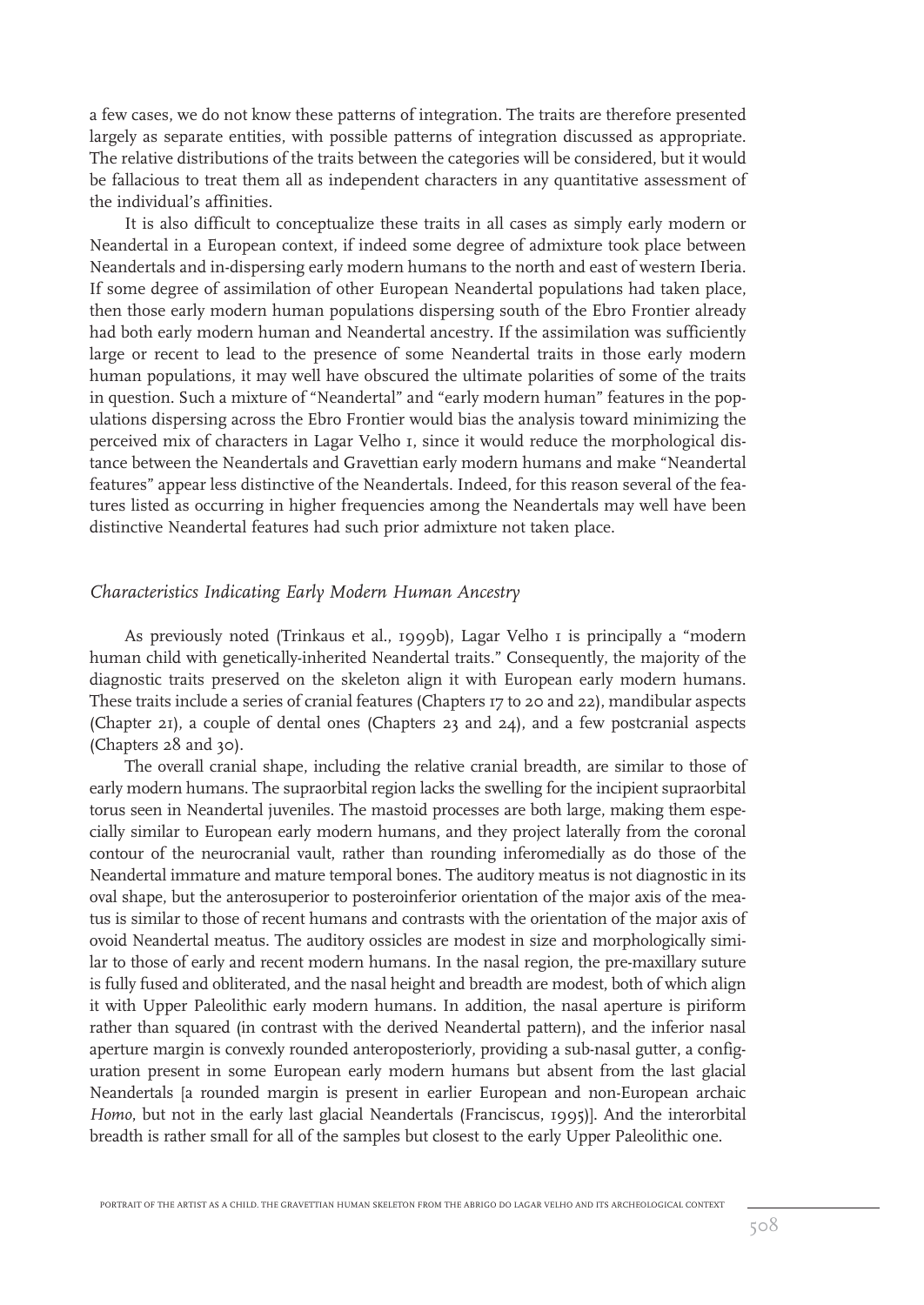a few cases, we do not know these patterns of integration. The traits are therefore presented largely as separate entities, with possible patterns of integration discussed as appropriate. The relative distributions of the traits between the categories will be considered, but it would be fallacious to treat them all as independent characters in any quantitative assessment of the individual's affinities.

It is also difficult to conceptualize these traits in all cases as simply early modern or Neandertal in a European context, if indeed some degree of admixture took place between Neandertals and in-dispersing early modern humans to the north and east of western Iberia. If some degree of assimilation of other European Neandertal populations had taken place, then those early modern human populations dispersing south of the Ebro Frontier already had both early modern human and Neandertal ancestry. If the assimilation was sufficiently large or recent to lead to the presence of some Neandertal traits in those early modern human populations, it may well have obscured the ultimate polarities of some of the traits in question. Such a mixture of "Neandertal" and "early modern human" features in the populations dispersing across the Ebro Frontier would bias the analysis toward minimizing the perceived mix of characters in Lagar Velho 1, since it would reduce the morphological distance between the Neandertals and Gravettian early modern humans and make "Neandertal features" appear less distinctive of the Neandertals. Indeed, for this reason several of the features listed as occurring in higher frequencies among the Neandertals may well have been distinctive Neandertal features had such prior admixture not taken place.

### *Characteristics Indicating Early Modern Human Ancestry*

As previously noted (Trinkaus et al., 1999b), Lagar Velho 1 is principally a "modern human child with genetically-inherited Neandertal traits." Consequently, the majority of the diagnostic traits preserved on the skeleton align it with European early modern humans. These traits include a series of cranial features (Chapters 17 to 20 and 22), mandibular aspects (Chapter 21), a couple of dental ones (Chapters 23 and 24), and a few postcranial aspects (Chapters 28 and 30).

The overall cranial shape, including the relative cranial breadth, are similar to those of early modern humans. The supraorbital region lacks the swelling for the incipient supraorbital torus seen in Neandertal juveniles. The mastoid processes are both large, making them especially similar to European early modern humans, and they project laterally from the coronal contour of the neurocranial vault, rather than rounding inferomedially as do those of the Neandertal immature and mature temporal bones. The auditory meatus is not diagnostic in its oval shape, but the anterosuperior to posteroinferior orientation of the major axis of the meatus is similar to those of recent humans and contrasts with the orientation of the major axis of ovoid Neandertal meatus. The auditory ossicles are modest in size and morphologically similar to those of early and recent modern humans. In the nasal region, the pre-maxillary suture is fully fused and obliterated, and the nasal height and breadth are modest, both of which align it with Upper Paleolithic early modern humans. In addition, the nasal aperture is piriform rather than squared (in contrast with the derived Neandertal pattern), and the inferior nasal aperture margin is convexly rounded anteroposteriorly, providing a sub-nasal gutter, a configuration present in some European early modern humans but absent from the last glacial Neandertals [a rounded margin is present in earlier European and non-European archaic *Homo*, but not in the early last glacial Neandertals (Franciscus, 1995)]. And the interorbital breadth is rather small for all of the samples but closest to the early Upper Paleolithic one.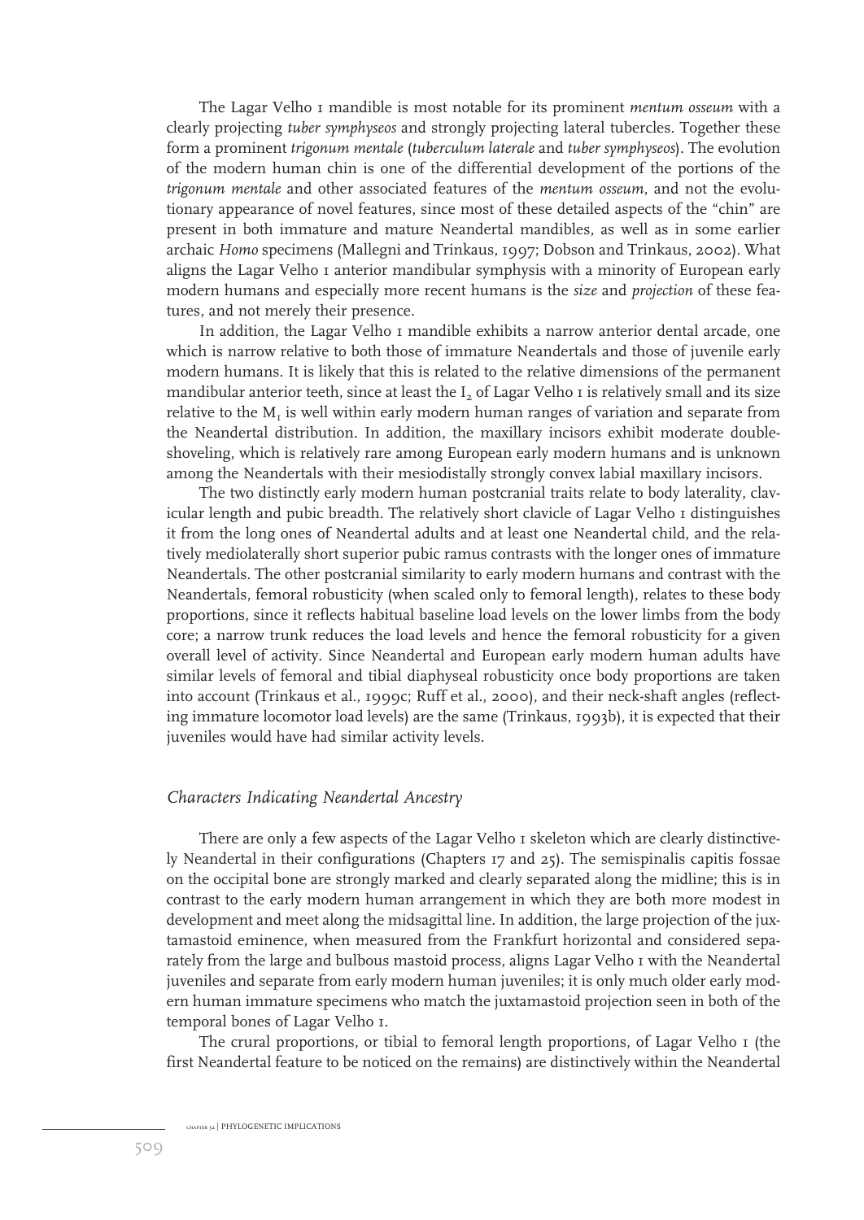The Lagar Velho 1 mandible is most notable for its prominent *mentum osseum* with a clearly projecting *tuber symphyseos* and strongly projecting lateral tubercles. Together these form a prominent *trigonum mentale* (*tuberculum laterale* and *tuber symphyseos*). The evolution of the modern human chin is one of the differential development of the portions of the *trigonum mentale* and other associated features of the *mentum osseum*, and not the evolutionary appearance of novel features, since most of these detailed aspects of the "chin" are present in both immature and mature Neandertal mandibles, as well as in some earlier archaic *Homo* specimens (Mallegni and Trinkaus, 1997; Dobson and Trinkaus, 2002). What aligns the Lagar Velho 1 anterior mandibular symphysis with a minority of European early modern humans and especially more recent humans is the *size* and *projection* of these features, and not merely their presence.

In addition, the Lagar Velho 1 mandible exhibits a narrow anterior dental arcade, one which is narrow relative to both those of immature Neandertals and those of juvenile early modern humans. It is likely that this is related to the relative dimensions of the permanent mandibular anterior teeth, since at least the $I_2$ of Lagar Velho 1 is relatively small and its size relative to the $M_1$ is well within early modern human ranges of variation and separate from the Neandertal distribution. In addition, the maxillary incisors exhibit moderate double-shoveling, which is relatively rare among European early modern humans and is unknown among the Neandertals with their mesiodistally strongly convex labial maxillary incisors.

The two distinctly early modern human postcranial traits relate to body laterality, clavicular length and pubic breadth. The relatively short clavicle of Lagar Velho 1 distinguishes it from the long ones of Neandertal adults and at least one Neandertal child, and the relatively mediolaterally short superior pubic ramus contrasts with the longer ones of immature Neandertals. The other postcranial similarity to early modern humans and contrast with the Neandertals, femoral robusticity (when scaled only to femoral length), relates to these body proportions, since it reflects habitual baseline load levels on the lower limbs from the body core; a narrow trunk reduces the load levels and hence the femoral robusticity for a given overall level of activity. Since Neandertal and European early modern human adults have similar levels of femoral and tibial diaphyseal robusticity once body proportions are taken into account (Trinkaus et al., 1999c; Ruff et al., 2000), and their neck-shaft angles (reflecting immature locomotor load levels) are the same (Trinkaus, 1993b), it is expected that their juveniles would have had similar activity levels.

### *Characters Indicating Neandertal Ancestry*

There are only a few aspects of the Lagar Velho 1 skeleton which are clearly distinctively Neandertal in their configurations (Chapters 17 and 25). The semispinalis capitis fossae on the occipital bone are strongly marked and clearly separated along the midline; this is in contrast to the early modern human arrangement in which they are both more modest in development and meet along the midsagittal line. In addition, the large projection of the juxtamastoid eminence, when measured from the Frankfurt horizontal and considered separately from the large and bulbous mastoid process, aligns Lagar Velho 1 with the Neandertal juveniles and separate from early modern human juveniles; it is only much older early modern human immature specimens who match the juxtamastoid projection seen in both of the temporal bones of Lagar Velho 1.

The crural proportions, or tibial to femoral length proportions, of Lagar Velho 1 (the first Neandertal feature to be noticed on the remains) are distinctively within the Neandertal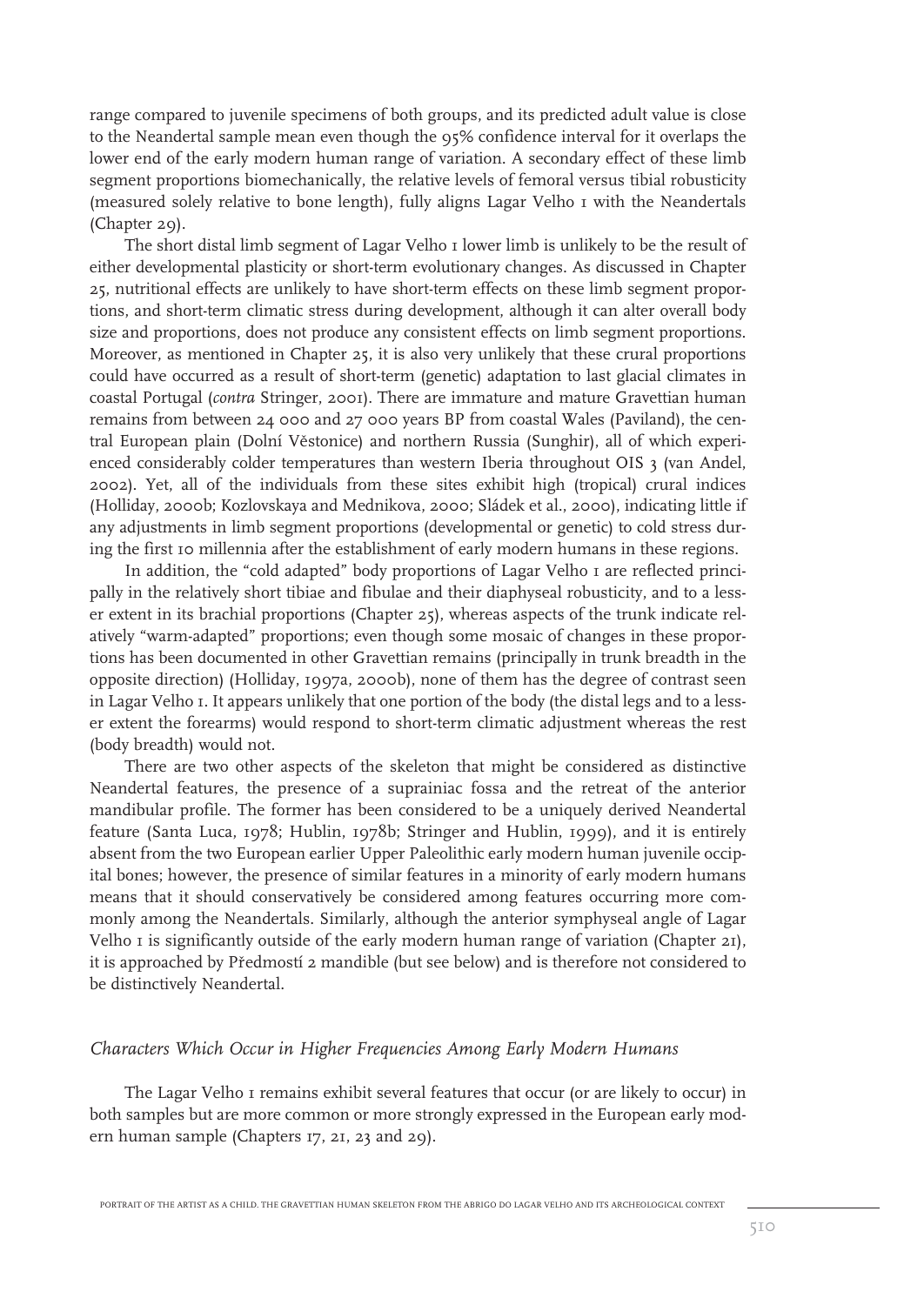range compared to juvenile specimens of both groups, and its predicted adult value is close to the Neandertal sample mean even though the 95% confidence interval for it overlaps the lower end of the early modern human range of variation. A secondary effect of these limb segment proportions biomechanically, the relative levels of femoral versus tibial robusticity (measured solely relative to bone length), fully aligns Lagar Velho 1 with the Neandertals (Chapter 29).

The short distal limb segment of Lagar Velho 1 lower limb is unlikely to be the result of either developmental plasticity or short-term evolutionary changes. As discussed in Chapter 25, nutritional effects are unlikely to have short-term effects on these limb segment proportions, and short-term climatic stress during development, although it can alter overall body size and proportions, does not produce any consistent effects on limb segment proportions. Moreover, as mentioned in Chapter 25, it is also very unlikely that these crural proportions could have occurred as a result of short-term (genetic) adaptation to last glacial climates in coastal Portugal (*contra* Stringer, 2001). There are immature and mature Gravettian human remains from between 24 000 and 27 000 years BP from coastal Wales (Paviland), the central European plain (Dolní Věstonice) and northern Russia (Sunghir), all of which experienced considerably colder temperatures than western Iberia throughout OIS 3 (van Andel, 2002). Yet, all of the individuals from these sites exhibit high (tropical) crural indices (Holliday, 2000b; Kozlovskaya and Mednikova, 2000; Sládek et al., 2000), indicating little if any adjustments in limb segment proportions (developmental or genetic) to cold stress during the first 10 millennia after the establishment of early modern humans in these regions.

In addition, the "cold adapted" body proportions of Lagar Velho 1 are reflected principally in the relatively short tibiae and fibulae and their diaphyseal robusticity, and to a lesser extent in its brachial proportions (Chapter 25), whereas aspects of the trunk indicate relatively "warm-adapted" proportions; even though some mosaic of changes in these proportions has been documented in other Gravettian remains (principally in trunk breadth in the opposite direction) (Holliday, 1997a, 2000b), none of them has the degree of contrast seen in Lagar Velho 1. It appears unlikely that one portion of the body (the distal legs and to a lesser extent the forearms) would respond to short-term climatic adjustment whereas the rest (body breadth) would not.

There are two other aspects of the skeleton that might be considered as distinctive Neandertal features, the presence of a suprainiac fossa and the retreat of the anterior mandibular profile. The former has been considered to be a uniquely derived Neandertal feature (Santa Luca, 1978; Hublin, 1978b; Stringer and Hublin, 1999), and it is entirely absent from the two European earlier Upper Paleolithic early modern human juvenile occipital bones; however, the presence of similar features in a minority of early modern humans means that it should conservatively be considered among features occurring more commonly among the Neandertals. Similarly, although the anterior symphyseal angle of Lagar Velho 1 is significantly outside of the early modern human range of variation (Chapter 21), it is approached by Předmostí 2 mandible (but see below) and is therefore not considered to be distinctively Neandertal.

### *Characters Which Occur in Higher Frequencies Among Early Modern Humans*

The Lagar Velho 1 remains exhibit several features that occur (or are likely to occur) in both samples but are more common or more strongly expressed in the European early modern human sample (Chapters 17, 21, 23 and 29).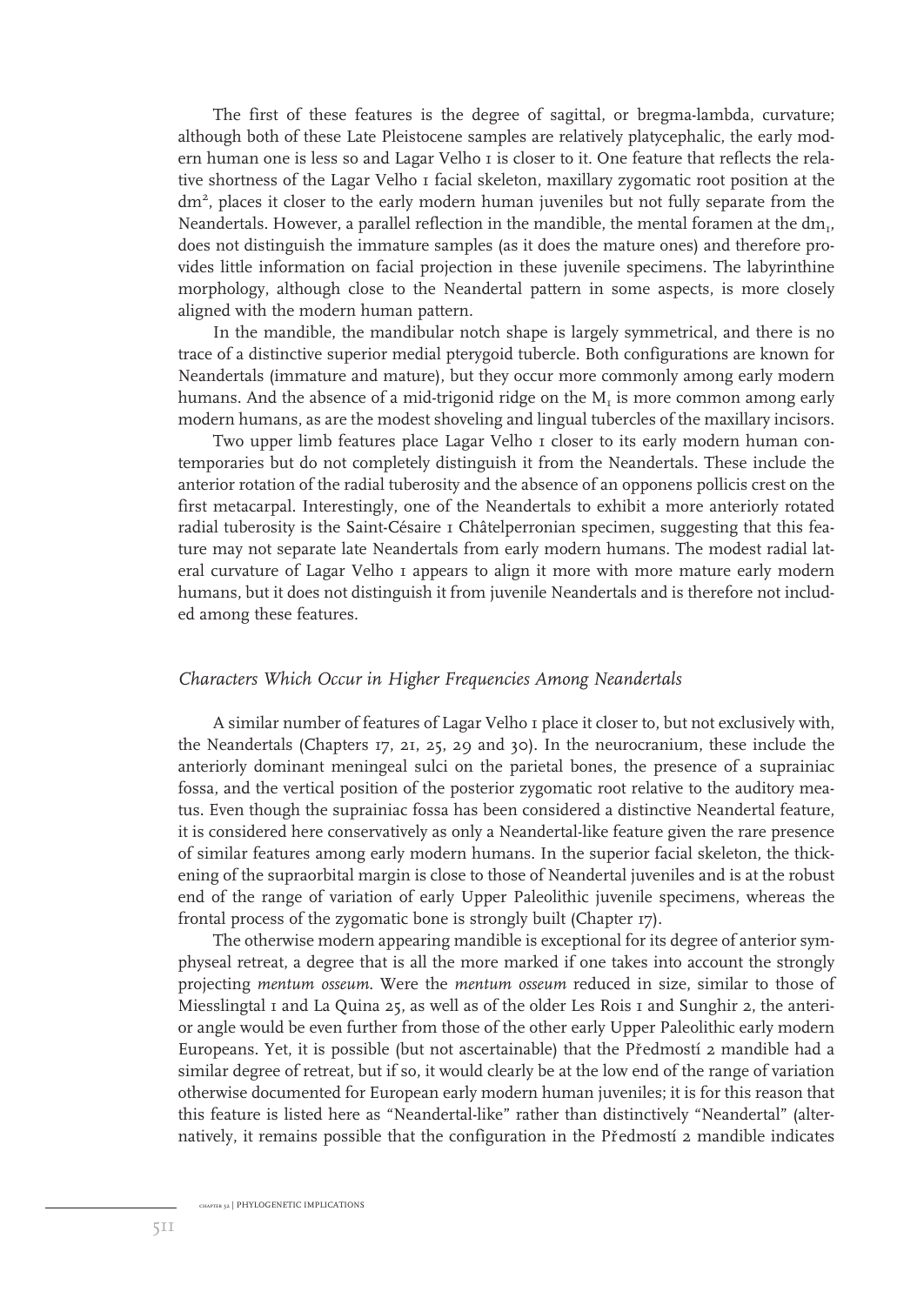The first of these features is the degree of sagittal, or bregma-lambda, curvature; although both of these Late Pleistocene samples are relatively platycephalic, the early modern human one is less so and Lagar Velho 1 is closer to it. One feature that reflects the relative shortness of the Lagar Velho 1 facial skeleton, maxillary zygomatic root position at the $dm^2$, places it closer to the early modern human juveniles but not fully separate from the Neandertals. However, a parallel reflection in the mandible, the mental foramen at the $dm_1$, does not distinguish the immature samples (as it does the mature ones) and therefore provides little information on facial projection in these juvenile specimens. The labyrinthine morphology, although close to the Neandertal pattern in some aspects, is more closely aligned with the modern human pattern.

In the mandible, the mandibular notch shape is largely symmetrical, and there is no trace of a distinctive superior medial pterygoid tubercle. Both configurations are known for Neandertals (immature and mature), but they occur more commonly among early modern humans. And the absence of a mid-trigonid ridge on the $M_1$ is more common among early modern humans, as are the modest shoveling and lingual tubercles of the maxillary incisors.

Two upper limb features place Lagar Velho 1 closer to its early modern human contemporaries but do not completely distinguish it from the Neandertals. These include the anterior rotation of the radial tuberosity and the absence of an opponens pollicis crest on the first metacarpal. Interestingly, one of the Neandertals to exhibit a more anteriorly rotated radial tuberosity is the Saint-Césaire 1 Châtelperronian specimen, suggesting that this feature may not separate late Neandertals from early modern humans. The modest radial lateral curvature of Lagar Velho 1 appears to align it more with more mature early modern humans, but it does not distinguish it from juvenile Neandertals and is therefore not included among these features.

### *Characters Which Occur in Higher Frequencies Among Neandertals*

A similar number of features of Lagar Velho 1 place it closer to, but not exclusively with, the Neandertals (Chapters 17, 21, 25, 29 and 30). In the neurocranium, these include the anteriorly dominant meningeal sulci on the parietal bones, the presence of a suprainiac fossa, and the vertical position of the posterior zygomatic root relative to the auditory meatus. Even though the suprainiac fossa has been considered a distinctive Neandertal feature, it is considered here conservatively as only a Neandertal-like feature given the rare presence of similar features among early modern humans. In the superior facial skeleton, the thickening of the supraorbital margin is close to those of Neandertal juveniles and is at the robust end of the range of variation of early Upper Paleolithic juvenile specimens, whereas the frontal process of the zygomatic bone is strongly built (Chapter 17).

The otherwise modern appearing mandible is exceptional for its degree of anterior symphyseal retreat, a degree that is all the more marked if one takes into account the strongly projecting *mentum osseum*. Were the *mentum osseum* reduced in size, similar to those of Miesslingtal 1 and La Quina 25, as well as of the older Les Rois 1 and Sunghir 2, the anterior angle would be even further from those of the other early Upper Paleolithic early modern Europeans. Yet, it is possible (but not ascertainable) that the Předmostí 2 mandible had a similar degree of retreat, but if so, it would clearly be at the low end of the range of variation otherwise documented for European early modern human juveniles; it is for this reason that this feature is listed here as "Neandertal-like" rather than distinctively "Neandertal" (alternatively, it remains possible that the configuration in the Předmostí 2 mandible indicates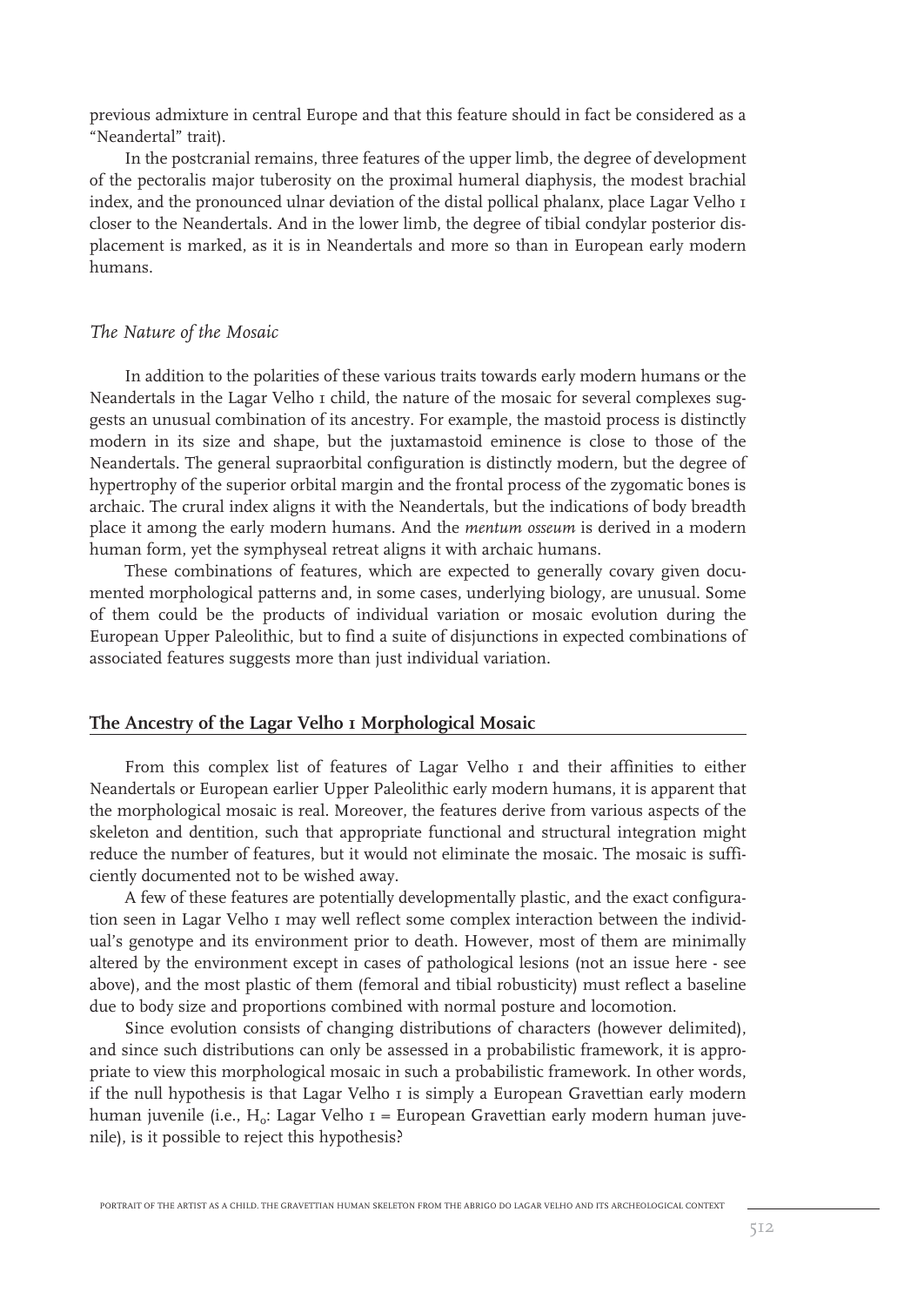previous admixture in central Europe and that this feature should in fact be considered as a "Neandertal" trait).

In the postcranial remains, three features of the upper limb, the degree of development of the pectoralis major tuberosity on the proximal humeral diaphysis, the modest brachial index, and the pronounced ulnar deviation of the distal pollical phalanx, place Lagar Velho 1 closer to the Neandertals. And in the lower limb, the degree of tibial condylar posterior displacement is marked, as it is in Neandertals and more so than in European early modern humans.

### *The Nature of the Mosaic*

In addition to the polarities of these various traits towards early modern humans or the Neandertals in the Lagar Velho 1 child, the nature of the mosaic for several complexes suggests an unusual combination of its ancestry. For example, the mastoid process is distinctly modern in its size and shape, but the juxtamastoid eminence is close to those of the Neandertals. The general supraorbital configuration is distinctly modern, but the degree of hypertrophy of the superior orbital margin and the frontal process of the zygomatic bones is archaic. The crural index aligns it with the Neandertals, but the indications of body breadth place it among the early modern humans. And the *mentum osseum* is derived in a modern human form, yet the symphyseal retreat aligns it with archaic humans.

These combinations of features, which are expected to generally covary given documented morphological patterns and, in some cases, underlying biology, are unusual. Some of them could be the products of individual variation or mosaic evolution during the European Upper Paleolithic, but to find a suite of disjunctions in expected combinations of associated features suggests more than just individual variation.

## **The Ancestry of the Lagar Velho 1 Morphological Mosaic**

From this complex list of features of Lagar Velho 1 and their affinities to either Neandertals or European earlier Upper Paleolithic early modern humans, it is apparent that the morphological mosaic is real. Moreover, the features derive from various aspects of the skeleton and dentition, such that appropriate functional and structural integration might reduce the number of features, but it would not eliminate the mosaic. The mosaic is sufficiently documented not to be wished away.

A few of these features are potentially developmentally plastic, and the exact configuration seen in Lagar Velho 1 may well reflect some complex interaction between the individual's genotype and its environment prior to death. However, most of them are minimally altered by the environment except in cases of pathological lesions (not an issue here - see above), and the most plastic of them (femoral and tibial robusticity) must reflect a baseline due to body size and proportions combined with normal posture and locomotion.

Since evolution consists of changing distributions of characters (however delimited), and since such distributions can only be assessed in a probabilistic framework, it is appropriate to view this morphological mosaic in such a probabilistic framework. In other words, if the null hypothesis is that Lagar Velho 1 is simply a European Gravettian early modern human juvenile (i.e., $H_o$: Lagar Velho 1 = European Gravettian early modern human juvenile), is it possible to reject this hypothesis?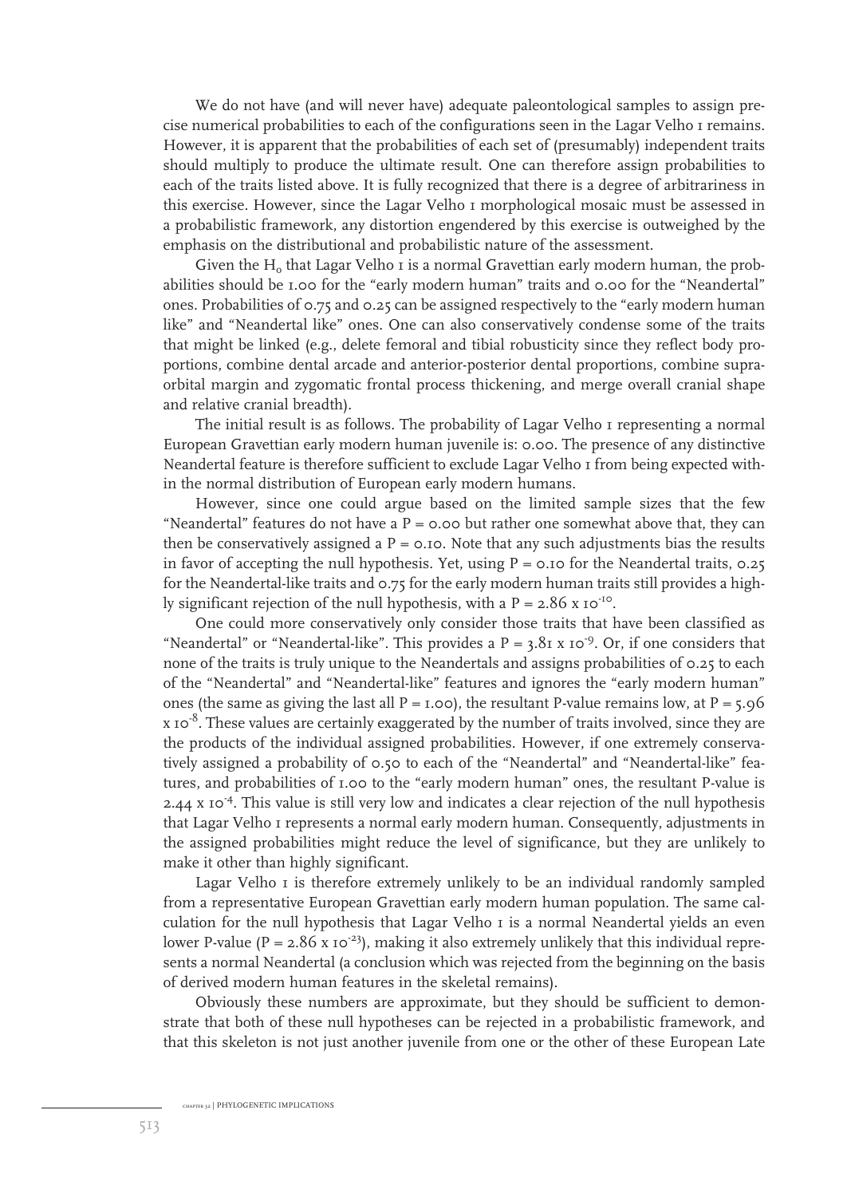We do not have (and will never have) adequate paleontological samples to assign precise numerical probabilities to each of the configurations seen in the Lagar Velho 1 remains. However, it is apparent that the probabilities of each set of (presumably) independent traits should multiply to produce the ultimate result. One can therefore assign probabilities to each of the traits listed above. It is fully recognized that there is a degree of arbitrariness in this exercise. However, since the Lagar Velho 1 morphological mosaic must be assessed in a probabilistic framework, any distortion engendered by this exercise is outweighed by the emphasis on the distributional and probabilistic nature of the assessment.

Given the $H_0$ that Lagar Velho 1 is a normal Gravettian early modern human, the probabilities should be 1.00 for the "early modern human" traits and 0.00 for the "Neandertal" ones. Probabilities of 0.75 and 0.25 can be assigned respectively to the "early modern human like" and "Neandertal like" ones. One can also conservatively condense some of the traits that might be linked (e.g., delete femoral and tibial robusticity since they reflect body proportions, combine dental arcade and anterior-posterior dental proportions, combine supraorbital margin and zygomatic frontal process thickening, and merge overall cranial shape and relative cranial breadth).

The initial result is as follows. The probability of Lagar Velho 1 representing a normal European Gravettian early modern human juvenile is: 0.00. The presence of any distinctive Neandertal feature is therefore sufficient to exclude Lagar Velho 1 from being expected within the normal distribution of European early modern humans.

However, since one could argue based on the limited sample sizes that the few "Neandertal" features do not have a $P = 0.00$ but rather one somewhat above that, they can then be conservatively assigned a $P = 0.10$. Note that any such adjustments bias the results in favor of accepting the null hypothesis. Yet, using $P = 0.10$ for the Neandertal traits, 0.25 for the Neandertal-like traits and 0.75 for the early modern human traits still provides a highly significant rejection of the null hypothesis, with a $P = 2.86 \times 10^{-10}$.

One could more conservatively only consider those traits that have been classified as "Neandertal" or "Neandertal-like". This provides a $P = 3.81 \times 10^{-9}$. Or, if one considers that none of the traits is truly unique to the Neandertals and assigns probabilities of 0.25 to each of the "Neandertal" and "Neandertal-like" features and ignores the "early modern human" ones (the same as giving the last all $P = 1.00$), the resultant P-value remains low, at $P = 5.96 \times 10^{-8}$. These values are certainly exaggerated by the number of traits involved, since they are the products of the individual assigned probabilities. However, if one extremely conservatively assigned a probability of 0.50 to each of the "Neandertal" and "Neandertal-like" features, and probabilities of 1.00 to the "early modern human" ones, the resultant P-value is $2.44 \times 10^{-4}$. This value is still very low and indicates a clear rejection of the null hypothesis that Lagar Velho 1 represents a normal early modern human. Consequently, adjustments in the assigned probabilities might reduce the level of significance, but they are unlikely to make it other than highly significant.

Lagar Velho 1 is therefore extremely unlikely to be an individual randomly sampled from a representative European Gravettian early modern human population. The same calculation for the null hypothesis that Lagar Velho 1 is a normal Neandertal yields an even lower P-value ($P = 2.86 \times 10^{-23}$), making it also extremely unlikely that this individual represents a normal Neandertal (a conclusion which was rejected from the beginning on the basis of derived modern human features in the skeletal remains).

Obviously these numbers are approximate, but they should be sufficient to demonstrate that both of these null hypotheses can be rejected in a probabilistic framework, and that this skeleton is not just another juvenile from one or the other of these European Late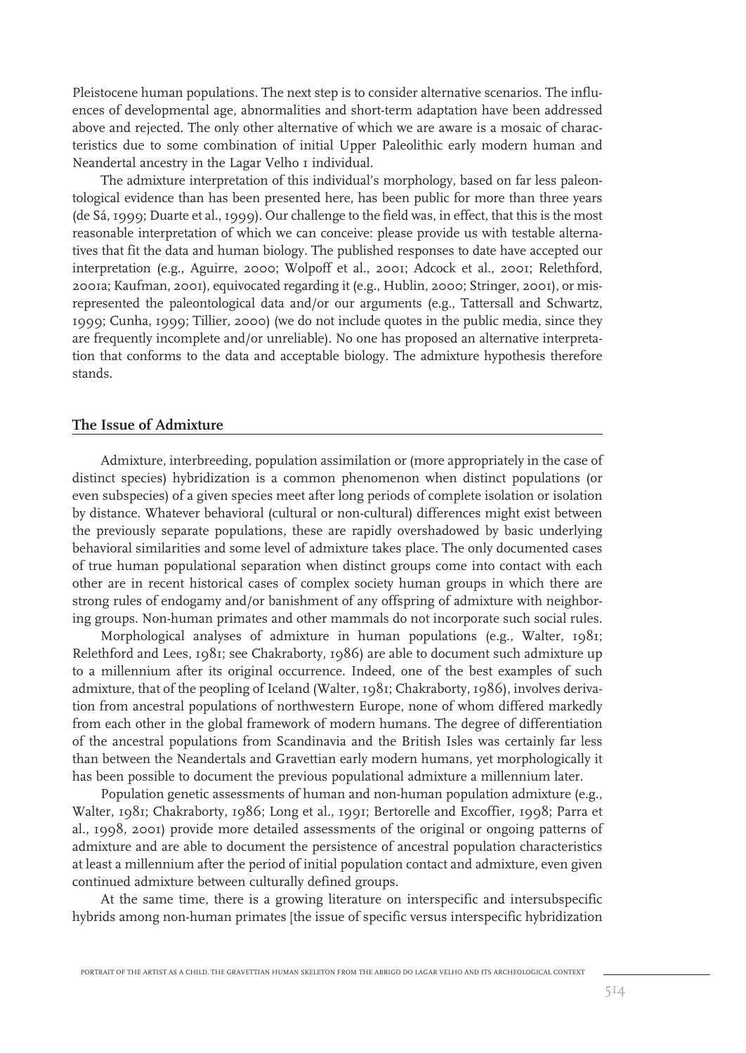Pleistocene human populations. The next step is to consider alternative scenarios. The influences of developmental age, abnormalities and short-term adaptation have been addressed above and rejected. The only other alternative of which we are aware is a mosaic of characteristics due to some combination of initial Upper Paleolithic early modern human and Neandertal ancestry in the Lagar Velho 1 individual.

The admixture interpretation of this individual's morphology, based on far less paleontological evidence than has been presented here, has been public for more than three years (de Sá, 1999; Duarte et al., 1999). Our challenge to the field was, in effect, that this is the most reasonable interpretation of which we can conceive: please provide us with testable alternatives that fit the data and human biology. The published responses to date have accepted our interpretation (e.g., Aguirre, 2000; Wolpoff et al., 2001; Adcock et al., 2001; Relethford, 2001a; Kaufman, 2001), equivocated regarding it (e.g., Hublin, 2000; Stringer, 2001), or misrepresented the paleontological data and/or our arguments (e.g., Tattersall and Schwartz, 1999; Cunha, 1999; Tillier, 2000) (we do not include quotes in the public media, since they are frequently incomplete and/or unreliable). No one has proposed an alternative interpretation that conforms to the data and acceptable biology. The admixture hypothesis therefore stands.

## The Issue of Admixture

Admixture, interbreeding, population assimilation or (more appropriately in the case of distinct species) hybridization is a common phenomenon when distinct populations (or even subspecies) of a given species meet after long periods of complete isolation or isolation by distance. Whatever behavioral (cultural or non-cultural) differences might exist between the previously separate populations, these are rapidly overshadowed by basic underlying behavioral similarities and some level of admixture takes place. The only documented cases of true human populational separation when distinct groups come into contact with each other are in recent historical cases of complex society human groups in which there are strong rules of endogamy and/or banishment of any offspring of admixture with neighboring groups. Non-human primates and other mammals do not incorporate such social rules.

Morphological analyses of admixture in human populations (e.g., Walter, 1981; Relethford and Lees, 1981; see Chakraborty, 1986) are able to document such admixture up to a millennium after its original occurrence. Indeed, one of the best examples of such admixture, that of the peopling of Iceland (Walter, 1981; Chakraborty, 1986), involves derivation from ancestral populations of northwestern Europe, none of whom differed markedly from each other in the global framework of modern humans. The degree of differentiation of the ancestral populations from Scandinavia and the British Isles was certainly far less than between the Neandertals and Gravettian early modern humans, yet morphologically it has been possible to document the previous populational admixture a millennium later.

Population genetic assessments of human and non-human population admixture (e.g., Walter, 1981; Chakraborty, 1986; Long et al., 1991; Bertorelle and Excoffier, 1998; Parra et al., 1998, 2001) provide more detailed assessments of the original or ongoing patterns of admixture and are able to document the persistence of ancestral population characteristics at least a millennium after the period of initial population contact and admixture, even given continued admixture between culturally defined groups.

At the same time, there is a growing literature on interspecific and intersubspecific hybrids among non-human primates [the issue of specific versus interspecific hybridization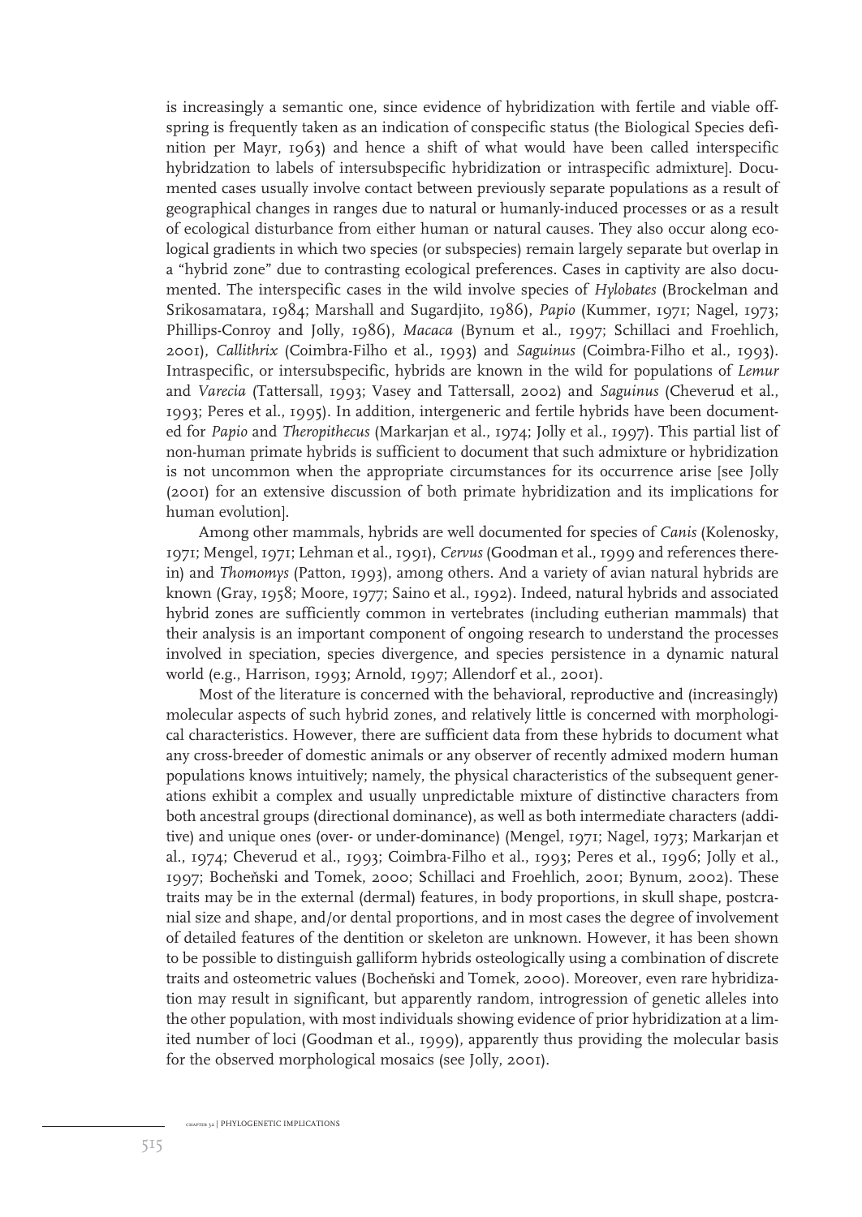is increasingly a semantic one, since evidence of hybridization with fertile and viable offspring is frequently taken as an indication of conspecific status (the Biological Species definition per Mayr, 1963) and hence a shift of what would have been called interspecific hybridzation to labels of intersubspecific hybridization or intraspecific admixture]. Documented cases usually involve contact between previously separate populations as a result of geographical changes in ranges due to natural or humanly-induced processes or as a result of ecological disturbance from either human or natural causes. They also occur along ecological gradients in which two species (or subspecies) remain largely separate but overlap in a "hybrid zone" due to contrasting ecological preferences. Cases in captivity are also documented. The interspecific cases in the wild involve species of *Hylobates* (Brockelman and Srikosamatara, 1984; Marshall and Sugardjito, 1986), *Papio* (Kummer, 1971; Nagel, 1973; Phillips-Conroy and Jolly, 1986), *Macaca* (Bynum et al., 1997; Schillaci and Froehlich, 2001), *Callithrix* (Coimbra-Filho et al., 1993) and *Saguinus* (Coimbra-Filho et al., 1993). Intraspecific, or intersubspecific, hybrids are known in the wild for populations of *Lemur* and *Varecia* (Tattersall, 1993; Vasey and Tattersall, 2002) and *Saguinus* (Cheverud et al., 1993; Peres et al., 1995). In addition, intergeneric and fertile hybrids have been documented for *Papio* and *Theropithecus* (Markarjan et al., 1974; Jolly et al., 1997). This partial list of non-human primate hybrids is sufficient to document that such admixture or hybridization is not uncommon when the appropriate circumstances for its occurrence arise [see Jolly (2001) for an extensive discussion of both primate hybridization and its implications for human evolution].

Among other mammals, hybrids are well documented for species of *Canis* (Kolenosky, 1971; Mengel, 1971; Lehman et al., 1991), *Cervus* (Goodman et al., 1999 and references therein) and *Thomomys* (Patton, 1993), among others. And a variety of avian natural hybrids are known (Gray, 1958; Moore, 1977; Saino et al., 1992). Indeed, natural hybrids and associated hybrid zones are sufficiently common in vertebrates (including eutherian mammals) that their analysis is an important component of ongoing research to understand the processes involved in speciation, species divergence, and species persistence in a dynamic natural world (e.g., Harrison, 1993; Arnold, 1997; Allendorf et al., 2001).

Most of the literature is concerned with the behavioral, reproductive and (increasingly) molecular aspects of such hybrid zones, and relatively little is concerned with morphological characteristics. However, there are sufficient data from these hybrids to document what any cross-breeder of domestic animals or any observer of recently admixed modern human populations knows intuitively; namely, the physical characteristics of the subsequent generations exhibit a complex and usually unpredictable mixture of distinctive characters from both ancestral groups (directional dominance), as well as both intermediate characters (additive) and unique ones (over- or under-dominance) (Mengel, 1971; Nagel, 1973; Markarjan et al., 1974; Cheverud et al., 1993; Coimbra-Filho et al., 1993; Peres et al., 1996; Jolly et al., 1997; Bocheňski and Tomek, 2000; Schillaci and Froehlich, 2001; Bynum, 2002). These traits may be in the external (dermal) features, in body proportions, in skull shape, postcranial size and shape, and/or dental proportions, and in most cases the degree of involvement of detailed features of the dentition or skeleton are unknown. However, it has been shown to be possible to distinguish galliform hybrids osteologically using a combination of discrete traits and osteometric values (Bocheňski and Tomek, 2000). Moreover, even rare hybridization may result in significant, but apparently random, introgression of genetic alleles into the other population, with most individuals showing evidence of prior hybridization at a limited number of loci (Goodman et al., 1999), apparently thus providing the molecular basis for the observed morphological mosaics (see Jolly, 2001).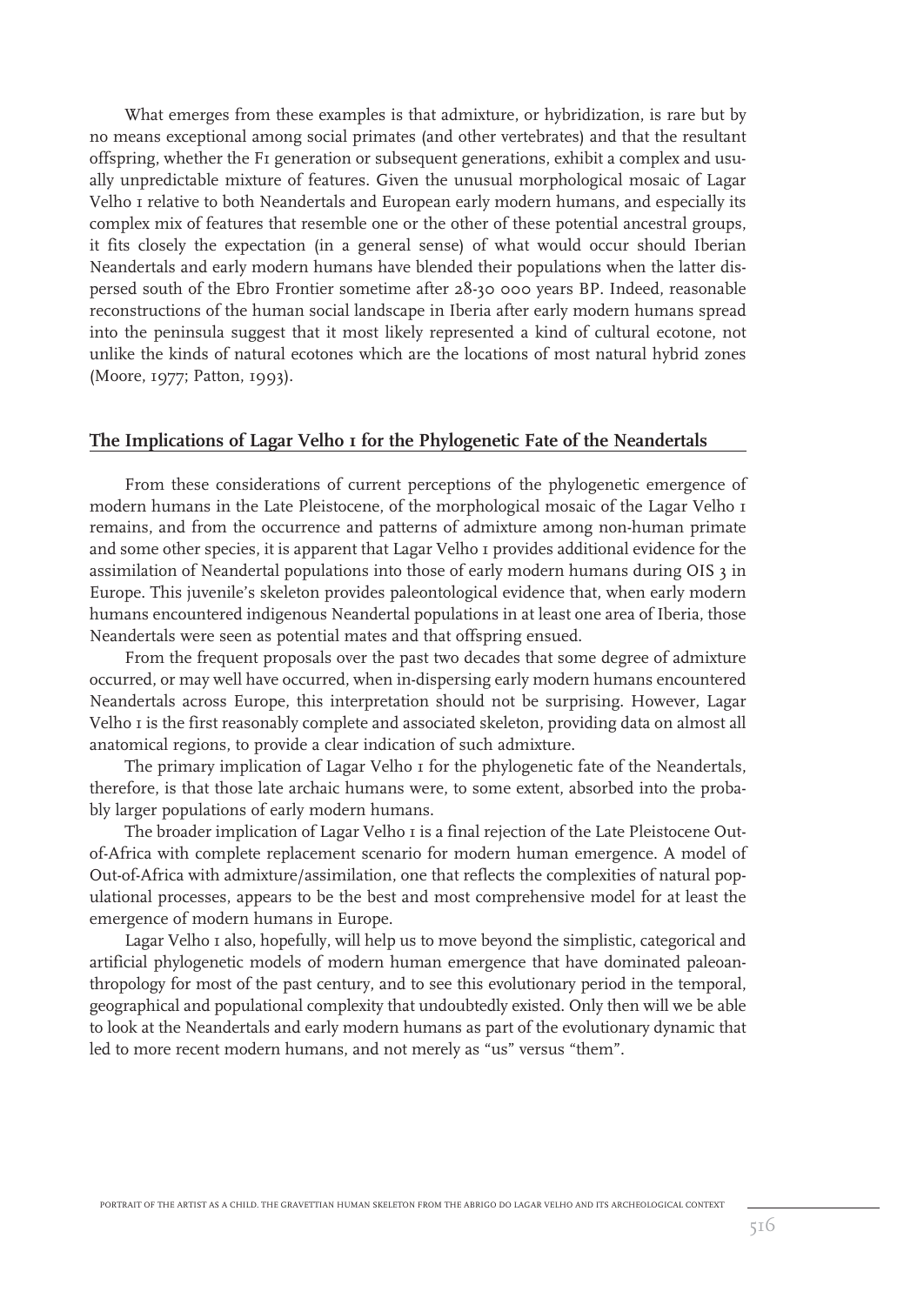What emerges from these examples is that admixture, or hybridization, is rare but by no means exceptional among social primates (and other vertebrates) and that the resultant offspring, whether the F1 generation or subsequent generations, exhibit a complex and usually unpredictable mixture of features. Given the unusual morphological mosaic of Lagar Velho 1 relative to both Neandertals and European early modern humans, and especially its complex mix of features that resemble one or the other of these potential ancestral groups, it fits closely the expectation (in a general sense) of what would occur should Iberian Neandertals and early modern humans have blended their populations when the latter dispersed south of the Ebro Frontier sometime after 28-30 000 years BP. Indeed, reasonable reconstructions of the human social landscape in Iberia after early modern humans spread into the peninsula suggest that it most likely represented a kind of cultural ecotone, not unlike the kinds of natural ecotones which are the locations of most natural hybrid zones (Moore, 1977; Patton, 1993).

## The Implications of Lagar Velho 1 for the Phylogenetic Fate of the Neandertals

From these considerations of current perceptions of the phylogenetic emergence of modern humans in the Late Pleistocene, of the morphological mosaic of the Lagar Velho 1 remains, and from the occurrence and patterns of admixture among non-human primate and some other species, it is apparent that Lagar Velho 1 provides additional evidence for the assimilation of Neandertal populations into those of early modern humans during OIS 3 in Europe. This juvenile's skeleton provides paleontological evidence that, when early modern humans encountered indigenous Neandertal populations in at least one area of Iberia, those Neandertals were seen as potential mates and that offspring ensued.

From the frequent proposals over the past two decades that some degree of admixture occurred, or may well have occurred, when in-dispersing early modern humans encountered Neandertals across Europe, this interpretation should not be surprising. However, Lagar Velho 1 is the first reasonably complete and associated skeleton, providing data on almost all anatomical regions, to provide a clear indication of such admixture.

The primary implication of Lagar Velho 1 for the phylogenetic fate of the Neandertals, therefore, is that those late archaic humans were, to some extent, absorbed into the probably larger populations of early modern humans.

The broader implication of Lagar Velho 1 is a final rejection of the Late Pleistocene Out-of-Africa with complete replacement scenario for modern human emergence. A model of Out-of-Africa with admixture/assimilation, one that reflects the complexities of natural populational processes, appears to be the best and most comprehensive model for at least the emergence of modern humans in Europe.

Lagar Velho 1 also, hopefully, will help us to move beyond the simplistic, categorical and artificial phylogenetic models of modern human emergence that have dominated paleoanthropology for most of the past century, and to see this evolutionary period in the temporal, geographical and populational complexity that undoubtedly existed. Only then will we be able to look at the Neandertals and early modern humans as part of the evolutionary dynamic that led to more recent modern humans, and not merely as "us" versus "them".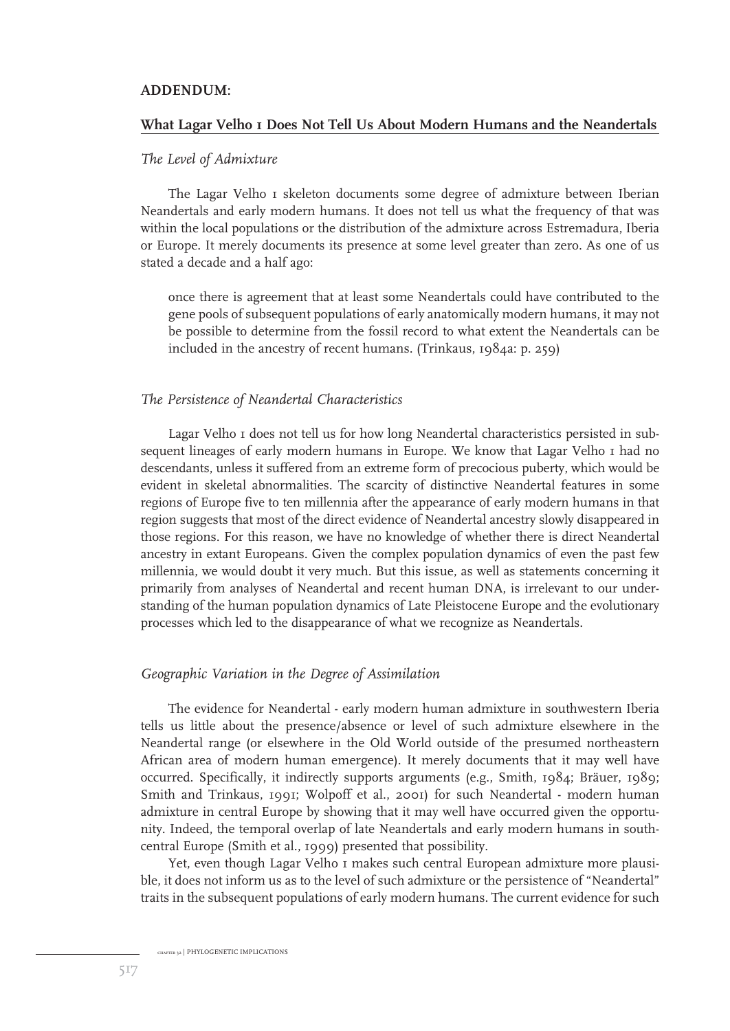## ADDENDUM:

## What Lagar Velho 1 Does Not Tell Us About Modern Humans and the Neandertals

### *The Level of Admixture*

The Lagar Velho 1 skeleton documents some degree of admixture between Iberian Neandertals and early modern humans. It does not tell us what the frequency of that was within the local populations or the distribution of the admixture across Estremadura, Iberia or Europe. It merely documents its presence at some level greater than zero. As one of us stated a decade and a half ago:

> once there is agreement that at least some Neandertals could have contributed to the gene pools of subsequent populations of early anatomically modern humans, it may not be possible to determine from the fossil record to what extent the Neandertals can be included in the ancestry of recent humans. (Trinkaus, 1984a: p. 259)

### *The Persistence of Neandertal Characteristics*

Lagar Velho 1 does not tell us for how long Neandertal characteristics persisted in subsequent lineages of early modern humans in Europe. We know that Lagar Velho 1 had no descendants, unless it suffered from an extreme form of precocious puberty, which would be evident in skeletal abnormalities. The scarcity of distinctive Neandertal features in some regions of Europe five to ten millennia after the appearance of early modern humans in that region suggests that most of the direct evidence of Neandertal ancestry slowly disappeared in those regions. For this reason, we have no knowledge of whether there is direct Neandertal ancestry in extant Europeans. Given the complex population dynamics of even the past few millennia, we would doubt it very much. But this issue, as well as statements concerning it primarily from analyses of Neandertal and recent human DNA, is irrelevant to our understanding of the human population dynamics of Late Pleistocene Europe and the evolutionary processes which led to the disappearance of what we recognize as Neandertals.

### *Geographic Variation in the Degree of Assimilation*

The evidence for Neandertal - early modern human admixture in southwestern Iberia tells us little about the presence/absence or level of such admixture elsewhere in the Neandertal range (or elsewhere in the Old World outside of the presumed northeastern African area of modern human emergence). It merely documents that it may well have occurred. Specifically, it indirectly supports arguments (e.g., Smith, 1984; Bräuer, 1989; Smith and Trinkaus, 1991; Wolpoff et al., 2001) for such Neandertal - modern human admixture in central Europe by showing that it may well have occurred given the opportunity. Indeed, the temporal overlap of late Neandertals and early modern humans in south-central Europe (Smith et al., 1999) presented that possibility.

Yet, even though Lagar Velho 1 makes such central European admixture more plausible, it does not inform us as to the level of such admixture or the persistence of "Neandertal" traits in the subsequent populations of early modern humans. The current evidence for such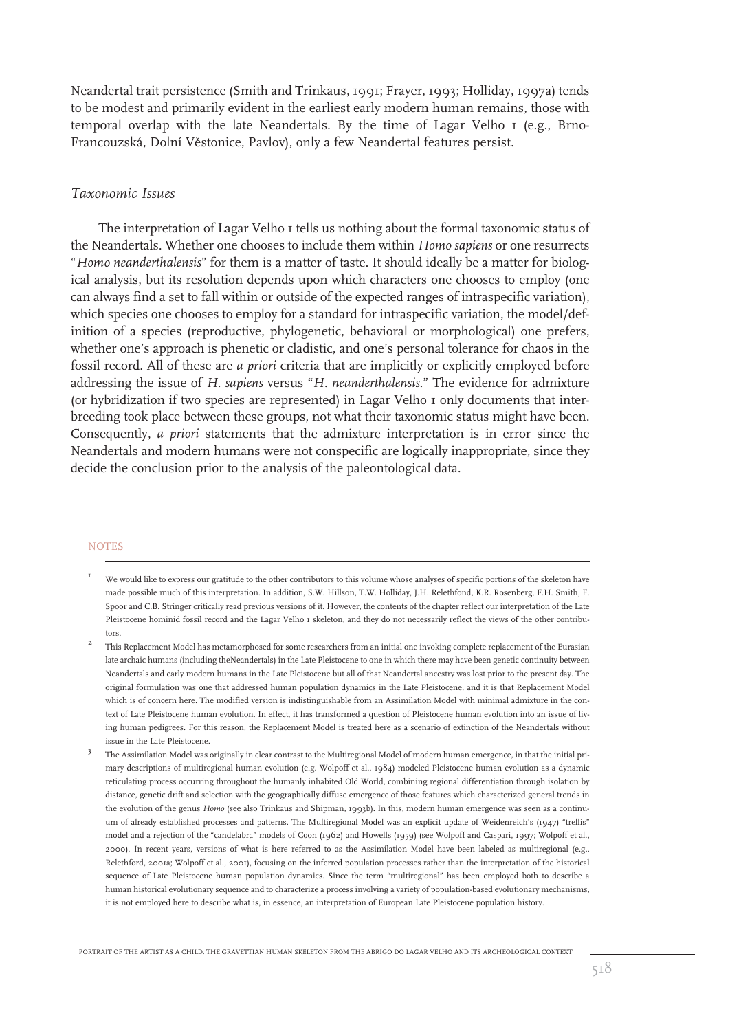Neandertal trait persistence (Smith and Trinkaus, 1991; Frayer, 1993; Holliday, 1997a) tends to be modest and primarily evident in the earliest early modern human remains, those with temporal overlap with the late Neandertals. By the time of Lagar Velho 1 (e.g., Brno-Francouzská, Dolní Věstonice, Pavlov), only a few Neandertal features persist.

### *Taxonomic Issues*

The interpretation of Lagar Velho 1 tells us nothing about the formal taxonomic status of the Neandertals. Whether one chooses to include them within *Homo sapiens* or one resurrects "*Homo neanderthalensis*" for them is a matter of taste. It should ideally be a matter for biological analysis, but its resolution depends upon which characters one chooses to employ (one can always find a set to fall within or outside of the expected ranges of intraspecific variation), which species one chooses to employ for a standard for intraspecific variation, the model/definition of a species (reproductive, phylogenetic, behavioral or morphological) one prefers, whether one's approach is phenetic or cladistic, and one's personal tolerance for chaos in the fossil record. All of these are *a priori* criteria that are implicitly or explicitly employed before addressing the issue of *H. sapiens* versus "*H. neanderthalensis*." The evidence for admixture (or hybridization if two species are represented) in Lagar Velho 1 only documents that interbreeding took place between these groups, not what their taxonomic status might have been. Consequently, *a priori* statements that the admixture interpretation is in error since the Neandertals and modern humans were not conspecific are logically inappropriate, since they decide the conclusion prior to the analysis of the paleontological data.

#### NOTES

[1] We would like to express our gratitude to the other contributors to this volume whose analyses of specific portions of the skeleton have made possible much of this interpretation. In addition, S.W. Hillson, T.W. Holliday, J.H. Relethford, K.R. Rosenberg, F.H. Smith, F. Spoor and C.B. Stringer critically read previous versions of it. However, the contents of the chapter reflect our interpretation of the Late Pleistocene hominid fossil record and the Lagar Velho 1 skeleton, and they do not necessarily reflect the views of the other contributors.

[2] This Replacement Model has metamorphosed for some researchers from an initial one invoking complete replacement of the Eurasian late archaic humans (including theNeandertals) in the Late Pleistocene to one in which there may have been genetic continuity between Neandertals and early modern humans in the Late Pleistocene but all of that Neandertal ancestry was lost prior to the present day. The original formulation was one that addressed human population dynamics in the Late Pleistocene, and it is that Replacement Model which is of concern here. The modified version is indistinguishable from an Assimilation Model with minimal admixture in the context of Late Pleistocene human evolution. In effect, it has transformed a question of Pleistocene human evolution into an issue of living human pedigrees. For this reason, the Replacement Model is treated here as a scenario of extinction of the Neandertals without issue in the Late Pleistocene.

[3] The Assimilation Model was originally in clear contrast to the Multiregional Model of modern human emergence, in that the initial primary descriptions of multiregional human evolution (e.g. Wolpoff et al., 1984) modeled Pleistocene human evolution as a dynamic reticulating process occurring throughout the humanly inhabited Old World, combining regional differentiation through isolation by distance, genetic drift and selection with the geographically diffuse emergence of those features which characterized general trends in the evolution of the genus *Homo* (see also Trinkaus and Shipman, 1993b). In this, modern human emergence was seen as a continuum of already established processes and patterns. The Multiregional Model was an explicit update of Weidenreich's (1947) "trellis" model and a rejection of the "candelabra" models of Coon (1962) and Howells (1959) (see Wolpoff and Caspari, 1997; Wolpoff et al., 2000). In recent years, versions of what is here referred to as the Assimilation Model have been labeled as multiregional (e.g., Relethford, 2001a; Wolpoff et al., 2001), focusing on the inferred population processes rather than the interpretation of the historical sequence of Late Pleistocene human population dynamics. Since the term "multiregional" has been employed both to describe a human historical evolutionary sequence and to characterize a process involving a variety of population-based evolutionary mechanisms, it is not employed here to describe what is, in essence, an interpretation of European Late Pleistocene population history.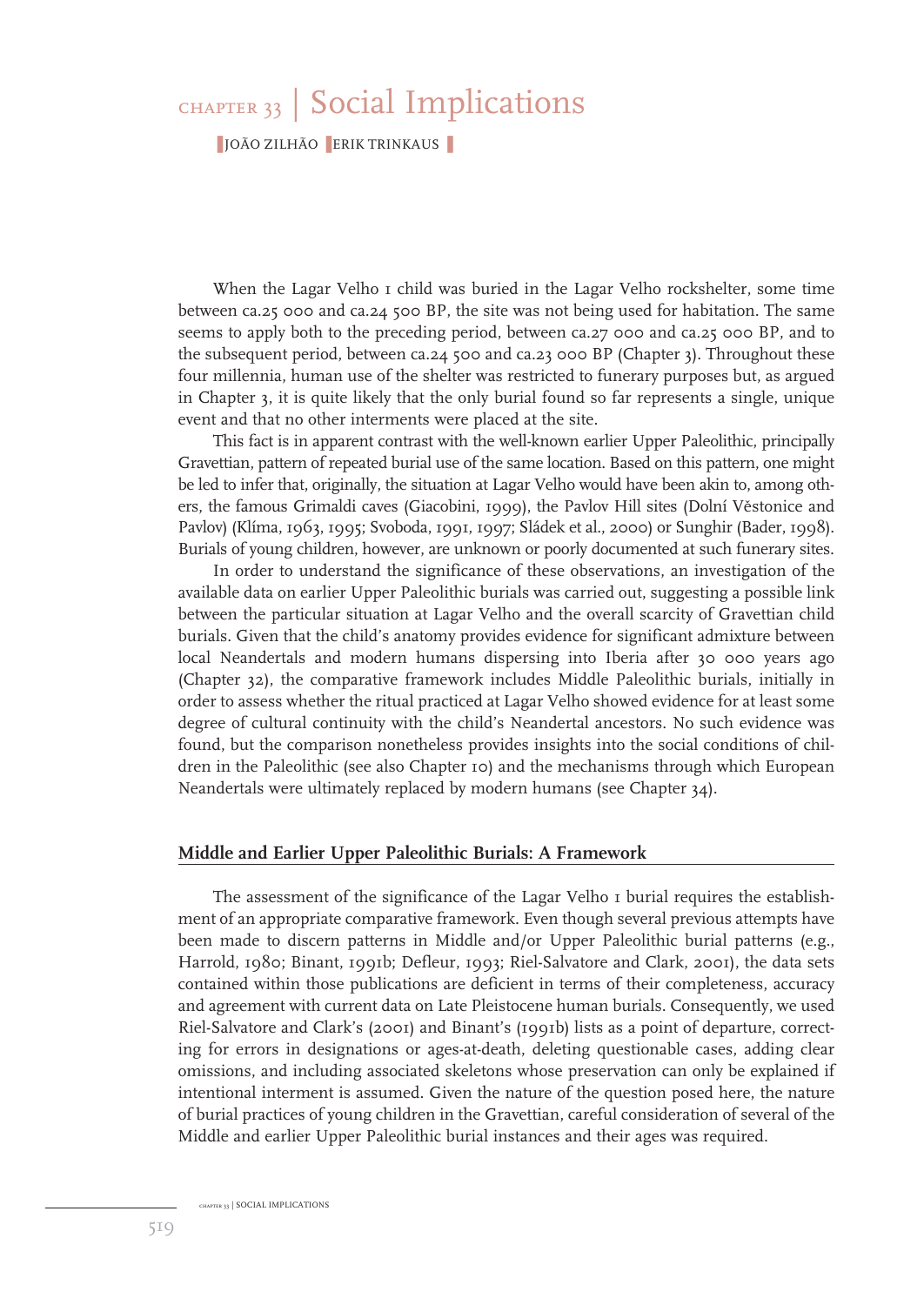# CHAPTER 33 | Social Implications

JOÃO ZILHÃO ERIK TRINKAUS

When the Lagar Velho 1 child was buried in the Lagar Velho rockshelter, some time between ca.25 000 and ca.24 500 BP, the site was not being used for habitation. The same seems to apply both to the preceding period, between ca.27 000 and ca.25 000 BP, and to the subsequent period, between ca.24 500 and ca.23 000 BP (Chapter 3). Throughout these four millennia, human use of the shelter was restricted to funerary purposes but, as argued in Chapter 3, it is quite likely that the only burial found so far represents a single, unique event and that no other interments were placed at the site.

This fact is in apparent contrast with the well-known earlier Upper Paleolithic, principally Gravettian, pattern of repeated burial use of the same location. Based on this pattern, one might be led to infer that, originally, the situation at Lagar Velho would have been akin to, among others, the famous Grimaldi caves (Giacobini, 1999), the Pavlov Hill sites (Dolní Věstonice and Pavlov) (Klíma, 1963, 1995; Svoboda, 1991, 1997; Sládek et al., 2000) or Sunghir (Bader, 1998). Burials of young children, however, are unknown or poorly documented at such funerary sites.

In order to understand the significance of these observations, an investigation of the available data on earlier Upper Paleolithic burials was carried out, suggesting a possible link between the particular situation at Lagar Velho and the overall scarcity of Gravettian child burials. Given that the child's anatomy provides evidence for significant admixture between local Neandertals and modern humans dispersing into Iberia after 30 000 years ago (Chapter 32), the comparative framework includes Middle Paleolithic burials, initially in order to assess whether the ritual practiced at Lagar Velho showed evidence for at least some degree of cultural continuity with the child's Neandertal ancestors. No such evidence was found, but the comparison nonetheless provides insights into the social conditions of children in the Paleolithic (see also Chapter 10) and the mechanisms through which European Neandertals were ultimately replaced by modern humans (see Chapter 34).

## Middle and Earlier Upper Paleolithic Burials: A Framework

The assessment of the significance of the Lagar Velho 1 burial requires the establishment of an appropriate comparative framework. Even though several previous attempts have been made to discern patterns in Middle and/or Upper Paleolithic burial patterns (e.g., Harrold, 1980; Binant, 1991b; Defleur, 1993; Riel-Salvatore and Clark, 2001), the data sets contained within those publications are deficient in terms of their completeness, accuracy and agreement with current data on Late Pleistocene human burials. Consequently, we used Riel-Salvatore and Clark's (2001) and Binant's (1991b) lists as a point of departure, correcting for errors in designations or ages-at-death, deleting questionable cases, adding clear omissions, and including associated skeletons whose preservation can only be explained if intentional interment is assumed. Given the nature of the question posed here, the nature of burial practices of young children in the Gravettian, careful consideration of several of the Middle and earlier Upper Paleolithic burial instances and their ages was required.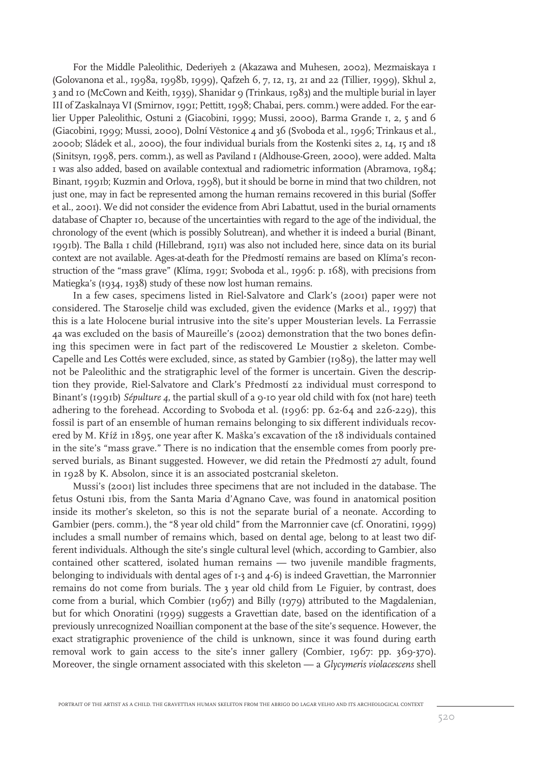For the Middle Paleolithic, Dederiyeh 2 (Akazawa and Muhesen, 2002), Mezmaiskaya 1 (Golovanona et al., 1998a, 1998b, 1999), Qafzeh 6, 7, 12, 13, 21 and 22 (Tillier, 1999), Skhul 2, 3 and 10 (McCown and Keith, 1939), Shanidar 9 (Trinkaus, 1983) and the multiple burial in layer III of Zaskalnaya VI (Smirnov, 1991; Pettitt, 1998; Chabai, pers. comm.) were added. For the earlier Upper Paleolithic, Ostuni 2 (Giacobini, 1999; Mussi, 2000), Barma Grande 1, 2, 5 and 6 (Giacobini, 1999; Mussi, 2000), Dolní Věstonice 4 and 36 (Svoboda et al., 1996; Trinkaus et al., 2000b; Sládek et al., 2000), the four individual burials from the Kostenki sites 2, 14, 15 and 18 (Sinitsyn, 1998, pers. comm.), as well as Paviland 1 (Aldhouse-Green, 2000), were added. Malta 1 was also added, based on available contextual and radiometric information (Abramova, 1984; Binant, 1991b; Kuzmin and Orlova, 1998), but it should be borne in mind that two children, not just one, may in fact be represented among the human remains recovered in this burial (Soffer et al., 2001). We did not consider the evidence from Abri Labattut, used in the burial ornaments database of Chapter 10, because of the uncertainties with regard to the age of the individual, the chronology of the event (which is possibly Solutrean), and whether it is indeed a burial (Binant, 1991b). The Balla 1 child (Hillebrand, 1911) was also not included here, since data on its burial context are not available. Ages-at-death for the Předmostí remains are based on Klíma's reconstruction of the "mass grave" (Klíma, 1991; Svoboda et al., 1996: p. 168), with precisions from Matiegka's (1934, 1938) study of these now lost human remains.

In a few cases, specimens listed in Riel-Salvatore and Clark's (2001) paper were not considered. The Staroselje child was excluded, given the evidence (Marks et al., 1997) that this is a late Holocene burial intrusive into the site's upper Mousterian levels. La Ferrassie 4a was excluded on the basis of Maureille's (2002) demonstration that the two bones defining this specimen were in fact part of the rediscovered Le Moustier 2 skeleton. Combe-Capelle and Les Cottés were excluded, since, as stated by Gambier (1989), the latter may well not be Paleolithic and the stratigraphic level of the former is uncertain. Given the description they provide, Riel-Salvatore and Clark's Předmostí 22 individual must correspond to Binant's (1991b) *Sépulture 4*, the partial skull of a 9-10 year old child with fox (not hare) teeth adhering to the forehead. According to Svoboda et al. (1996: pp. 62-64 and 226-229), this fossil is part of an ensemble of human remains belonging to six different individuals recovered by M. Kříž in 1895, one year after K. Maška's excavation of the 18 individuals contained in the site's "mass grave." There is no indication that the ensemble comes from poorly preserved burials, as Binant suggested. However, we did retain the Předmostí 27 adult, found in 1928 by K. Absolon, since it is an associated postcranial skeleton.

Mussi's (2001) list includes three specimens that are not included in the database. The fetus Ostuni 1bis, from the Santa Maria d'Agnano Cave, was found in anatomical position inside its mother's skeleton, so this is not the separate burial of a neonate. According to Gambier (pers. comm.), the "8 year old child" from the Marronnier cave (cf. Onoratini, 1999) includes a small number of remains which, based on dental age, belong to at least two different individuals. Although the site's single cultural level (which, according to Gambier, also contained other scattered, isolated human remains — two juvenile mandible fragments, belonging to individuals with dental ages of 1-3 and 4-6) is indeed Gravettian, the Marronnier remains do not come from burials. The 3 year old child from Le Figuier, by contrast, does come from a burial, which Combier (1967) and Billy (1979) attributed to the Magdalenian, but for which Onoratini (1999) suggests a Gravettian date, based on the identification of a previously unrecognized Noaillian component at the base of the site's sequence. However, the exact stratigraphic provenience of the child is unknown, since it was found during earth removal work to gain access to the site's inner gallery (Combier, 1967: pp. 369-370). Moreover, the single ornament associated with this skeleton — a *Glycymeris violacescens* shell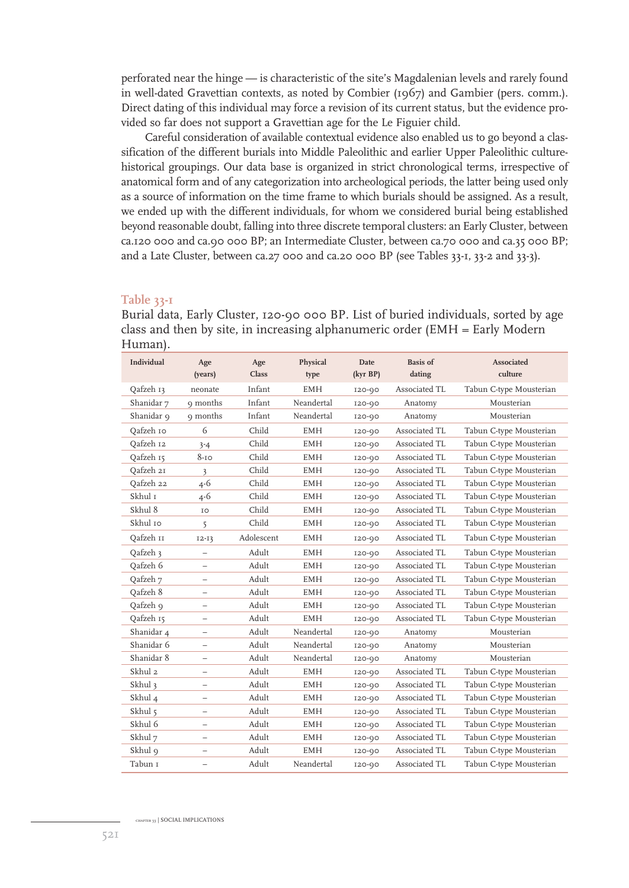perforated near the hinge — is characteristic of the site's Magdalenian levels and rarely found in well-dated Gravettian contexts, as noted by Combier (1967) and Gambier (pers. comm.). Direct dating of this individual may force a revision of its current status, but the evidence provided so far does not support a Gravettian age for the Le Figuier child.

Careful consideration of available contextual evidence also enabled us to go beyond a classification of the different burials into Middle Paleolithic and earlier Upper Paleolithic culture-historical groupings. Our data base is organized in strict chronological terms, irrespective of anatomical form and of any categorization into archeological periods, the latter being used only as a source of information on the time frame to which burials should be assigned. As a result, we ended up with the different individuals, for whom we considered burial being established beyond reasonable doubt, falling into three discrete temporal clusters: an Early Cluster, between ca.120 000 and ca.90 000 BP; an Intermediate Cluster, between ca.70 000 and ca.35 000 BP; and a Late Cluster, between ca.27 000 and ca.20 000 BP (see Tables 33-1, 33-2 and 33-3).

**Table 33-1**

Burial data, Early Cluster, 120-90 000 BP. List of buried individuals, sorted by age class and then by site, in increasing alphanumeric order (EMH = Early Modern Human).

| Individual | Age (years) | Age Class | Physical type | Date (kyr BP) | Basis of dating | Associated culture |
|---|---|---|---|---|---|---|
| Qafzeh 13 | neonate | Infant | EMH | 120-90 | Associated TL | Tabun C-type Mousterian |
| Shanidar 7 | 9 months | Infant | Neandertal | 120-90 | Anatomy | Mousterian |
| Shanidar 9 | 9 months | Infant | Neandertal | 120-90 | Anatomy | Mousterian |
| Qafzeh 10 | 6 | Child | EMH | 120-90 | Associated TL | Tabun C-type Mousterian |
| Qafzeh 12 | 3-4 | Child | EMH | 120-90 | Associated TL | Tabun C-type Mousterian |
| Qafzeh 15 | 8-10 | Child | EMH | 120-90 | Associated TL | Tabun C-type Mousterian |
| Qafzeh 21 | 3 | Child | EMH | 120-90 | Associated TL | Tabun C-type Mousterian |
| Qafzeh 22 | 4-6 | Child | EMH | 120-90 | Associated TL | Tabun C-type Mousterian |
| Skhul 1 | 4-6 | Child | EMH | 120-90 | Associated TL | Tabun C-type Mousterian |
| Skhul 8 | 10 | Child | EMH | 120-90 | Associated TL | Tabun C-type Mousterian |
| Skhul 10 | 5 | Child | EMH | 120-90 | Associated TL | Tabun C-type Mousterian |
| Qafzeh 11 | 12-13 | Adolescent | EMH | 120-90 | Associated TL | Tabun C-type Mousterian |
| Qafzeh 3 | – | Adult | EMH | 120-90 | Associated TL | Tabun C-type Mousterian |
| Qafzeh 6 | – | Adult | EMH | 120-90 | Associated TL | Tabun C-type Mousterian |
| Qafzeh 7 | – | Adult | EMH | 120-90 | Associated TL | Tabun C-type Mousterian |
| Qafzeh 8 | – | Adult | EMH | 120-90 | Associated TL | Tabun C-type Mousterian |
| Qafzeh 9 | – | Adult | EMH | 120-90 | Associated TL | Tabun C-type Mousterian |
| Qafzeh 15 | – | Adult | EMH | 120-90 | Associated TL | Tabun C-type Mousterian |
| Shanidar 4 | – | Adult | Neandertal | 120-90 | Anatomy | Mousterian |
| Shanidar 6 | – | Adult | Neandertal | 120-90 | Anatomy | Mousterian |
| Shanidar 8 | – | Adult | Neandertal | 120-90 | Anatomy | Mousterian |
| Skhul 2 | – | Adult | EMH | 120-90 | Associated TL | Tabun C-type Mousterian |
| Skhul 3 | – | Adult | EMH | 120-90 | Associated TL | Tabun C-type Mousterian |
| Skhul 4 | – | Adult | EMH | 120-90 | Associated TL | Tabun C-type Mousterian |
| Skhul 5 | – | Adult | EMH | 120-90 | Associated TL | Tabun C-type Mousterian |
| Skhul 6 | – | Adult | EMH | 120-90 | Associated TL | Tabun C-type Mousterian |
| Skhul 7 | – | Adult | EMH | 120-90 | Associated TL | Tabun C-type Mousterian |
| Skhul 9 | – | Adult | EMH | 120-90 | Associated TL | Tabun C-type Mousterian |
| Tabun 1 | – | Adult | Neandertal | 120-90 | Associated TL | Tabun C-type Mousterian |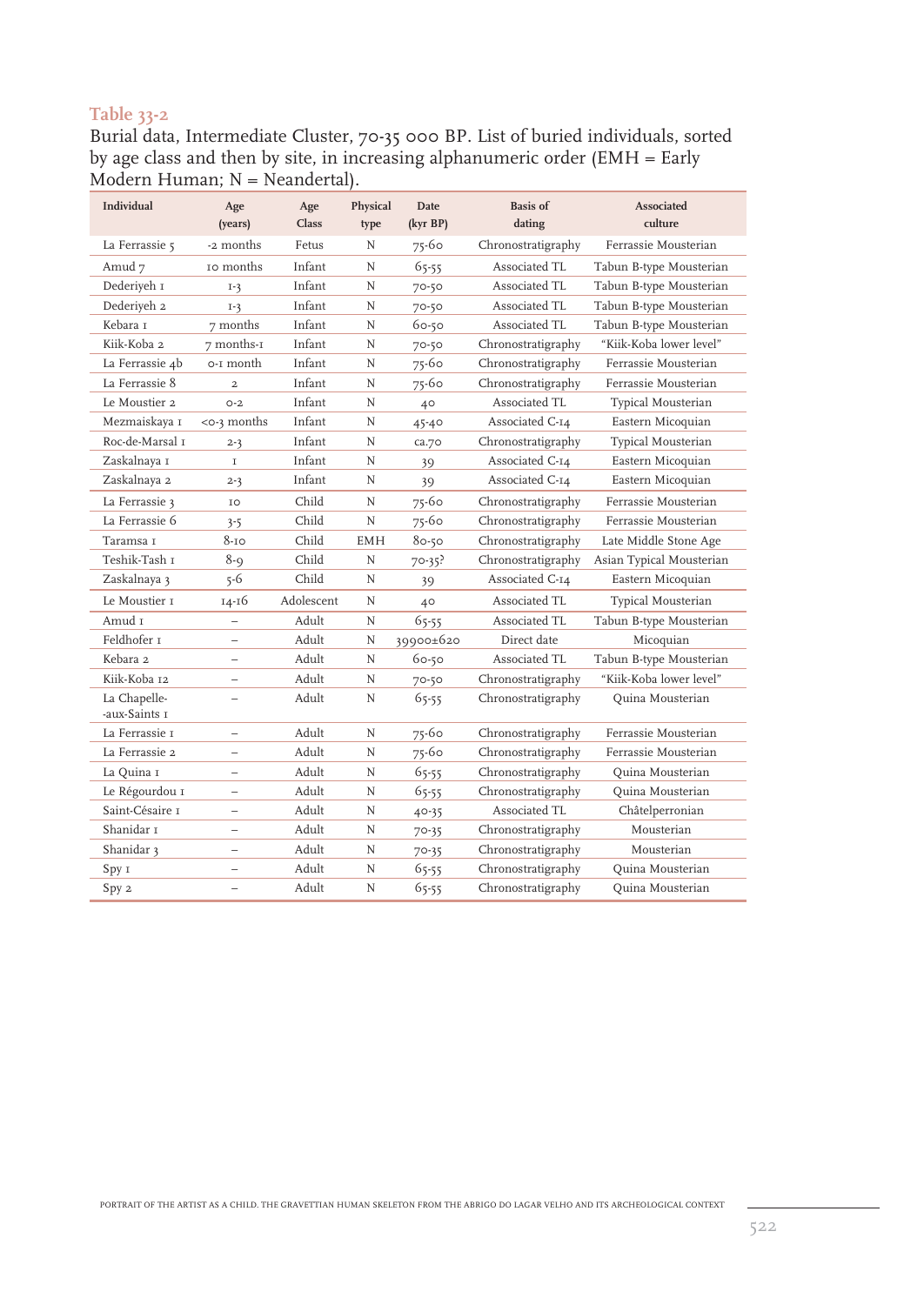**Table 33-2**

Burial data, Intermediate Cluster, 70-35 000 BP. List of buried individuals, sorted by age class and then by site, in increasing alphanumeric order (EMH = Early Modern Human; N = Neandertal).

| Individual | Age (years) | Age Class | Physical type | Date (kyr BP) | Basis of dating | Associated culture |
|---|---|---|---|---|---|---|
| La Ferrassie 5 | -2 months | Fetus | N | 75-60 | Chronostratigraphy | Ferrassie Mousterian |
| Amud 7 | 10 months | Infant | N | 65-55 | Associated TL | Tabun B-type Mousterian |
| Dederiyeh 1 | 1-3 | Infant | N | 70-50 | Associated TL | Tabun B-type Mousterian |
| Dederiyeh 2 | 1-3 | Infant | N | 70-50 | Associated TL | Tabun B-type Mousterian |
| Kebara 1 | 7 months | Infant | N | 60-50 | Associated TL | Tabun B-type Mousterian |
| Kiik-Koba 2 | 7 months-1 | Infant | N | 70-50 | Chronostratigraphy | "Kiik-Koba lower level" |
| La Ferrassie 4b | 0-1 month | Infant | N | 75-60 | Chronostratigraphy | Ferrassie Mousterian |
| La Ferrassie 8 | 2 | Infant | N | 75-60 | Chronostratigraphy | Ferrassie Mousterian |
| Le Moustier 2 | 0-2 | Infant | N | 40 | Associated TL | Typical Mousterian |
| Mezmaiskaya 1 | <0-3 months | Infant | N | 45-40 | Associated C-14 | Eastern Micoquian |
| Roc-de-Marsal 1 | 2-3 | Infant | N | ca.70 | Chronostratigraphy | Typical Mousterian |
| Zaskalnaya 1 | 1 | Infant | N | 39 | Associated C-14 | Eastern Micoquian |
| Zaskalnaya 2 | 2-3 | Infant | N | 39 | Associated C-14 | Eastern Micoquian |
| La Ferrassie 3 | 10 | Child | N | 75-60 | Chronostratigraphy | Ferrassie Mousterian |
| La Ferrassie 6 | 3-5 | Child | N | 75-60 | Chronostratigraphy | Ferrassie Mousterian |
| Taramsa 1 | 8-10 | Child | EMH | 80-50 | Chronostratigraphy | Late Middle Stone Age |
| Teshik-Tash 1 | 8-9 | Child | N | 70-35? | Chronostratigraphy | Asian Typical Mousterian |
| Zaskalnaya 3 | 5-6 | Child | N | 39 | Associated C-14 | Eastern Micoquian |
| Le Moustier 1 | 14-16 | Adolescent | N | 40 | Associated TL | Typical Mousterian |
| Amud 1 | – | Adult | N | 65-55 | Associated TL | Tabun B-type Mousterian |
| Feldhofer 1 | – | Adult | N | 39900±620 | Direct date | Micoquian |
| Kebara 2 | – | Adult | N | 60-50 | Associated TL | Tabun B-type Mousterian |
| Kiik-Koba 12 | – | Adult | N | 70-50 | Chronostratigraphy | "Kiik-Koba lower level" |
| La Chapelle-aux-Saints 1 | – | Adult | N | 65-55 | Chronostratigraphy | Quina Mousterian |
| La Ferrassie 1 | – | Adult | N | 75-60 | Chronostratigraphy | Ferrassie Mousterian |
| La Ferrassie 2 | – | Adult | N | 75-60 | Chronostratigraphy | Ferrassie Mousterian |
| La Quina 1 | – | Adult | N | 65-55 | Chronostratigraphy | Quina Mousterian |
| Le Régourdou 1 | – | Adult | N | 65-55 | Chronostratigraphy | Quina Mousterian |
| Saint-Césaire 1 | – | Adult | N | 40-35 | Associated TL | Châtelperronian |
| Shanidar 1 | – | Adult | N | 70-35 | Chronostratigraphy | Mousterian |
| Shanidar 3 | – | Adult | N | 70-35 | Chronostratigraphy | Mousterian |
| Spy 1 | – | Adult | N | 65-55 | Chronostratigraphy | Quina Mousterian |
| Spy 2 | – | Adult | N | 65-55 | Chronostratigraphy | Quina Mousterian |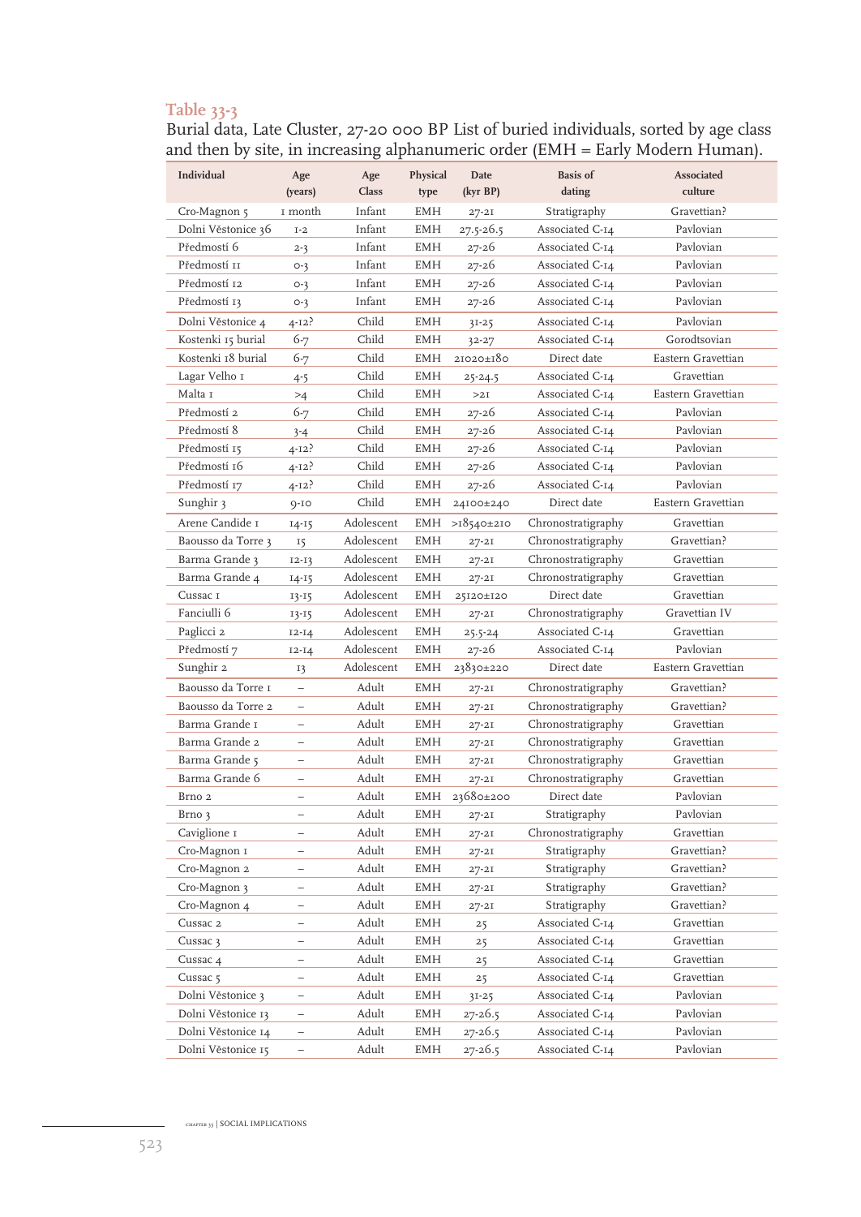Table 33-3

Burial data, Late Cluster, 27-20 000 BP List of buried individuals, sorted by age class and then by site, in increasing alphanumeric order (EMH = Early Modern Human).

| Individual | Age (years) | Age Class | Physical type | Date (kyr BP) | Basis of dating | Associated culture |
|---|---|---|---|---|---|---|
| Cro-Magnon 5 | 1 month | Infant | EMH | 27-21 | Stratigraphy | Gravettian? |
| Dolni Věstonice 36 | 1-2 | Infant | EMH | 27.5-26.5 | Associated C-14 | Pavlovian |
| Předmostí 6 | 2-3 | Infant | EMH | 27-26 | Associated C-14 | Pavlovian |
| Předmostí 11 | 0-3 | Infant | EMH | 27-26 | Associated C-14 | Pavlovian |
| Předmostí 12 | 0-3 | Infant | EMH | 27-26 | Associated C-14 | Pavlovian |
| Předmostí 13 | 0-3 | Infant | EMH | 27-26 | Associated C-14 | Pavlovian |
| Dolni Věstonice 4 | 4-12? | Child | EMH | 31-25 | Associated C-14 | Pavlovian |
| Kostenki 15 burial | 6-7 | Child | EMH | 32-27 | Associated C-14 | Gorodtsovian |
| Kostenki 18 burial | 6-7 | Child | EMH | 21020±180 | Direct date | Eastern Gravettian |
| Lagar Velho 1 | 4-5 | Child | EMH | 25-24.5 | Associated C-14 | Gravettian |
| Malta 1 | >4 | Child | EMH | >21 | Associated C-14 | Eastern Gravettian |
| Předmostí 2 | 6-7 | Child | EMH | 27-26 | Associated C-14 | Pavlovian |
| Předmostí 8 | 3-4 | Child | EMH | 27-26 | Associated C-14 | Pavlovian |
| Předmostí 15 | 4-12? | Child | EMH | 27-26 | Associated C-14 | Pavlovian |
| Předmostí 16 | 4-12? | Child | EMH | 27-26 | Associated C-14 | Pavlovian |
| Předmostí 17 | 4-12? | Child | EMH | 27-26 | Associated C-14 | Pavlovian |
| Sunghir 3 | 9-10 | Child | EMH | 24100±240 | Direct date | Eastern Gravettian |
| Arene Candide 1 | 14-15 | Adolescent | EMH | >18540±210 | Chronostratigraphy | Gravettian |
| Baousso da Torre 3 | 15 | Adolescent | EMH | 27-21 | Chronostratigraphy | Gravettian? |
| Barma Grande 3 | 12-13 | Adolescent | EMH | 27-21 | Chronostratigraphy | Gravettian |
| Barma Grande 4 | 14-15 | Adolescent | EMH | 27-21 | Chronostratigraphy | Gravettian |
| Cussac 1 | 13-15 | Adolescent | EMH | 25120±120 | Direct date | Gravettian |
| Fanciulli 6 | 13-15 | Adolescent | EMH | 27-21 | Chronostratigraphy | Gravettian IV |
| Paglicci 2 | 12-14 | Adolescent | EMH | 25.5-24 | Associated C-14 | Gravettian |
| Předmostí 7 | 12-14 | Adolescent | EMH | 27-26 | Associated C-14 | Pavlovian |
| Sunghir 2 | 13 | Adolescent | EMH | 23830±220 | Direct date | Eastern Gravettian |
| Baousso da Torre 1 | – | Adult | EMH | 27-21 | Chronostratigraphy | Gravettian? |
| Baousso da Torre 2 | – | Adult | EMH | 27-21 | Chronostratigraphy | Gravettian? |
| Barma Grande 1 | – | Adult | EMH | 27-21 | Chronostratigraphy | Gravettian |
| Barma Grande 2 | – | Adult | EMH | 27-21 | Chronostratigraphy | Gravettian |
| Barma Grande 5 | – | Adult | EMH | 27-21 | Chronostratigraphy | Gravettian |
| Barma Grande 6 | – | Adult | EMH | 27-21 | Chronostratigraphy | Gravettian |
| Brno 2 | – | Adult | EMH | 23680±200 | Direct date | Pavlovian |
| Brno 3 | – | Adult | EMH | 27-21 | Stratigraphy | Pavlovian |
| Caviglione 1 | – | Adult | EMH | 27-21 | Chronostratigraphy | Gravettian |
| Cro-Magnon 1 | – | Adult | EMH | 27-21 | Stratigraphy | Gravettian? |
| Cro-Magnon 2 | – | Adult | EMH | 27-21 | Stratigraphy | Gravettian? |
| Cro-Magnon 3 | – | Adult | EMH | 27-21 | Stratigraphy | Gravettian? |
| Cro-Magnon 4 | – | Adult | EMH | 27-21 | Stratigraphy | Gravettian? |
| Cussac 2 | – | Adult | EMH | 25 | Associated C-14 | Gravettian |
| Cussac 3 | – | Adult | EMH | 25 | Associated C-14 | Gravettian |
| Cussac 4 | – | Adult | EMH | 25 | Associated C-14 | Gravettian |
| Cussac 5 | – | Adult | EMH | 25 | Associated C-14 | Gravettian |
| Dolni Věstonice 3 | – | Adult | EMH | 31-25 | Associated C-14 | Pavlovian |
| Dolni Věstonice 13 | – | Adult | EMH | 27-26.5 | Associated C-14 | Pavlovian |
| Dolni Věstonice 14 | – | Adult | EMH | 27-26.5 | Associated C-14 | Pavlovian |
| Dolni Věstonice 15 | – | Adult | EMH | 27-26.5 | Associated C-14 | Pavlovian |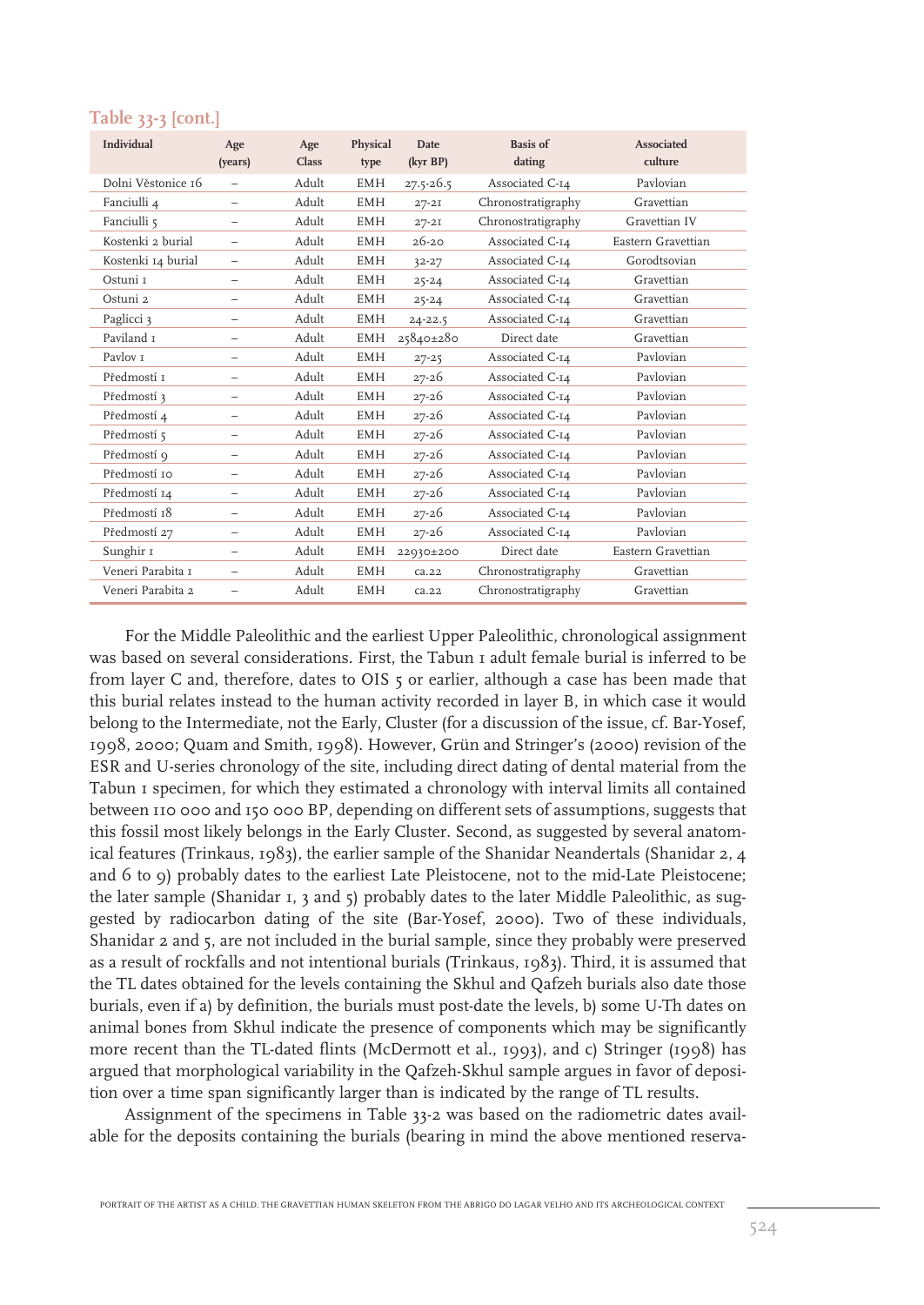Table 33-3 [cont.]

| Individual | Age (years) | Age Class | Physical type | Date (kyr BP) | Basis of dating | Associated culture |
|---|---|---|---|---|---|---|
| Dolni Věstonice 16 | – | Adult | EMH | 27.5-26.5 | Associated C-14 | Pavlovian |
| Fanciulli 4 | – | Adult | EMH | 27-21 | Chronostratigraphy | Gravettian |
| Fanciulli 5 | – | Adult | EMH | 27-21 | Chronostratigraphy | Gravettian IV |
| Kostenki 2 burial | – | Adult | EMH | 26-20 | Associated C-14 | Eastern Gravettian |
| Kostenki 14 burial | – | Adult | EMH | 32-27 | Associated C-14 | Gorodtsovian |
| Ostuni 1 | – | Adult | EMH | 25-24 | Associated C-14 | Gravettian |
| Ostuni 2 | – | Adult | EMH | 25-24 | Associated C-14 | Gravettian |
| Paglicci 3 | – | Adult | EMH | 24-22.5 | Associated C-14 | Gravettian |
| Paviland 1 | – | Adult | EMH | 25840±280 | Direct date | Gravettian |
| Pavlov 1 | – | Adult | EMH | 27-25 | Associated C-14 | Pavlovian |
| Předmostí 1 | – | Adult | EMH | 27-26 | Associated C-14 | Pavlovian |
| Předmostí 3 | – | Adult | EMH | 27-26 | Associated C-14 | Pavlovian |
| Předmostí 4 | – | Adult | EMH | 27-26 | Associated C-14 | Pavlovian |
| Předmostí 5 | – | Adult | EMH | 27-26 | Associated C-14 | Pavlovian |
| Předmostí 9 | – | Adult | EMH | 27-26 | Associated C-14 | Pavlovian |
| Předmostí 10 | – | Adult | EMH | 27-26 | Associated C-14 | Pavlovian |
| Předmostí 14 | – | Adult | EMH | 27-26 | Associated C-14 | Pavlovian |
| Předmostí 18 | – | Adult | EMH | 27-26 | Associated C-14 | Pavlovian |
| Předmostí 27 | – | Adult | EMH | 27-26 | Associated C-14 | Pavlovian |
| Sunghir 1 | – | Adult | EMH | 22930±200 | Direct date | Eastern Gravettian |
| Veneri Parabita 1 | – | Adult | EMH | ca.22 | Chronostratigraphy | Gravettian |
| Veneri Parabita 2 | – | Adult | EMH | ca.22 | Chronostratigraphy | Gravettian |

For the Middle Paleolithic and the earliest Upper Paleolithic, chronological assignment was based on several considerations. First, the Tabun 1 adult female burial is inferred to be from layer C and, therefore, dates to OIS 5 or earlier, although a case has been made that this burial relates instead to the human activity recorded in layer B, in which case it would belong to the Intermediate, not the Early, Cluster (for a discussion of the issue, cf. Bar-Yosef, 1998, 2000; Quam and Smith, 1998). However, Grün and Stringer's (2000) revision of the ESR and U-series chronology of the site, including direct dating of dental material from the Tabun 1 specimen, for which they estimated a chronology with interval limits all contained between 110 000 and 150 000 BP, depending on different sets of assumptions, suggests that this fossil most likely belongs in the Early Cluster. Second, as suggested by several anatomical features (Trinkaus, 1983), the earlier sample of the Shanidar Neandertals (Shanidar 2, 4 and 6 to 9) probably dates to the earliest Late Pleistocene, not to the mid-Late Pleistocene; the later sample (Shanidar 1, 3 and 5) probably dates to the later Middle Paleolithic, as suggested by radiocarbon dating of the site (Bar-Yosef, 2000). Two of these individuals, Shanidar 2 and 5, are not included in the burial sample, since they probably were preserved as a result of rockfalls and not intentional burials (Trinkaus, 1983). Third, it is assumed that the TL dates obtained for the levels containing the Skhul and Qafzeh burials also date those burials, even if a) by definition, the burials must post-date the levels, b) some U-Th dates on animal bones from Skhul indicate the presence of components which may be significantly more recent than the TL-dated flints (McDermott et al., 1993), and c) Stringer (1998) has argued that morphological variability in the Qafzeh-Skhul sample argues in favor of deposition over a time span significantly larger than is indicated by the range of TL results.

Assignment of the specimens in Table 33-2 was based on the radiometric dates available for the deposits containing the burials (bearing in mind the above mentioned reserva-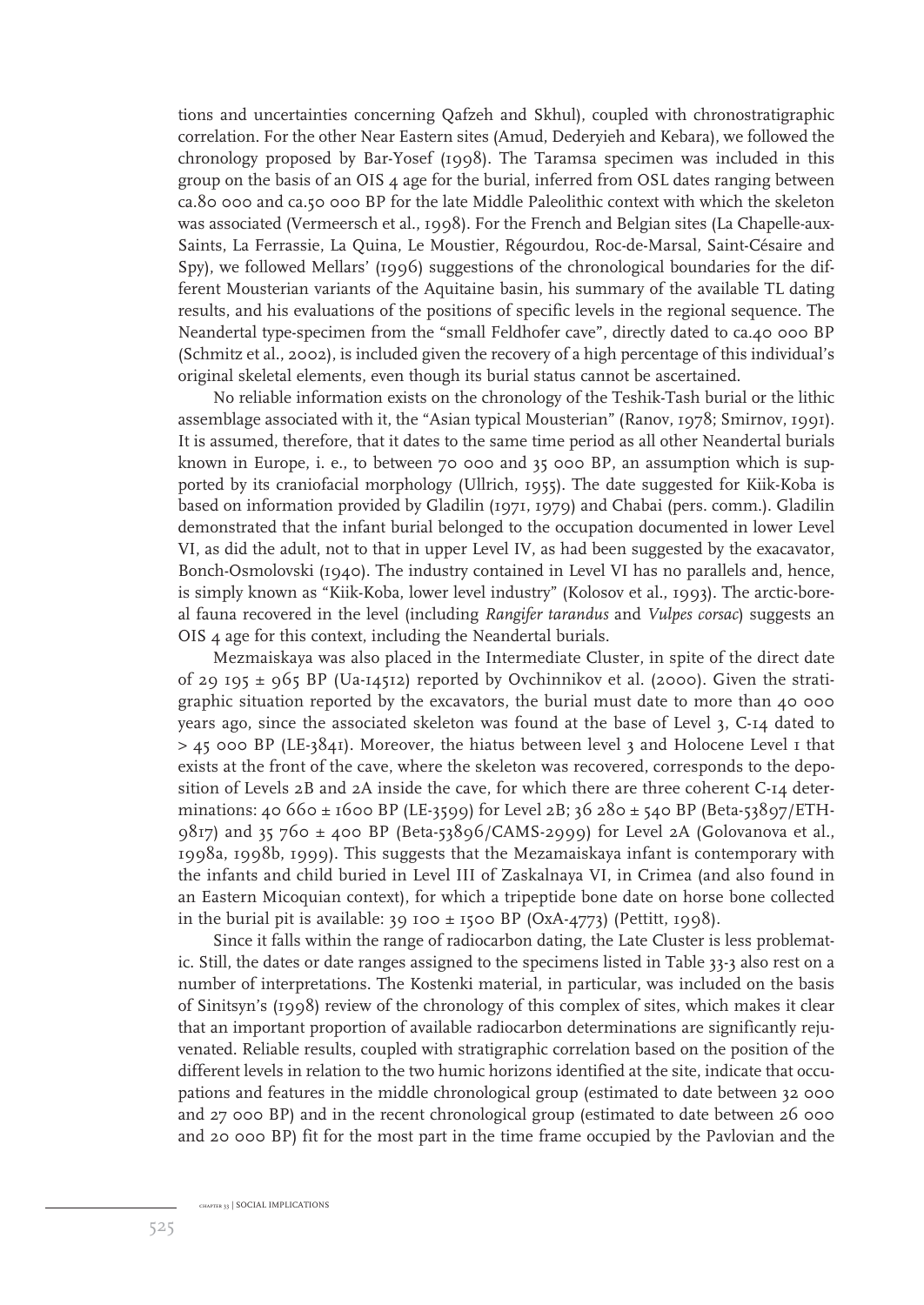tions and uncertainties concerning Qafzeh and Skhul), coupled with chronostratigraphic correlation. For the other Near Eastern sites (Amud, Dederyieh and Kebara), we followed the chronology proposed by Bar-Yosef (1998). The Taramsa specimen was included in this group on the basis of an OIS 4 age for the burial, inferred from OSL dates ranging between ca.80 000 and ca.50 000 BP for the late Middle Paleolithic context with which the skeleton was associated (Vermeersch et al., 1998). For the French and Belgian sites (La Chapelle-aux-Saints, La Ferrassie, La Quina, Le Moustier, Régourdou, Roc-de-Marsal, Saint-Césaire and Spy), we followed Mellars' (1996) suggestions of the chronological boundaries for the different Mousterian variants of the Aquitaine basin, his summary of the available TL dating results, and his evaluations of the positions of specific levels in the regional sequence. The Neandertal type-specimen from the "small Feldhofer cave", directly dated to ca.40 000 BP (Schmitz et al., 2002), is included given the recovery of a high percentage of this individual's original skeletal elements, even though its burial status cannot be ascertained.

No reliable information exists on the chronology of the Teshik-Tash burial or the lithic assemblage associated with it, the "Asian typical Mousterian" (Ranov, 1978; Smirnov, 1991). It is assumed, therefore, that it dates to the same time period as all other Neandertal burials known in Europe, i. e., to between 70 000 and 35 000 BP, an assumption which is supported by its craniofacial morphology (Ullrich, 1955). The date suggested for Kiik-Koba is based on information provided by Gladilin (1971, 1979) and Chabai (pers. comm.). Gladilin demonstrated that the infant burial belonged to the occupation documented in lower Level VI, as did the adult, not to that in upper Level IV, as had been suggested by the exacavator, Bonch-Osmolovski (1940). The industry contained in Level VI has no parallels and, hence, is simply known as "Kiik-Koba, lower level industry" (Kolosov et al., 1993). The arctic-boreal fauna recovered in the level (including *Rangifer tarandus* and *Vulpes corsac*) suggests an OIS 4 age for this context, including the Neandertal burials.

Mezmaiskaya was also placed in the Intermediate Cluster, in spite of the direct date of 29 195 ± 965 BP (Ua-14512) reported by Ovchinnikov et al. (2000). Given the stratigraphic situation reported by the excavators, the burial must date to more than 40 000 years ago, since the associated skeleton was found at the base of Level 3, C-14 dated to > 45 000 BP (LE-3841). Moreover, the hiatus between level 3 and Holocene Level 1 that exists at the front of the cave, where the skeleton was recovered, corresponds to the deposition of Levels 2B and 2A inside the cave, for which there are three coherent C-14 determinations: 40 660 ± 1600 BP (LE-3599) for Level 2B; 36 280 ± 540 BP (Beta-53897/ETH-9817) and 35 760 ± 400 BP (Beta-53896/CAMS-2999) for Level 2A (Golovanova et al., 1998a, 1998b, 1999). This suggests that the Mezamaiskaya infant is contemporary with the infants and child buried in Level III of Zaskalnaya VI, in Crimea (and also found in an Eastern Micoquian context), for which a tripeptide bone date on horse bone collected in the burial pit is available: 39 100 ± 1500 BP (OxA-4773) (Pettitt, 1998).

Since it falls within the range of radiocarbon dating, the Late Cluster is less problematic. Still, the dates or date ranges assigned to the specimens listed in Table 33-3 also rest on a number of interpretations. The Kostenki material, in particular, was included on the basis of Sinitsyn's (1998) review of the chronology of this complex of sites, which makes it clear that an important proportion of available radiocarbon determinations are significantly rejuvenated. Reliable results, coupled with stratigraphic correlation based on the position of the different levels in relation to the two humic horizons identified at the site, indicate that occupations and features in the middle chronological group (estimated to date between 32 000 and 27 000 BP) and in the recent chronological group (estimated to date between 26 000 and 20 000 BP) fit for the most part in the time frame occupied by the Pavlovian and the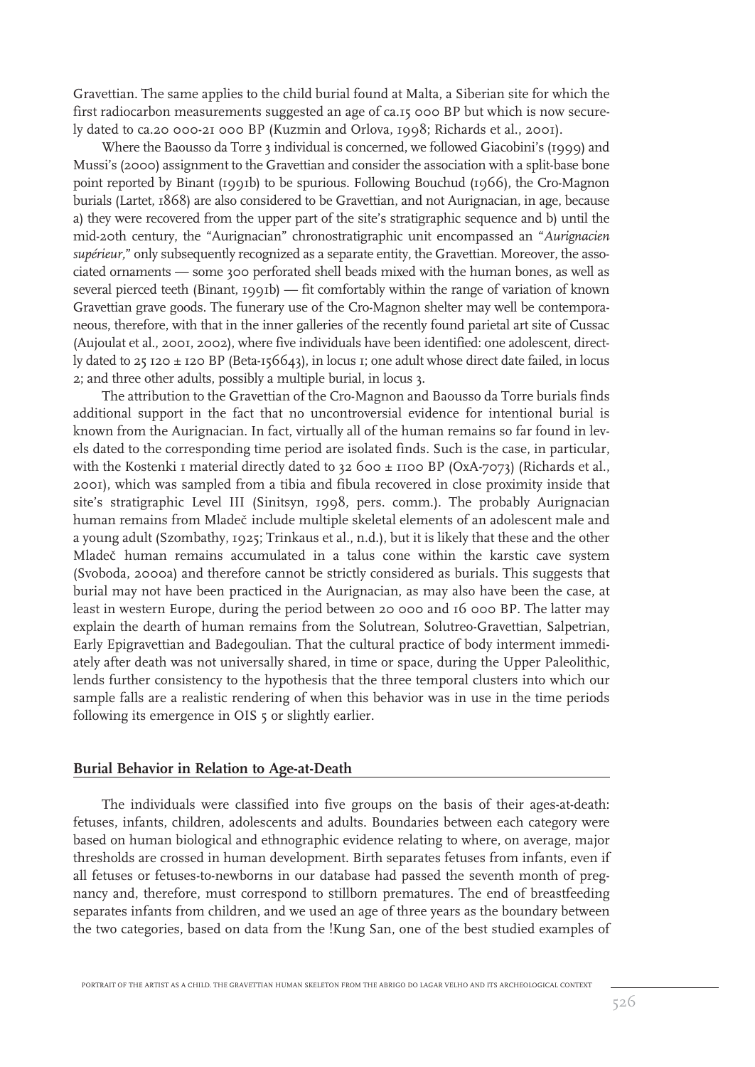Gravettian. The same applies to the child burial found at Malta, a Siberian site for which the first radiocarbon measurements suggested an age of ca.15 000 BP but which is now securely dated to ca.20 000-21 000 BP (Kuzmin and Orlova, 1998; Richards et al., 2001).

Where the Baousso da Torre 3 individual is concerned, we followed Giacobini's (1999) and Mussi's (2000) assignment to the Gravettian and consider the association with a split-base bone point reported by Binant (1991b) to be spurious. Following Bouchud (1966), the Cro-Magnon burials (Lartet, 1868) are also considered to be Gravettian, and not Aurignacian, in age, because a) they were recovered from the upper part of the site's stratigraphic sequence and b) until the mid-20th century, the "Aurignacian" chronostratigraphic unit encompassed an "*Aurignacien supérieur,*" only subsequently recognized as a separate entity, the Gravettian. Moreover, the associated ornaments — some 300 perforated shell beads mixed with the human bones, as well as several pierced teeth (Binant, 1991b) — fit comfortably within the range of variation of known Gravettian grave goods. The funerary use of the Cro-Magnon shelter may well be contemporaneous, therefore, with that in the inner galleries of the recently found parietal art site of Cussac (Aujoulat et al., 2001, 2002), where five individuals have been identified: one adolescent, directly dated to 25 120 ± 120 BP (Beta-156643), in locus 1; one adult whose direct date failed, in locus 2; and three other adults, possibly a multiple burial, in locus 3.

The attribution to the Gravettian of the Cro-Magnon and Baousso da Torre burials finds additional support in the fact that no uncontroversial evidence for intentional burial is known from the Aurignacian. In fact, virtually all of the human remains so far found in levels dated to the corresponding time period are isolated finds. Such is the case, in particular, with the Kostenki 1 material directly dated to 32 600 ± 1100 BP (OxA-7073) (Richards et al., 2001), which was sampled from a tibia and fibula recovered in close proximity inside that site's stratigraphic Level III (Sinitsyn, 1998, pers. comm.). The probably Aurignacian human remains from Mladeč include multiple skeletal elements of an adolescent male and a young adult (Szombathy, 1925; Trinkaus et al., n.d.), but it is likely that these and the other Mladeč human remains accumulated in a talus cone within the karstic cave system (Svoboda, 2000a) and therefore cannot be strictly considered as burials. This suggests that burial may not have been practiced in the Aurignacian, as may also have been the case, at least in western Europe, during the period between 20 000 and 16 000 BP. The latter may explain the dearth of human remains from the Solutrean, Solutreo-Gravettian, Salpetrian, Early Epigravettian and Badegoulian. That the cultural practice of body interment immediately after death was not universally shared, in time or space, during the Upper Paleolithic, lends further consistency to the hypothesis that the three temporal clusters into which our sample falls are a realistic rendering of when this behavior was in use in the time periods following its emergence in OIS 5 or slightly earlier.

## Burial Behavior in Relation to Age-at-Death

The individuals were classified into five groups on the basis of their ages-at-death: fetuses, infants, children, adolescents and adults. Boundaries between each category were based on human biological and ethnographic evidence relating to where, on average, major thresholds are crossed in human development. Birth separates fetuses from infants, even if all fetuses or fetuses-to-newborns in our database had passed the seventh month of pregnancy and, therefore, must correspond to stillborn prematures. The end of breastfeeding separates infants from children, and we used an age of three years as the boundary between the two categories, based on data from the !Kung San, one of the best studied examples of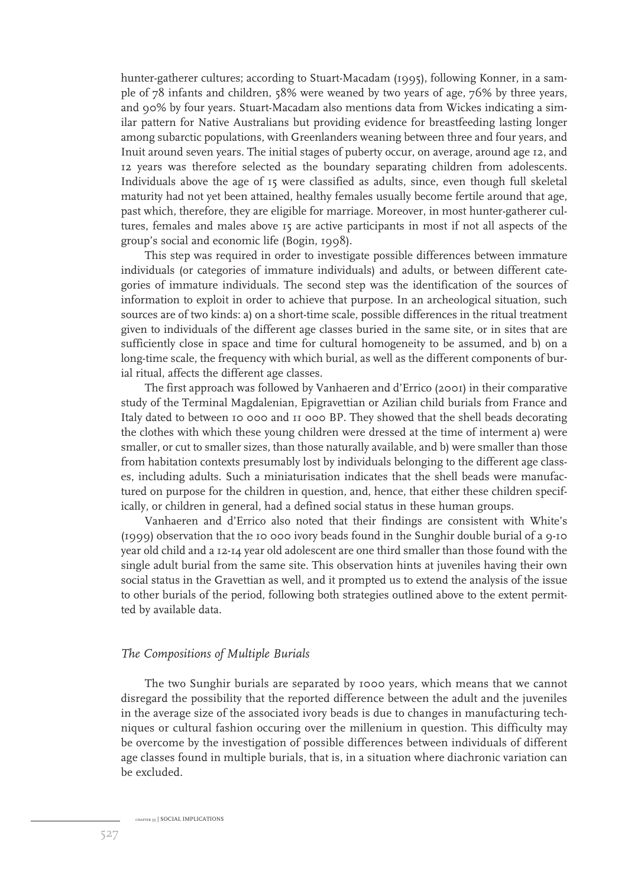hunter-gatherer cultures; according to Stuart-Macadam (1995), following Konner, in a sample of 78 infants and children, 58% were weaned by two years of age, 76% by three years, and 90% by four years. Stuart-Macadam also mentions data from Wickes indicating a similar pattern for Native Australians but providing evidence for breastfeeding lasting longer among subarctic populations, with Greenlanders weaning between three and four years, and Inuit around seven years. The initial stages of puberty occur, on average, around age 12, and 12 years was therefore selected as the boundary separating children from adolescents. Individuals above the age of 15 were classified as adults, since, even though full skeletal maturity had not yet been attained, healthy females usually become fertile around that age, past which, therefore, they are eligible for marriage. Moreover, in most hunter-gatherer cultures, females and males above 15 are active participants in most if not all aspects of the group's social and economic life (Bogin, 1998).

This step was required in order to investigate possible differences between immature individuals (or categories of immature individuals) and adults, or between different categories of immature individuals. The second step was the identification of the sources of information to exploit in order to achieve that purpose. In an archeological situation, such sources are of two kinds: a) on a short-time scale, possible differences in the ritual treatment given to individuals of the different age classes buried in the same site, or in sites that are sufficiently close in space and time for cultural homogeneity to be assumed, and b) on a long-time scale, the frequency with which burial, as well as the different components of burial ritual, affects the different age classes.

The first approach was followed by Vanhaeren and d'Errico (2001) in their comparative study of the Terminal Magdalenian, Epigravettian or Azilian child burials from France and Italy dated to between 10 000 and 11 000 BP. They showed that the shell beads decorating the clothes with which these young children were dressed at the time of interment a) were smaller, or cut to smaller sizes, than those naturally available, and b) were smaller than those from habitation contexts presumably lost by individuals belonging to the different age classes, including adults. Such a miniaturisation indicates that the shell beads were manufactured on purpose for the children in question, and, hence, that either these children specifically, or children in general, had a defined social status in these human groups.

Vanhaeren and d'Errico also noted that their findings are consistent with White's (1999) observation that the 10 000 ivory beads found in the Sunghir double burial of a 9-10 year old child and a 12-14 year old adolescent are one third smaller than those found with the single adult burial from the same site. This observation hints at juveniles having their own social status in the Gravettian as well, and it prompted us to extend the analysis of the issue to other burials of the period, following both strategies outlined above to the extent permitted by available data.

### *The Compositions of Multiple Burials*

The two Sunghir burials are separated by 1000 years, which means that we cannot disregard the possibility that the reported difference between the adult and the juveniles in the average size of the associated ivory beads is due to changes in manufacturing techniques or cultural fashion occuring over the millenium in question. This difficulty may be overcome by the investigation of possible differences between individuals of different age classes found in multiple burials, that is, in a situation where diachronic variation can be excluded.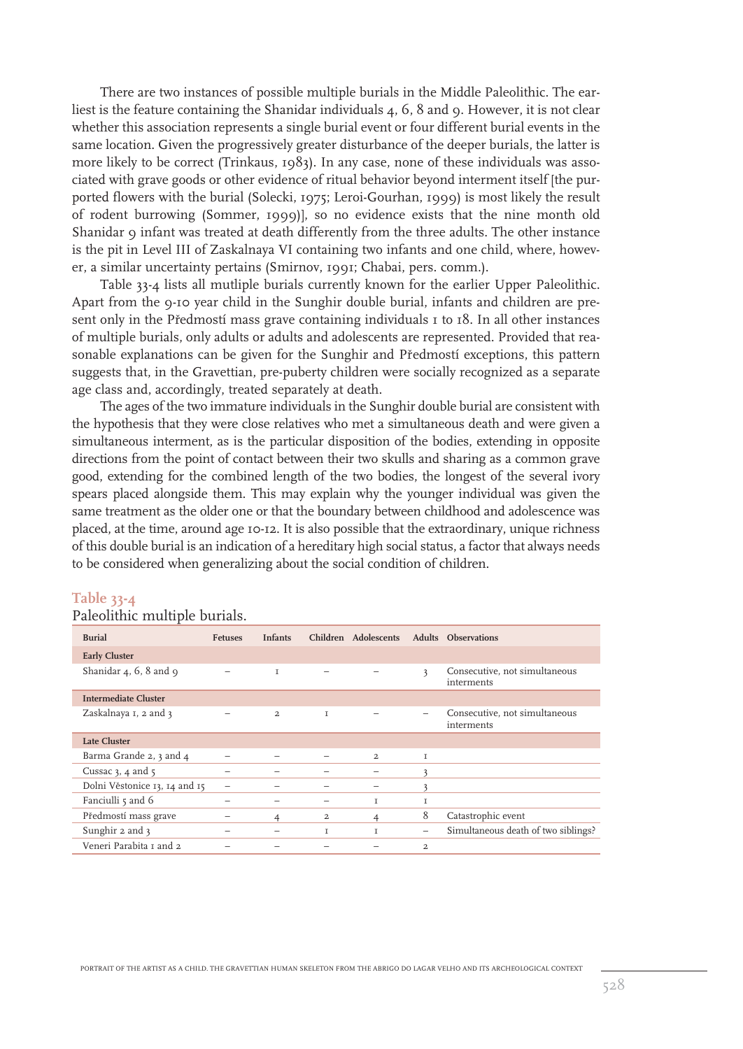There are two instances of possible multiple burials in the Middle Paleolithic. The earliest is the feature containing the Shanidar individuals 4, 6, 8 and 9. However, it is not clear whether this association represents a single burial event or four different burial events in the same location. Given the progressively greater disturbance of the deeper burials, the latter is more likely to be correct (Trinkaus, 1983). In any case, none of these individuals was associated with grave goods or other evidence of ritual behavior beyond interment itself [the purported flowers with the burial (Solecki, 1975; Leroi-Gourhan, 1999) is most likely the result of rodent burrowing (Sommer, 1999)], so no evidence exists that the nine month old Shanidar 9 infant was treated at death differently from the three adults. The other instance is the pit in Level III of Zaskalnaya VI containing two infants and one child, where, however, a similar uncertainty pertains (Smirnov, 1991; Chabai, pers. comm.).

Table 33-4 lists all mutliple burials currently known for the earlier Upper Paleolithic. Apart from the 9-10 year child in the Sunghir double burial, infants and children are present only in the Předmostí mass grave containing individuals 1 to 18. In all other instances of multiple burials, only adults or adults and adolescents are represented. Provided that reasonable explanations can be given for the Sunghir and Předmostí exceptions, this pattern suggests that, in the Gravettian, pre-puberty children were socially recognized as a separate age class and, accordingly, treated separately at death.

The ages of the two immature individuals in the Sunghir double burial are consistent with the hypothesis that they were close relatives who met a simultaneous death and were given a simultaneous interment, as is the particular disposition of the bodies, extending in opposite directions from the point of contact between their two skulls and sharing as a common grave good, extending for the combined length of the two bodies, the longest of the several ivory spears placed alongside them. This may explain why the younger individual was given the same treatment as the older one or that the boundary between childhood and adolescence was placed, at the time, around age 10-12. It is also possible that the extraordinary, unique richness of this double burial is an indication of a hereditary high social status, a factor that always needs to be considered when generalizing about the social condition of children.

**Table 33-4**

Paleolithic multiple burials.

| Burial | Fetuses | Infants | Children | Adolescents | Adults | Observations |
|---|---|---|---|---|---|---|
| **Early Cluster** | | | | | | |
| Shanidar 4, 6, 8 and 9 | – | 1 | – | – | 3 | Consecutive, not simultaneous interments |
| **Intermediate Cluster** | | | | | | |
| Zaskalnaya 1, 2 and 3 | – | 2 | 1 | – | – | Consecutive, not simultaneous interments |
| **Late Cluster** | | | | | | |
| Barma Grande 2, 3 and 4 | – | – | – | 2 | 1 | |
| Cussac 3, 4 and 5 | – | – | – | – | 3 | |
| Dolni Věstonice 13, 14 and 15 | – | – | – | – | 3 | |
| Fanciulli 5 and 6 | – | – | – | 1 | 1 | |
| Předmostí mass grave | – | 4 | 2 | 4 | 8 | Catastrophic event |
| Sunghir 2 and 3 | – | – | 1 | 1 | – | Simultaneous death of two siblings? |
| Veneri Parabita 1 and 2 | – | – | – | – | 2 | |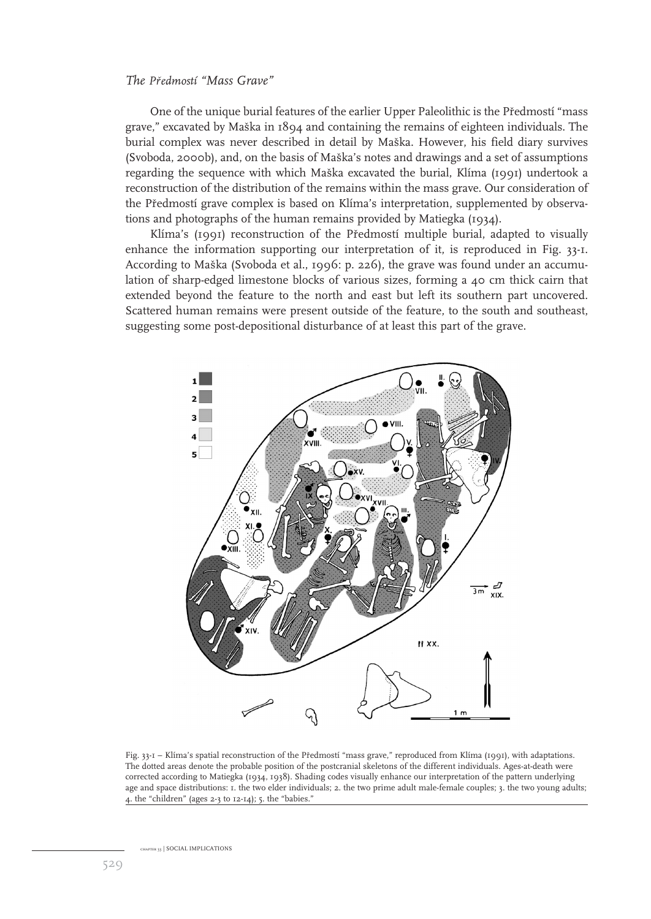### *The Předmostí "Mass Grave"*

One of the unique burial features of the earlier Upper Paleolithic is the Předmostí "mass grave," excavated by Maška in 1894 and containing the remains of eighteen individuals. The burial complex was never described in detail by Maška. However, his field diary survives (Svoboda, 2000b), and, on the basis of Maška's notes and drawings and a set of assumptions regarding the sequence with which Maška excavated the burial, Klíma (1991) undertook a reconstruction of the distribution of the remains within the mass grave. Our consideration of the Předmostí grave complex is based on Klíma's interpretation, supplemented by observations and photographs of the human remains provided by Matiegka (1934).

Klíma's (1991) reconstruction of the Předmostí multiple burial, adapted to visually enhance the information supporting our interpretation of it, is reproduced in Fig. 33-1. According to Maška (Svoboda et al., 1996: p. 226), the grave was found under an accumulation of sharp-edged limestone blocks of various sizes, forming a 40 cm thick cairn that extended beyond the feature to the north and east but left its southern part uncovered. Scattered human remains were present outside of the feature, to the south and southeast, suggesting some post-depositional disturbance of at least this part of the grave.

Fig. 33-1 – Klíma's spatial reconstruction of the Předmostí "mass grave," reproduced from Klíma (1991), with adaptations. The dotted areas denote the probable position of the postcranial skeletons of the different individuals. Ages-at-death were corrected according to Matiegka (1934, 1938). Shading codes visually enhance our interpretation of the pattern underlying age and space distributions: 1. the two elder individuals; 2. the two prime adult male-female couples; 3. the two young adults; 4. the "children" (ages 2-3 to 12-14); 5. the "babies."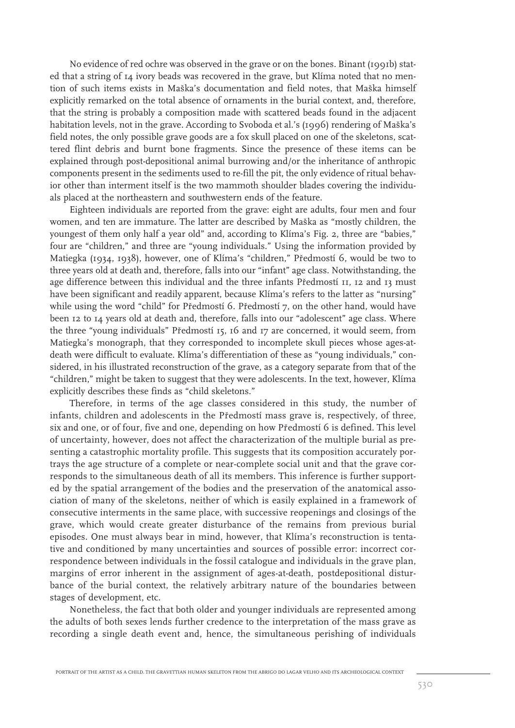No evidence of red ochre was observed in the grave or on the bones. Binant (1991b) stated that a string of 14 ivory beads was recovered in the grave, but Klíma noted that no mention of such items exists in Maška's documentation and field notes, that Maška himself explicitly remarked on the total absence of ornaments in the burial context, and, therefore, that the string is probably a composition made with scattered beads found in the adjacent habitation levels, not in the grave. According to Svoboda et al.'s (1996) rendering of Maška's field notes, the only possible grave goods are a fox skull placed on one of the skeletons, scattered flint debris and burnt bone fragments. Since the presence of these items can be explained through post-depositional animal burrowing and/or the inheritance of anthropic components present in the sediments used to re-fill the pit, the only evidence of ritual behavior other than interment itself is the two mammoth shoulder blades covering the individuals placed at the northeastern and southwestern ends of the feature.

Eighteen individuals are reported from the grave: eight are adults, four men and four women, and ten are immature. The latter are described by Maška as "mostly children, the youngest of them only half a year old" and, according to Klíma's Fig. 2, three are "babies," four are "children," and three are "young individuals." Using the information provided by Matiegka (1934, 1938), however, one of Klíma's "children," Předmostí 6, would be two to three years old at death and, therefore, falls into our "infant" age class. Notwithstanding, the age difference between this individual and the three infants Předmostí 11, 12 and 13 must have been significant and readily apparent, because Klíma's refers to the latter as "nursing" while using the word "child" for Předmostí 6. Předmostí 7, on the other hand, would have been 12 to 14 years old at death and, therefore, falls into our "adolescent" age class. Where the three "young individuals" Předmostí 15, 16 and 17 are concerned, it would seem, from Matiegka's monograph, that they corresponded to incomplete skull pieces whose ages-at-death were difficult to evaluate. Klíma's differentiation of these as "young individuals," considered, in his illustrated reconstruction of the grave, as a category separate from that of the "children," might be taken to suggest that they were adolescents. In the text, however, Klíma explicitly describes these finds as "child skeletons."

Therefore, in terms of the age classes considered in this study, the number of infants, children and adolescents in the Předmostí mass grave is, respectively, of three, six and one, or of four, five and one, depending on how Předmostí 6 is defined. This level of uncertainty, however, does not affect the characterization of the multiple burial as presenting a catastrophic mortality profile. This suggests that its composition accurately portrays the age structure of a complete or near-complete social unit and that the grave corresponds to the simultaneous death of all its members. This inference is further supported by the spatial arrangement of the bodies and the preservation of the anatomical association of many of the skeletons, neither of which is easily explained in a framework of consecutive interments in the same place, with successive reopenings and closings of the grave, which would create greater disturbance of the remains from previous burial episodes. One must always bear in mind, however, that Klíma's reconstruction is tentative and conditioned by many uncertainties and sources of possible error: incorrect correspondence between individuals in the fossil catalogue and individuals in the grave plan, margins of error inherent in the assignment of ages-at-death, postdepositional disturbance of the burial context, the relatively arbitrary nature of the boundaries between stages of development, etc.

Nonetheless, the fact that both older and younger individuals are represented among the adults of both sexes lends further credence to the interpretation of the mass grave as recording a single death event and, hence, the simultaneous perishing of individuals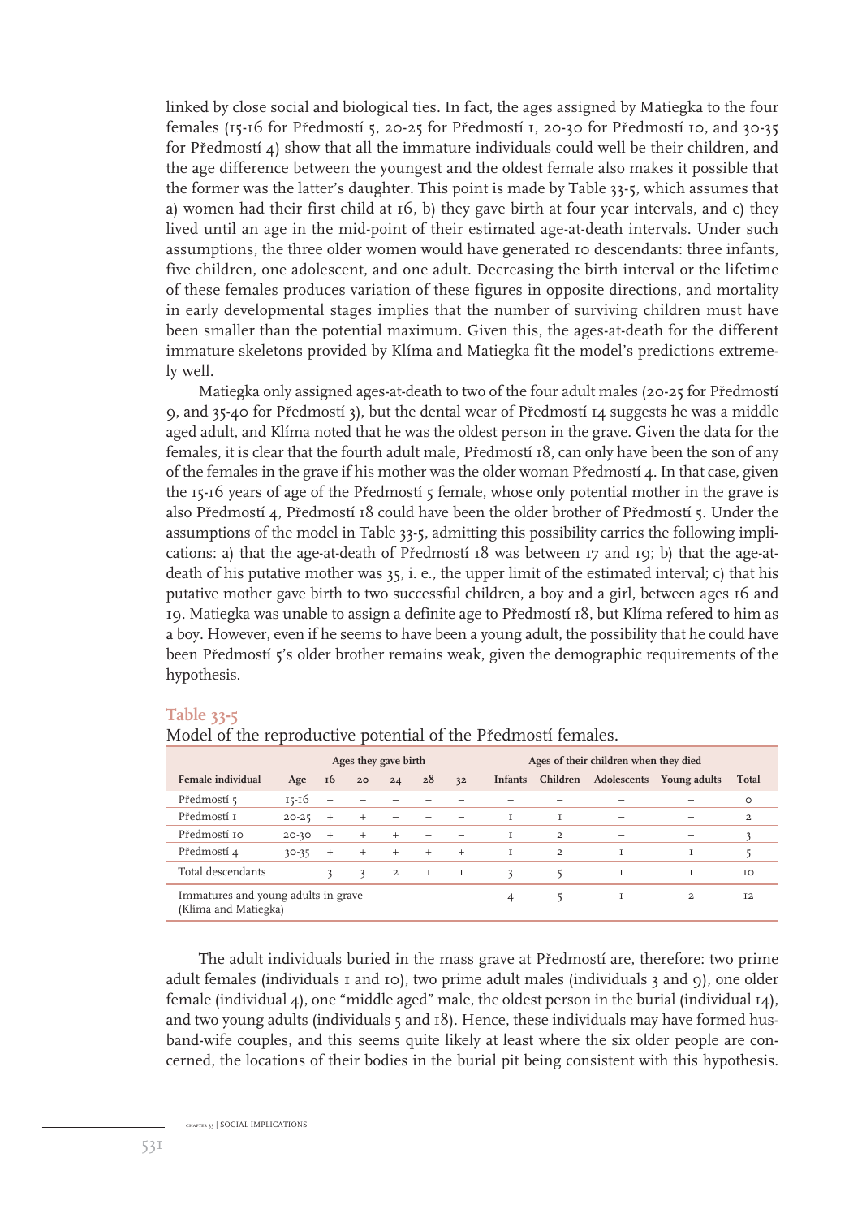linked by close social and biological ties. In fact, the ages assigned by Matiegka to the four females (15-16 for Předmostí 5, 20-25 for Předmostí 1, 20-30 for Předmostí 10, and 30-35 for Předmostí 4) show that all the immature individuals could well be their children, and the age difference between the youngest and the oldest female also makes it possible that the former was the latter's daughter. This point is made by Table 33-5, which assumes that a) women had their first child at 16, b) they gave birth at four year intervals, and c) they lived until an age in the mid-point of their estimated age-at-death intervals. Under such assumptions, the three older women would have generated 10 descendants: three infants, five children, one adolescent, and one adult. Decreasing the birth interval or the lifetime of these females produces variation of these figures in opposite directions, and mortality in early developmental stages implies that the number of surviving children must have been smaller than the potential maximum. Given this, the ages-at-death for the different immature skeletons provided by Klíma and Matiegka fit the model's predictions extremely well.

Matiegka only assigned ages-at-death to two of the four adult males (20-25 for Předmostí 9, and 35-40 for Předmostí 3), but the dental wear of Předmostí 14 suggests he was a middle aged adult, and Klíma noted that he was the oldest person in the grave. Given the data for the females, it is clear that the fourth adult male, Předmostí 18, can only have been the son of any of the females in the grave if his mother was the older woman Předmostí 4. In that case, given the 15-16 years of age of the Předmostí 5 female, whose only potential mother in the grave is also Předmostí 4, Předmostí 18 could have been the older brother of Předmostí 5. Under the assumptions of the model in Table 33-5, admitting this possibility carries the following implications: a) that the age-at-death of Předmostí 18 was between 17 and 19; b) that the age-at-death of his putative mother was 35, i. e., the upper limit of the estimated interval; c) that his putative mother gave birth to two successful children, a boy and a girl, between ages 16 and 19. Matiegka was unable to assign a definite age to Předmostí 18, but Klíma refered to him as a boy. However, even if he seems to have been a young adult, the possibility that he could have been Předmostí 5's older brother remains weak, given the demographic requirements of the hypothesis.

**Table 33-5**
Model of the reproductive potential of the Předmostí females.

| Female individual | Age | Ages they gave birth | | | | | Ages of their children when they died | | | | Total |
|---|---|---|---|---|---|---|---|---|---|---|---|
| | | 16 | 20 | 24 | 28 | 32 | Infants | Children | Adolescents | Young adults | |
| Předmostí 5 | 15-16 | – | – | – | – | – | – | – | – | – | 0 |
| Předmostí 1 | 20-25 | + | + | – | – | – | 1 | 1 | – | – | 2 |
| Předmostí 10 | 20-30 | + | + | + | – | – | 1 | 2 | – | – | 3 |
| Předmostí 4 | 30-35 | + | + | + | + | + | 1 | 2 | 1 | 1 | 5 |
| Total descendants | | 3 | 3 | 2 | 1 | 1 | 3 | 5 | 1 | 1 | 10 |
| Immatures and young adults in grave (Klíma and Matiegka) | | | | | | | 4 | 5 | 1 | 2 | 12 |

The adult individuals buried in the mass grave at Předmostí are, therefore: two prime adult females (individuals 1 and 10), two prime adult males (individuals 3 and 9), one older female (individual 4), one "middle aged" male, the oldest person in the burial (individual 14), and two young adults (individuals 5 and 18). Hence, these individuals may have formed husband-wife couples, and this seems quite likely at least where the six older people are concerned, the locations of their bodies in the burial pit being consistent with this hypothesis.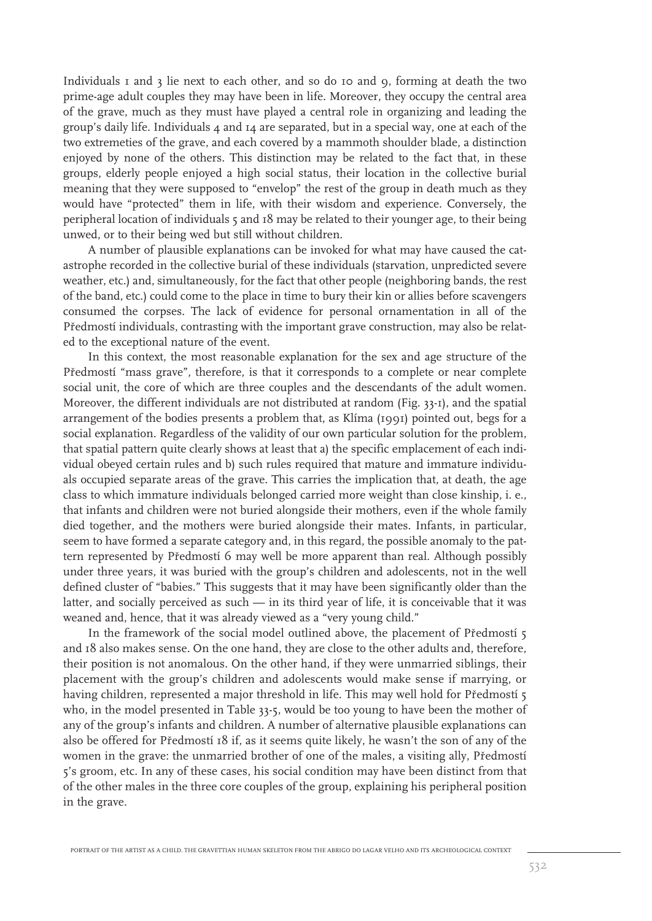Individuals 1 and 3 lie next to each other, and so do 10 and 9, forming at death the two prime-age adult couples they may have been in life. Moreover, they occupy the central area of the grave, much as they must have played a central role in organizing and leading the group's daily life. Individuals 4 and 14 are separated, but in a special way, one at each of the two extremeties of the grave, and each covered by a mammoth shoulder blade, a distinction enjoyed by none of the others. This distinction may be related to the fact that, in these groups, elderly people enjoyed a high social status, their location in the collective burial meaning that they were supposed to "envelop" the rest of the group in death much as they would have "protected" them in life, with their wisdom and experience. Conversely, the peripheral location of individuals 5 and 18 may be related to their younger age, to their being unwed, or to their being wed but still without children.

A number of plausible explanations can be invoked for what may have caused the catastrophe recorded in the collective burial of these individuals (starvation, unpredicted severe weather, etc.) and, simultaneously, for the fact that other people (neighboring bands, the rest of the band, etc.) could come to the place in time to bury their kin or allies before scavengers consumed the corpses. The lack of evidence for personal ornamentation in all of the Předmostí individuals, contrasting with the important grave construction, may also be related to the exceptional nature of the event.

In this context, the most reasonable explanation for the sex and age structure of the Předmostí "mass grave", therefore, is that it corresponds to a complete or near complete social unit, the core of which are three couples and the descendants of the adult women. Moreover, the different individuals are not distributed at random (Fig. 33-1), and the spatial arrangement of the bodies presents a problem that, as Klíma (1991) pointed out, begs for a social explanation. Regardless of the validity of our own particular solution for the problem, that spatial pattern quite clearly shows at least that a) the specific emplacement of each individual obeyed certain rules and b) such rules required that mature and immature individuals occupied separate areas of the grave. This carries the implication that, at death, the age class to which immature individuals belonged carried more weight than close kinship, i. e., that infants and children were not buried alongside their mothers, even if the whole family died together, and the mothers were buried alongside their mates. Infants, in particular, seem to have formed a separate category and, in this regard, the possible anomaly to the pattern represented by Předmostí 6 may well be more apparent than real. Although possibly under three years, it was buried with the group's children and adolescents, not in the well defined cluster of "babies." This suggests that it may have been significantly older than the latter, and socially perceived as such — in its third year of life, it is conceivable that it was weaned and, hence, that it was already viewed as a "very young child."

In the framework of the social model outlined above, the placement of Předmostí 5 and 18 also makes sense. On the one hand, they are close to the other adults and, therefore, their position is not anomalous. On the other hand, if they were unmarried siblings, their placement with the group's children and adolescents would make sense if marrying, or having children, represented a major threshold in life. This may well hold for Předmostí 5 who, in the model presented in Table 33-5, would be too young to have been the mother of any of the group's infants and children. A number of alternative plausible explanations can also be offered for Předmostí 18 if, as it seems quite likely, he wasn't the son of any of the women in the grave: the unmarried brother of one of the males, a visiting ally, Předmostí 5's groom, etc. In any of these cases, his social condition may have been distinct from that of the other males in the three core couples of the group, explaining his peripheral position in the grave.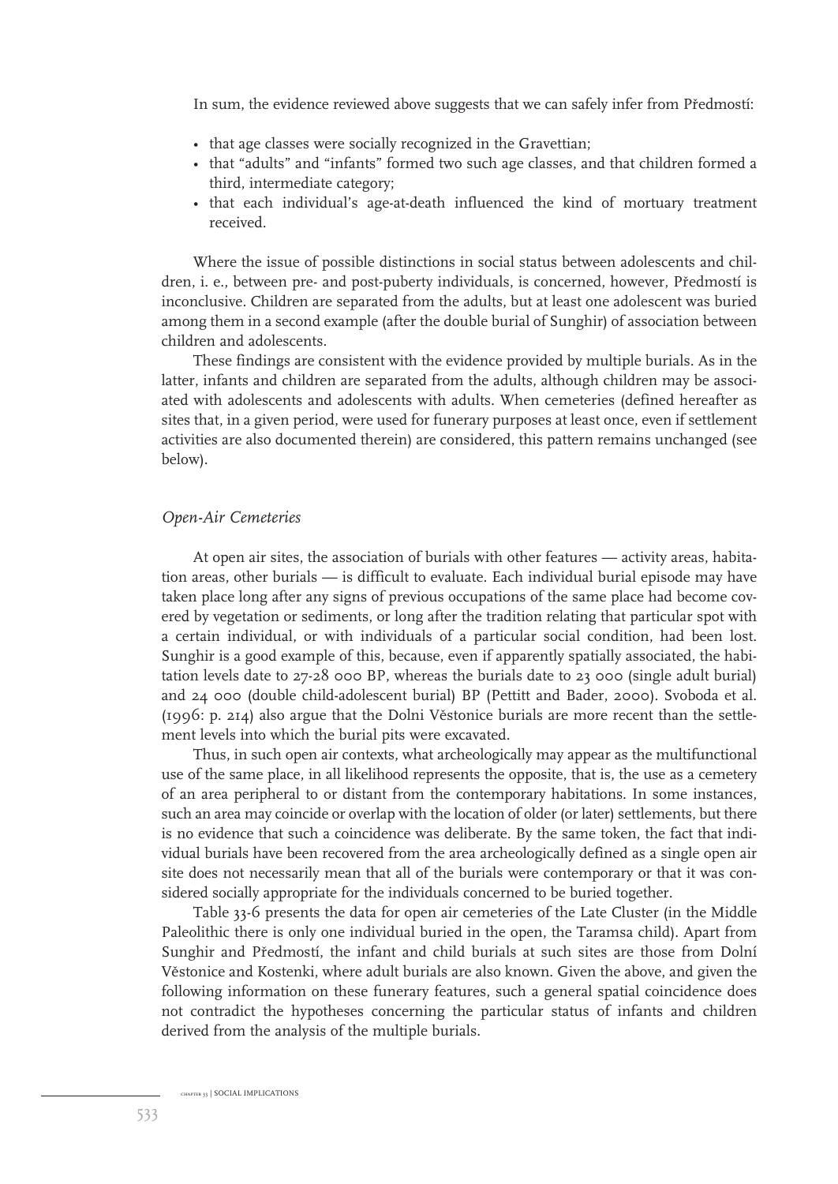In sum, the evidence reviewed above suggests that we can safely infer from Předmostí:

- that age classes were socially recognized in the Gravettian;
- that "adults" and "infants" formed two such age classes, and that children formed a third, intermediate category;
- that each individual's age-at-death influenced the kind of mortuary treatment received.

Where the issue of possible distinctions in social status between adolescents and children, i. e., between pre- and post-puberty individuals, is concerned, however, Předmostí is inconclusive. Children are separated from the adults, but at least one adolescent was buried among them in a second example (after the double burial of Sunghir) of association between children and adolescents.

These findings are consistent with the evidence provided by multiple burials. As in the latter, infants and children are separated from the adults, although children may be associated with adolescents and adolescents with adults. When cemeteries (defined hereafter as sites that, in a given period, were used for funerary purposes at least once, even if settlement activities are also documented therein) are considered, this pattern remains unchanged (see below).

### *Open-Air Cemeteries*

At open air sites, the association of burials with other features — activity areas, habitation areas, other burials — is difficult to evaluate. Each individual burial episode may have taken place long after any signs of previous occupations of the same place had become covered by vegetation or sediments, or long after the tradition relating that particular spot with a certain individual, or with individuals of a particular social condition, had been lost. Sunghir is a good example of this, because, even if apparently spatially associated, the habitation levels date to 27-28 000 BP, whereas the burials date to 23 000 (single adult burial) and 24 000 (double child-adolescent burial) BP (Pettitt and Bader, 2000). Svoboda et al. (1996: p. 214) also argue that the Dolni Věstonice burials are more recent than the settlement levels into which the burial pits were excavated.

Thus, in such open air contexts, what archeologically may appear as the multifunctional use of the same place, in all likelihood represents the opposite, that is, the use as a cemetery of an area peripheral to or distant from the contemporary habitations. In some instances, such an area may coincide or overlap with the location of older (or later) settlements, but there is no evidence that such a coincidence was deliberate. By the same token, the fact that individual burials have been recovered from the area archeologically defined as a single open air site does not necessarily mean that all of the burials were contemporary or that it was considered socially appropriate for the individuals concerned to be buried together.

Table 33-6 presents the data for open air cemeteries of the Late Cluster (in the Middle Paleolithic there is only one individual buried in the open, the Taramsa child). Apart from Sunghir and Předmostí, the infant and child burials at such sites are those from Dolní Věstonice and Kostenki, where adult burials are also known. Given the above, and given the following information on these funerary features, such a general spatial coincidence does not contradict the hypotheses concerning the particular status of infants and children derived from the analysis of the multiple burials.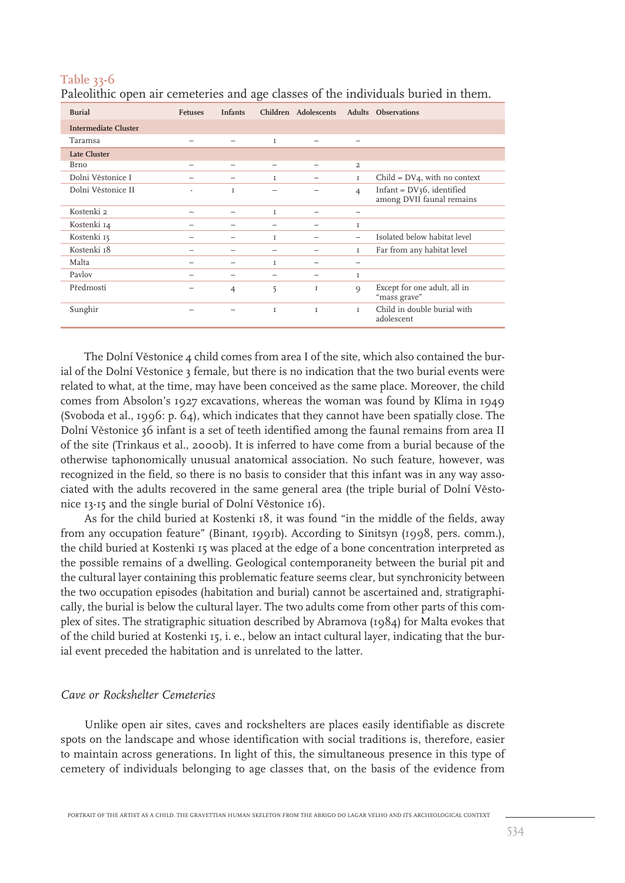**Table 33-6**
Paleolithic open air cemeteries and age classes of the individuals buried in them.

| Burial | Fetuses | Infants | Children | Adolescents | Adults | Observations |
|---|---|---|---|---|---|---|
| **Intermediate Cluster** | | | | | | |
| Taramsa | – | – | 1 | – | – | |
| **Late Cluster** | | | | | | |
| Brno | – | – | – | – | 2 | |
| Dolni Věstonice I | – | – | 1 | – | 1 | Child = DV4, with no context |
| Dolni Věstonice II | - | 1 | – | – | 4 | Infant = DV36, identified among DVII faunal remains |
| Kostenki 2 | – | – | 1 | – | – | |
| Kostenki 14 | – | – | – | – | 1 | |
| Kostenki 15 | – | – | 1 | – | – | Isolated below habitat level |
| Kostenki 18 | – | – | – | – | 1 | Far from any habitat level |
| Malta | – | – | 1 | – | – | |
| Pavlov | – | – | – | – | 1 | |
| Předmostí | – | 4 | 5 | 1 | 9 | Except for one adult, all in "mass grave" |
| Sunghir | – | – | 1 | 1 | 1 | Child in double burial with adolescent |

The Dolní Věstonice 4 child comes from area I of the site, which also contained the burial of the Dolní Věstonice 3 female, but there is no indication that the two burial events were related to what, at the time, may have been conceived as the same place. Moreover, the child comes from Absolon's 1927 excavations, whereas the woman was found by Klíma in 1949 (Svoboda et al., 1996: p. 64), which indicates that they cannot have been spatially close. The Dolní Věstonice 36 infant is a set of teeth identified among the faunal remains from area II of the site (Trinkaus et al., 2000b). It is inferred to have come from a burial because of the otherwise taphonomically unusual anatomical association. No such feature, however, was recognized in the field, so there is no basis to consider that this infant was in any way associated with the adults recovered in the same general area (the triple burial of Dolní Věstonice 13-15 and the single burial of Dolní Věstonice 16).

As for the child buried at Kostenki 18, it was found "in the middle of the fields, away from any occupation feature" (Binant, 1991b). According to Sinitsyn (1998, pers. comm.), the child buried at Kostenki 15 was placed at the edge of a bone concentration interpreted as the possible remains of a dwelling. Geological contemporaneity between the burial pit and the cultural layer containing this problematic feature seems clear, but synchronicity between the two occupation episodes (habitation and burial) cannot be ascertained and, stratigraphically, the burial is below the cultural layer. The two adults come from other parts of this complex of sites. The stratigraphic situation described by Abramova (1984) for Malta evokes that of the child buried at Kostenki 15, i. e., below an intact cultural layer, indicating that the burial event preceded the habitation and is unrelated to the latter.

### *Cave or Rockshelter Cemeteries*

Unlike open air sites, caves and rockshelters are places easily identifiable as discrete spots on the landscape and whose identification with social traditions is, therefore, easier to maintain across generations. In light of this, the simultaneous presence in this type of cemetery of individuals belonging to age classes that, on the basis of the evidence from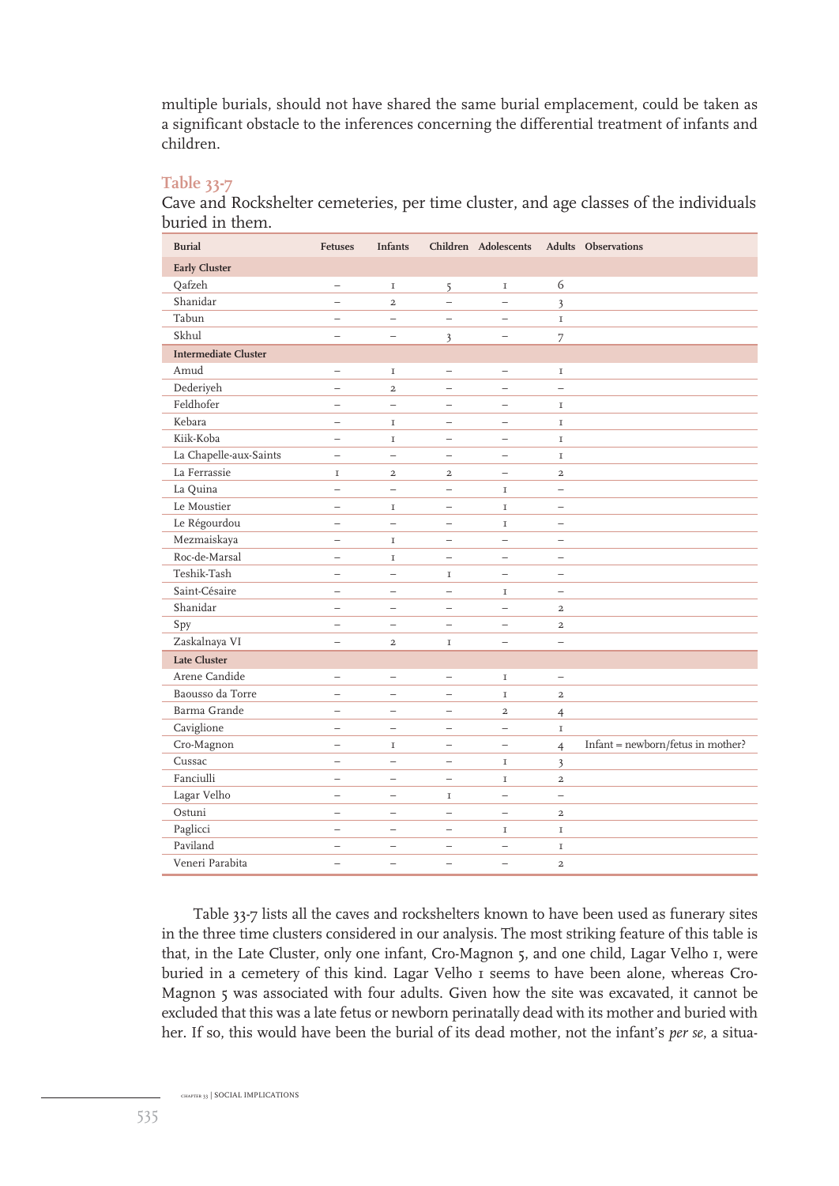multiple burials, should not have shared the same burial emplacement, could be taken as a significant obstacle to the inferences concerning the differential treatment of infants and children.

**Table 33-7**

Cave and Rockshelter cemeteries, per time cluster, and age classes of the individuals buried in them.

| Burial | Fetuses | Infants | Children | Adolescents | Adults | Observations |
|---|---|---|---|---|---|---|
| **Early Cluster** | | | | | | |
| Qafzeh | – | 1 | 5 | 1 | 6 | |
| Shanidar | – | 2 | – | – | 3 | |
| Tabun | – | – | – | – | 1 | |
| Skhul | – | – | 3 | – | 7 | |
| **Intermediate Cluster** | | | | | | |
| Amud | – | 1 | – | – | 1 | |
| Dederiyeh | – | 2 | – | – | – | |
| Feldhofer | – | – | – | – | 1 | |
| Kebara | – | 1 | – | – | 1 | |
| Kiik-Koba | – | 1 | – | – | 1 | |
| La Chapelle-aux-Saints | – | – | – | – | 1 | |
| La Ferrassie | 1 | 2 | 2 | – | 2 | |
| La Quina | – | – | – | 1 | – | |
| Le Moustier | – | 1 | – | 1 | – | |
| Le Régourdou | – | – | – | 1 | – | |
| Mezmaiskaya | – | 1 | – | – | – | |
| Roc-de-Marsal | – | 1 | – | – | – | |
| Teshik-Tash | – | – | 1 | – | – | |
| Saint-Césaire | – | – | – | 1 | – | |
| Shanidar | – | – | – | – | 2 | |
| Spy | – | – | – | – | 2 | |
| Zaskalnaya VI | – | 2 | 1 | – | – | |
| **Late Cluster** | | | | | | |
| Arene Candide | – | – | – | 1 | – | |
| Baousso da Torre | – | – | – | 1 | 2 | |
| Barma Grande | – | – | – | 2 | 4 | |
| Caviglione | – | – | – | – | 1 | |
| Cro-Magnon | – | 1 | – | – | 4 | Infant = newborn/fetus in mother? |
| Cussac | – | – | – | 1 | 3 | |
| Fanciulli | – | – | – | 1 | 2 | |
| Lagar Velho | – | – | 1 | – | – | |
| Ostuni | – | – | – | – | 2 | |
| Paglicci | – | – | – | 1 | 1 | |
| Paviland | – | – | – | – | 1 | |
| Veneri Parabita | – | – | – | – | 2 | |

Table 33-7 lists all the caves and rockshelters known to have been used as funerary sites in the three time clusters considered in our analysis. The most striking feature of this table is that, in the Late Cluster, only one infant, Cro-Magnon 5, and one child, Lagar Velho 1, were buried in a cemetery of this kind. Lagar Velho 1 seems to have been alone, whereas Cro-Magnon 5 was associated with four adults. Given how the site was excavated, it cannot be excluded that this was a late fetus or newborn perinatally dead with its mother and buried with her. If so, this would have been the burial of its dead mother, not the infant's *per se*, a situa-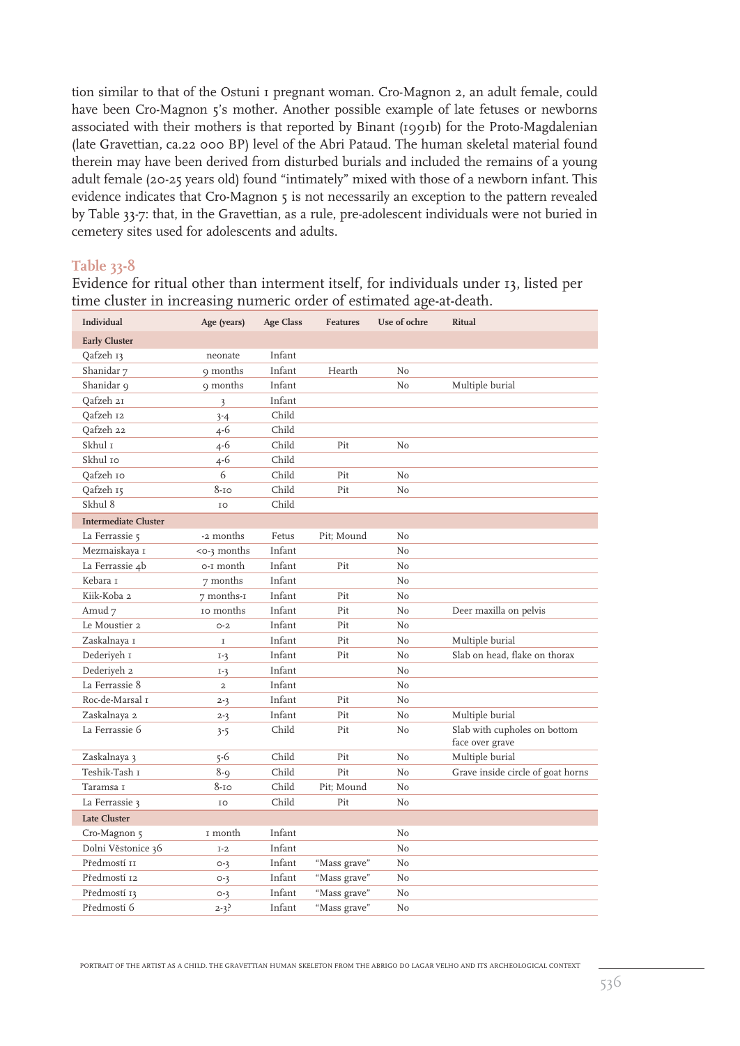tion similar to that of the Ostuni 1 pregnant woman. Cro-Magnon 2, an adult female, could have been Cro-Magnon 5's mother. Another possible example of late fetuses or newborns associated with their mothers is that reported by Binant (1991b) for the Proto-Magdalenian (late Gravettian, ca.22 000 BP) level of the Abri Pataud. The human skeletal material found therein may have been derived from disturbed burials and included the remains of a young adult female (20-25 years old) found "intimately" mixed with those of a newborn infant. This evidence indicates that Cro-Magnon 5 is not necessarily an exception to the pattern revealed by Table 33-7: that, in the Gravettian, as a rule, pre-adolescent individuals were not buried in cemetery sites used for adolescents and adults.

### Table 33-8

Evidence for ritual other than interment itself, for individuals under 13, listed per time cluster in increasing numeric order of estimated age-at-death.

| Individual | Age (years) | Age Class | Features | Use of ochre | Ritual |
|---|---|---|---|---|---|
| **Early Cluster** | | | | | |
| Qafzeh 13 | neonate | Infant | | | |
| Shanidar 7 | 9 months | Infant | Hearth | No | |
| Shanidar 9 | 9 months | Infant | | No | Multiple burial |
| Qafzeh 21 | 3 | Infant | | | |
| Qafzeh 12 | 3-4 | Child | | | |
| Qafzeh 22 | 4-6 | Child | | | |
| Skhul 1 | 4-6 | Child | Pit | No | |
| Skhul 10 | 4-6 | Child | | | |
| Qafzeh 10 | 6 | Child | Pit | No | |
| Qafzeh 15 | 8-10 | Child | Pit | No | |
| Skhul 8 | 10 | Child | | | |
| **Intermediate Cluster** | | | | | |
| La Ferrassie 5 | -2 months | Fetus | Pit; Mound | No | |
| Mezmaiskaya 1 | <0-3 months | Infant | | No | |
| La Ferrassie 4b | 0-1 month | Infant | Pit | No | |
| Kebara 1 | 7 months | Infant | | No | |
| Kiik-Koba 2 | 7 months-1 | Infant | Pit | No | |
| Amud 7 | 10 months | Infant | Pit | No | Deer maxilla on pelvis |
| Le Moustier 2 | 0-2 | Infant | Pit | No | |
| Zaskalnaya 1 | 1 | Infant | Pit | No | Multiple burial |
| Dederiyeh 1 | 1-3 | Infant | Pit | No | Slab on head, flake on thorax |
| Dederiyeh 2 | 1-3 | Infant | | No | |
| La Ferrassie 8 | 2 | Infant | | No | |
| Roc-de-Marsal 1 | 2-3 | Infant | Pit | No | |
| Zaskalnaya 2 | 2-3 | Infant | Pit | No | Multiple burial |
| La Ferrassie 6 | 3-5 | Child | Pit | No | Slab with cupholes on bottom face over grave |
| Zaskalnaya 3 | 5-6 | Child | Pit | No | Multiple burial |
| Teshik-Tash 1 | 8-9 | Child | Pit | No | Grave inside circle of goat horns |
| Taramsa 1 | 8-10 | Child | Pit; Mound | No | |
| La Ferrassie 3 | 10 | Child | Pit | No | |
| **Late Cluster** | | | | | |
| Cro-Magnon 5 | 1 month | Infant | | No | |
| Dolni Věstonice 36 | 1-2 | Infant | | No | |
| Předmostí 11 | 0-3 | Infant | "Mass grave" | No | |
| Předmostí 12 | 0-3 | Infant | "Mass grave" | No | |
| Předmostí 13 | 0-3 | Infant | "Mass grave" | No | |
| Předmostí 6 | 2-3? | Infant | "Mass grave" | No | |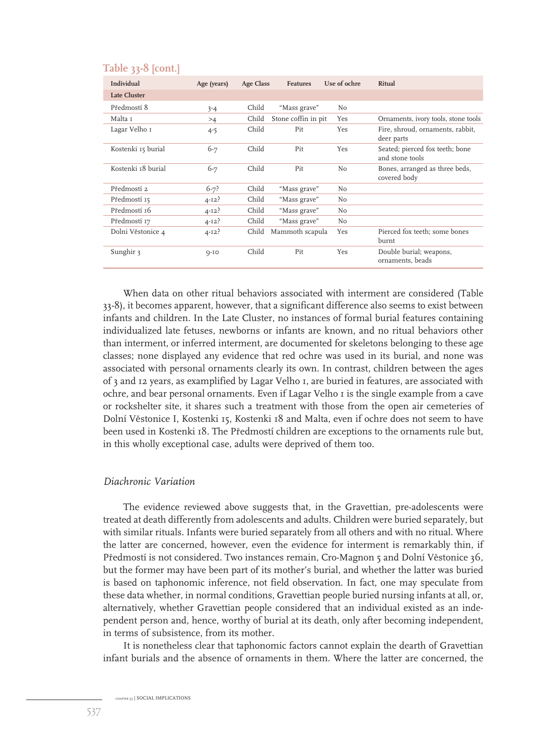### Table 33-8 [cont.]

| Individual | Age (years) | Age Class | Features | Use of ochre | Ritual |
|---|---|---|---|---|---|
| **Late Cluster** | | | | | |
| Předmostí 8 | 3-4 | Child | "Mass grave" | No | |
| Malta 1 | >4 | Child | Stone coffin in pit | Yes | Ornaments, ivory tools, stone tools |
| Lagar Velho 1 | 4-5 | Child | Pit | Yes | Fire, shroud, ornaments, rabbit, deer parts |
| Kostenki 15 burial | 6-7 | Child | Pit | Yes | Seated; pierced fox teeth; bone and stone tools |
| Kostenki 18 burial | 6-7 | Child | Pit | No | Bones, arranged as three beds, covered body |
| Předmostí 2 | 6-7? | Child | "Mass grave" | No | |
| Předmostí 15 | 4-12? | Child | "Mass grave" | No | |
| Předmostí 16 | 4-12? | Child | "Mass grave" | No | |
| Předmostí 17 | 4-12? | Child | "Mass grave" | No | |
| Dolni Věstonice 4 | 4-12? | Child | Mammoth scapula | Yes | Pierced fox teeth; some bones burnt |
| Sunghir 3 | 9-10 | Child | Pit | Yes | Double burial; weapons, ornaments, beads |

When data on other ritual behaviors associated with interment are considered (Table 33-8), it becomes apparent, however, that a significant difference also seems to exist between infants and children. In the Late Cluster, no instances of formal burial features containing individualized late fetuses, newborns or infants are known, and no ritual behaviors other than interment, or inferred interment, are documented for skeletons belonging to these age classes; none displayed any evidence that red ochre was used in its burial, and none was associated with personal ornaments clearly its own. In contrast, children between the ages of 3 and 12 years, as examplified by Lagar Velho 1, are buried in features, are associated with ochre, and bear personal ornaments. Even if Lagar Velho 1 is the single example from a cave or rockshelter site, it shares such a treatment with those from the open air cemeteries of Dolní Věstonice I, Kostenki 15, Kostenki 18 and Malta, even if ochre does not seem to have been used in Kostenki 18. The Předmostí children are exceptions to the ornaments rule but, in this wholly exceptional case, adults were deprived of them too.

### *Diachronic Variation*

The evidence reviewed above suggests that, in the Gravettian, pre-adolescents were treated at death differently from adolescents and adults. Children were buried separately, but with similar rituals. Infants were buried separately from all others and with no ritual. Where the latter are concerned, however, even the evidence for interment is remarkably thin, if Předmostí is not considered. Two instances remain, Cro-Magnon 5 and Dolní Věstonice 36, but the former may have been part of its mother's burial, and whether the latter was buried is based on taphonomic inference, not field observation. In fact, one may speculate from these data whether, in normal conditions, Gravettian people buried nursing infants at all, or, alternatively, whether Gravettian people considered that an individual existed as an independent person and, hence, worthy of burial at its death, only after becoming independent, in terms of subsistence, from its mother.

It is nonetheless clear that taphonomic factors cannot explain the dearth of Gravettian infant burials and the absence of ornaments in them. Where the latter are concerned, the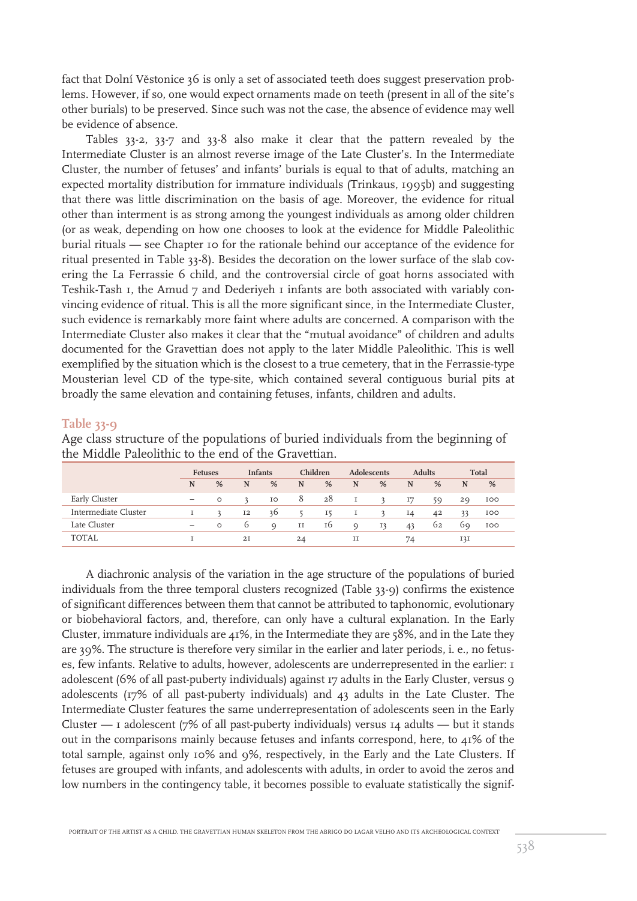fact that Dolní Věstonice 36 is only a set of associated teeth does suggest preservation problems. However, if so, one would expect ornaments made on teeth (present in all of the site's other burials) to be preserved. Since such was not the case, the absence of evidence may well be evidence of absence.

Tables 33-2, 33-7 and 33-8 also make it clear that the pattern revealed by the Intermediate Cluster is an almost reverse image of the Late Cluster's. In the Intermediate Cluster, the number of fetuses' and infants' burials is equal to that of adults, matching an expected mortality distribution for immature individuals (Trinkaus, 1995b) and suggesting that there was little discrimination on the basis of age. Moreover, the evidence for ritual other than interment is as strong among the youngest individuals as among older children (or as weak, depending on how one chooses to look at the evidence for Middle Paleolithic burial rituals — see Chapter 10 for the rationale behind our acceptance of the evidence for ritual presented in Table 33-8). Besides the decoration on the lower surface of the slab covering the La Ferrassie 6 child, and the controversial circle of goat horns associated with Teshik-Tash 1, the Amud 7 and Dederiyeh 1 infants are both associated with variably convincing evidence of ritual. This is all the more significant since, in the Intermediate Cluster, such evidence is remarkably more faint where adults are concerned. A comparison with the Intermediate Cluster also makes it clear that the "mutual avoidance" of children and adults documented for the Gravettian does not apply to the later Middle Paleolithic. This is well exemplified by the situation which is the closest to a true cemetery, that in the Ferrassie-type Mousterian level CD of the type-site, which contained several contiguous burial pits at broadly the same elevation and containing fetuses, infants, children and adults.

**Table 33-9**

Age class structure of the populations of buried individuals from the beginning of the Middle Paleolithic to the end of the Gravettian.

| | Fetuses | | Infants | | Children | | Adolescents | | Adults | | Total | |
|---|---|---|---|---|---|---|---|---|---|---|---|---|
| | N | % | N | % | N | % | N | % | N | % | N | % |
| Early Cluster | – | 0 | 3 | 10 | 8 | 28 | 1 | 3 | 17 | 59 | 29 | 100 |
| Intermediate Cluster | 1 | 3 | 12 | 36 | 5 | 15 | 1 | 3 | 14 | 42 | 33 | 100 |
| Late Cluster | – | 0 | 6 | 9 | 11 | 16 | 9 | 13 | 43 | 62 | 69 | 100 |
| TOTAL | 1 | | 21 | | 24 | | 11 | | 74 | | 131 | |

A diachronic analysis of the variation in the age structure of the populations of buried individuals from the three temporal clusters recognized (Table 33-9) confirms the existence of significant differences between them that cannot be attributed to taphonomic, evolutionary or biobehavioral factors, and, therefore, can only have a cultural explanation. In the Early Cluster, immature individuals are 41%, in the Intermediate they are 58%, and in the Late they are 39%. The structure is therefore very similar in the earlier and later periods, i. e., no fetuses, few infants. Relative to adults, however, adolescents are underrepresented in the earlier: 1 adolescent (6% of all past-puberty individuals) against 17 adults in the Early Cluster, versus 9 adolescents (17% of all past-puberty individuals) and 43 adults in the Late Cluster. The Intermediate Cluster features the same underrepresentation of adolescents seen in the Early Cluster — 1 adolescent (7% of all past-puberty individuals) versus 14 adults — but it stands out in the comparisons mainly because fetuses and infants correspond, here, to 41% of the total sample, against only 10% and 9%, respectively, in the Early and the Late Clusters. If fetuses are grouped with infants, and adolescents with adults, in order to avoid the zeros and low numbers in the contingency table, it becomes possible to evaluate statistically the signif-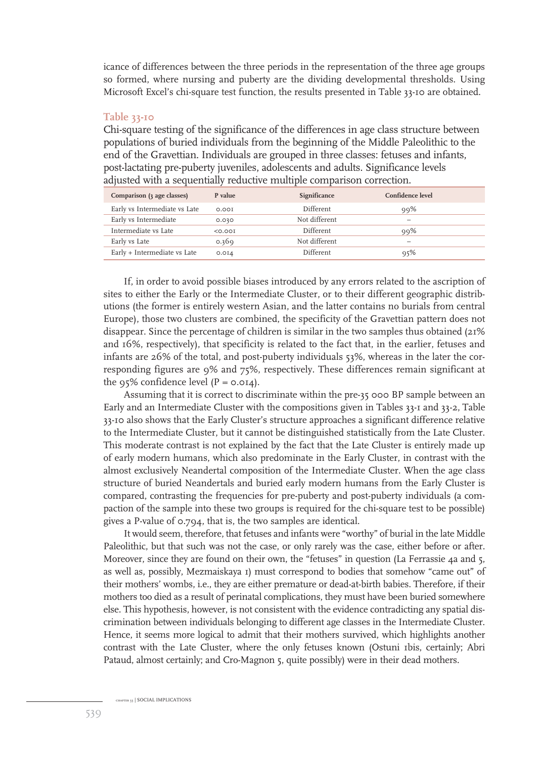icance of differences between the three periods in the representation of the three age groups so formed, where nursing and puberty are the dividing developmental thresholds. Using Microsoft Excel's chi-square test function, the results presented in Table 33-10 are obtained.

**Table 33-10**

Chi-square testing of the significance of the differences in age class structure between populations of buried individuals from the beginning of the Middle Paleolithic to the end of the Gravettian. Individuals are grouped in three classes: fetuses and infants, post-lactating pre-puberty juveniles, adolescents and adults. Significance levels adjusted with a sequentially reductive multiple comparison correction.

| Comparison (3 age classes) | P value | Significance | Confidence level |
|---|---|---|---|
| Early vs Intermediate vs Late | 0.001 | Different | 99% |
| Early vs Intermediate | 0.030 | Not different | – |
| Intermediate vs Late | <0.001 | Different | 99% |
| Early vs Late | 0.369 | Not different | – |
| Early + Intermediate vs Late | 0.014 | Different | 95% |

If, in order to avoid possible biases introduced by any errors related to the ascription of sites to either the Early or the Intermediate Cluster, or to their different geographic distributions (the former is entirely western Asian, and the latter contains no burials from central Europe), those two clusters are combined, the specificity of the Gravettian pattern does not disappear. Since the percentage of children is similar in the two samples thus obtained (21% and 16%, respectively), that specificity is related to the fact that, in the earlier, fetuses and infants are 26% of the total, and post-puberty individuals 53%, whereas in the later the corresponding figures are 9% and 75%, respectively. These differences remain significant at the 95% confidence level (P = 0.014).

Assuming that it is correct to discriminate within the pre-35 000 BP sample between an Early and an Intermediate Cluster with the compositions given in Tables 33-1 and 33-2, Table 33-10 also shows that the Early Cluster's structure approaches a significant difference relative to the Intermediate Cluster, but it cannot be distinguished statistically from the Late Cluster. This moderate contrast is not explained by the fact that the Late Cluster is entirely made up of early modern humans, which also predominate in the Early Cluster, in contrast with the almost exclusively Neandertal composition of the Intermediate Cluster. When the age class structure of buried Neandertals and buried early modern humans from the Early Cluster is compared, contrasting the frequencies for pre-puberty and post-puberty individuals (a compaction of the sample into these two groups is required for the chi-square test to be possible) gives a P-value of 0.794, that is, the two samples are identical.

It would seem, therefore, that fetuses and infants were "worthy" of burial in the late Middle Paleolithic, but that such was not the case, or only rarely was the case, either before or after. Moreover, since they are found on their own, the "fetuses" in question (La Ferrassie 4a and 5, as well as, possibly, Mezmaiskaya 1) must correspond to bodies that somehow "came out" of their mothers' wombs, i.e., they are either premature or dead-at-birth babies. Therefore, if their mothers too died as a result of perinatal complications, they must have been buried somewhere else. This hypothesis, however, is not consistent with the evidence contradicting any spatial discrimination between individuals belonging to different age classes in the Intermediate Cluster. Hence, it seems more logical to admit that their mothers survived, which highlights another contrast with the Late Cluster, where the only fetuses known (Ostuni 1bis, certainly; Abri Pataud, almost certainly; and Cro-Magnon 5, quite possibly) were in their dead mothers.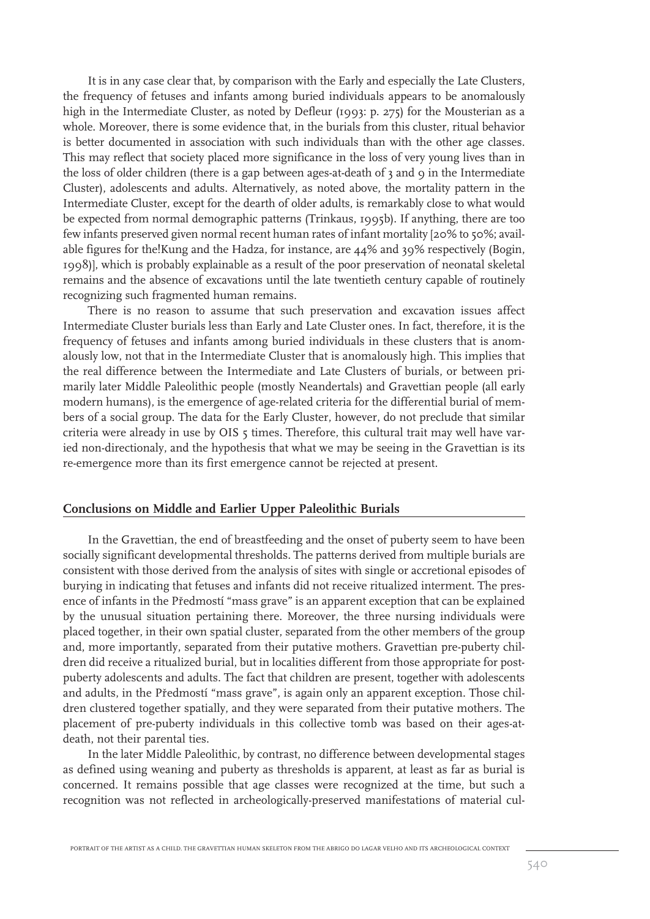It is in any case clear that, by comparison with the Early and especially the Late Clusters, the frequency of fetuses and infants among buried individuals appears to be anomalously high in the Intermediate Cluster, as noted by Defleur (1993: p. 275) for the Mousterian as a whole. Moreover, there is some evidence that, in the burials from this cluster, ritual behavior is better documented in association with such individuals than with the other age classes. This may reflect that society placed more significance in the loss of very young lives than in the loss of older children (there is a gap between ages-at-death of 3 and 9 in the Intermediate Cluster), adolescents and adults. Alternatively, as noted above, the mortality pattern in the Intermediate Cluster, except for the dearth of older adults, is remarkably close to what would be expected from normal demographic patterns (Trinkaus, 1995b). If anything, there are too few infants preserved given normal recent human rates of infant mortality [20% to 50%; available figures for the!Kung and the Hadza, for instance, are 44% and 39% respectively (Bogin, 1998)], which is probably explainable as a result of the poor preservation of neonatal skeletal remains and the absence of excavations until the late twentieth century capable of routinely recognizing such fragmented human remains.

There is no reason to assume that such preservation and excavation issues affect Intermediate Cluster burials less than Early and Late Cluster ones. In fact, therefore, it is the frequency of fetuses and infants among buried individuals in these clusters that is anomalously low, not that in the Intermediate Cluster that is anomalously high. This implies that the real difference between the Intermediate and Late Clusters of burials, or between primarily later Middle Paleolithic people (mostly Neandertals) and Gravettian people (all early modern humans), is the emergence of age-related criteria for the differential burial of members of a social group. The data for the Early Cluster, however, do not preclude that similar criteria were already in use by OIS 5 times. Therefore, this cultural trait may well have varied non-directionaly, and the hypothesis that what we may be seeing in the Gravettian is its re-emergence more than its first emergence cannot be rejected at present.

## Conclusions on Middle and Earlier Upper Paleolithic Burials

In the Gravettian, the end of breastfeeding and the onset of puberty seem to have been socially significant developmental thresholds. The patterns derived from multiple burials are consistent with those derived from the analysis of sites with single or accretional episodes of burying in indicating that fetuses and infants did not receive ritualized interment. The presence of infants in the Předmostí "mass grave" is an apparent exception that can be explained by the unusual situation pertaining there. Moreover, the three nursing individuals were placed together, in their own spatial cluster, separated from the other members of the group and, more importantly, separated from their putative mothers. Gravettian pre-puberty children did receive a ritualized burial, but in localities different from those appropriate for post-puberty adolescents and adults. The fact that children are present, together with adolescents and adults, in the Předmostí "mass grave", is again only an apparent exception. Those children clustered together spatially, and they were separated from their putative mothers. The placement of pre-puberty individuals in this collective tomb was based on their ages-at-death, not their parental ties.

In the later Middle Paleolithic, by contrast, no difference between developmental stages as defined using weaning and puberty as thresholds is apparent, at least as far as burial is concerned. It remains possible that age classes were recognized at the time, but such a recognition was not reflected in archeologically-preserved manifestations of material cul-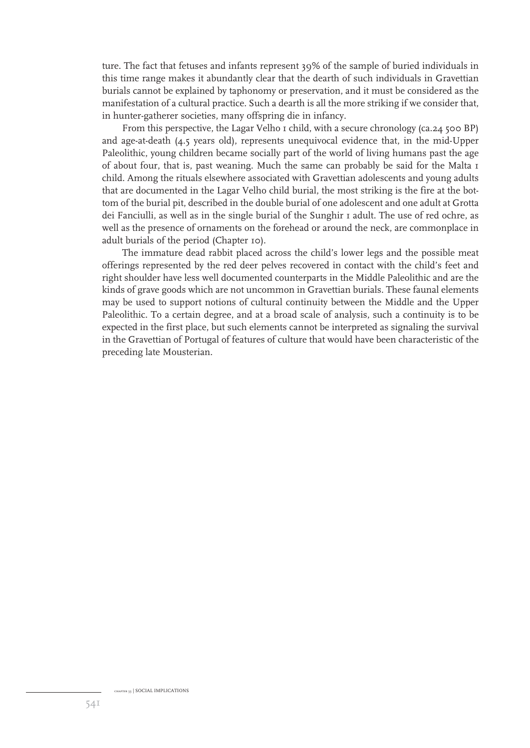ture. The fact that fetuses and infants represent 39% of the sample of buried individuals in this time range makes it abundantly clear that the dearth of such individuals in Gravettian burials cannot be explained by taphonomy or preservation, and it must be considered as the manifestation of a cultural practice. Such a dearth is all the more striking if we consider that, in hunter-gatherer societies, many offspring die in infancy.

From this perspective, the Lagar Velho 1 child, with a secure chronology (ca.24 500 BP) and age-at-death (4.5 years old), represents unequivocal evidence that, in the mid-Upper Paleolithic, young children became socially part of the world of living humans past the age of about four, that is, past weaning. Much the same can probably be said for the Malta 1 child. Among the rituals elsewhere associated with Gravettian adolescents and young adults that are documented in the Lagar Velho child burial, the most striking is the fire at the bottom of the burial pit, described in the double burial of one adolescent and one adult at Grotta dei Fanciulli, as well as in the single burial of the Sunghir 1 adult. The use of red ochre, as well as the presence of ornaments on the forehead or around the neck, are commonplace in adult burials of the period (Chapter 10).

The immature dead rabbit placed across the child's lower legs and the possible meat offerings represented by the red deer pelves recovered in contact with the child's feet and right shoulder have less well documented counterparts in the Middle Paleolithic and are the kinds of grave goods which are not uncommon in Gravettian burials. These faunal elements may be used to support notions of cultural continuity between the Middle and the Upper Paleolithic. To a certain degree, and at a broad scale of analysis, such a continuity is to be expected in the first place, but such elements cannot be interpreted as signaling the survival in the Gravettian of Portugal of features of culture that would have been characteristic of the preceding late Mousterian.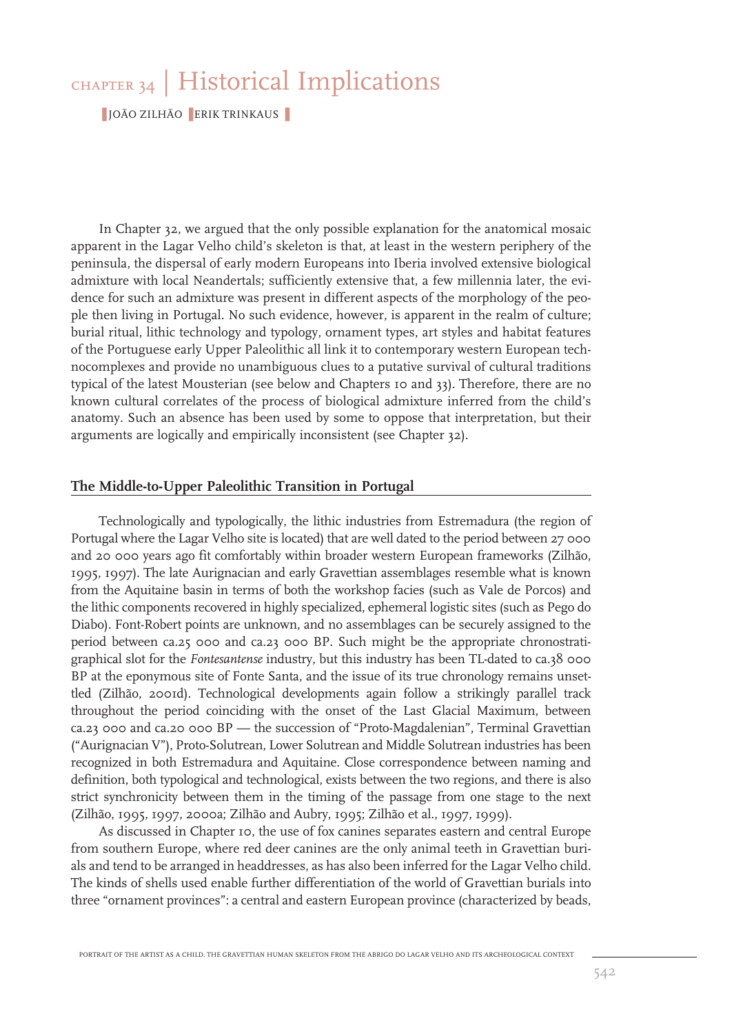# CHAPTER 34 | Historical Implications

JOÃO ZILHÃO ERIK TRINKAUS

In Chapter 32, we argued that the only possible explanation for the anatomical mosaic apparent in the Lagar Velho child's skeleton is that, at least in the western periphery of the peninsula, the dispersal of early modern Europeans into Iberia involved extensive biological admixture with local Neandertals; sufficiently extensive that, a few millennia later, the evidence for such an admixture was present in different aspects of the morphology of the people then living in Portugal. No such evidence, however, is apparent in the realm of culture; burial ritual, lithic technology and typology, ornament types, art styles and habitat features of the Portuguese early Upper Paleolithic all link it to contemporary western European technocomplexes and provide no unambiguous clues to a putative survival of cultural traditions typical of the latest Mousterian (see below and Chapters 10 and 33). Therefore, there are no known cultural correlates of the process of biological admixture inferred from the child's anatomy. Such an absence has been used by some to oppose that interpretation, but their arguments are logically and empirically inconsistent (see Chapter 32).

## The Middle-to-Upper Paleolithic Transition in Portugal

Technologically and typologically, the lithic industries from Estremadura (the region of Portugal where the Lagar Velho site is located) that are well dated to the period between 27 000 and 20 000 years ago fit comfortably within broader western European frameworks (Zilhão, 1995, 1997). The late Aurignacian and early Gravettian assemblages resemble what is known from the Aquitaine basin in terms of both the workshop facies (such as Vale de Porcos) and the lithic components recovered in highly specialized, ephemeral logistic sites (such as Pego do Diabo). Font-Robert points are unknown, and no assemblages can be securely assigned to the period between ca.25 000 and ca.23 000 BP. Such might be the appropriate chronostratigraphical slot for the *Fontesantense* industry, but this industry has been TL-dated to ca.38 000 BP at the eponymous site of Fonte Santa, and the issue of its true chronology remains unsettled (Zilhão, 2001d). Technological developments again follow a strikingly parallel track throughout the period coinciding with the onset of the Last Glacial Maximum, between ca.23 000 and ca.20 000 BP — the succession of "Proto-Magdalenian", Terminal Gravettian ("Aurignacian V"), Proto-Solutrean, Lower Solutrean and Middle Solutrean industries has been recognized in both Estremadura and Aquitaine. Close correspondence between naming and definition, both typological and technological, exists between the two regions, and there is also strict synchronicity between them in the timing of the passage from one stage to the next (Zilhão, 1995, 1997, 2000a; Zilhão and Aubry, 1995; Zilhão et al., 1997, 1999).

As discussed in Chapter 10, the use of fox canines separates eastern and central Europe from southern Europe, where red deer canines are the only animal teeth in Gravettian burials and tend to be arranged in headdresses, as has also been inferred for the Lagar Velho child. The kinds of shells used enable further differentiation of the world of Gravettian burials into three "ornament provinces": a central and eastern European province (characterized by beads,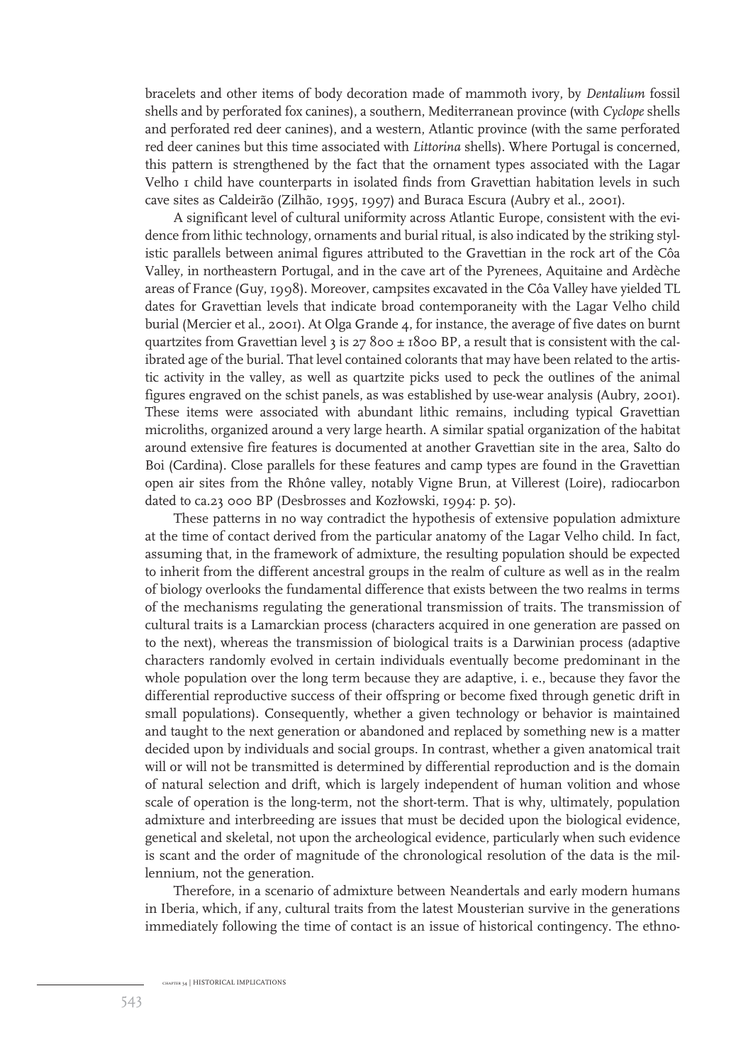bracelets and other items of body decoration made of mammoth ivory, by *Dentalium* fossil shells and by perforated fox canines), a southern, Mediterranean province (with *Cyclope* shells and perforated red deer canines), and a western, Atlantic province (with the same perforated red deer canines but this time associated with *Littorina* shells). Where Portugal is concerned, this pattern is strengthened by the fact that the ornament types associated with the Lagar Velho 1 child have counterparts in isolated finds from Gravettian habitation levels in such cave sites as Caldeirão (Zilhão, 1995, 1997) and Buraca Escura (Aubry et al., 2001).

A significant level of cultural uniformity across Atlantic Europe, consistent with the evidence from lithic technology, ornaments and burial ritual, is also indicated by the striking stylistic parallels between animal figures attributed to the Gravettian in the rock art of the Côa Valley, in northeastern Portugal, and in the cave art of the Pyrenees, Aquitaine and Ardèche areas of France (Guy, 1998). Moreover, campsites excavated in the Côa Valley have yielded TL dates for Gravettian levels that indicate broad contemporaneity with the Lagar Velho child burial (Mercier et al., 2001). At Olga Grande 4, for instance, the average of five dates on burnt quartzites from Gravettian level 3 is 27 800 ± 1800 BP, a result that is consistent with the calibrated age of the burial. That level contained colorants that may have been related to the artistic activity in the valley, as well as quartzite picks used to peck the outlines of the animal figures engraved on the schist panels, as was established by use-wear analysis (Aubry, 2001). These items were associated with abundant lithic remains, including typical Gravettian microliths, organized around a very large hearth. A similar spatial organization of the habitat around extensive fire features is documented at another Gravettian site in the area, Salto do Boi (Cardina). Close parallels for these features and camp types are found in the Gravettian open air sites from the Rhône valley, notably Vigne Brun, at Villerest (Loire), radiocarbon dated to ca.23 000 BP (Desbrosses and Kozłowski, 1994: p. 50).

These patterns in no way contradict the hypothesis of extensive population admixture at the time of contact derived from the particular anatomy of the Lagar Velho child. In fact, assuming that, in the framework of admixture, the resulting population should be expected to inherit from the different ancestral groups in the realm of culture as well as in the realm of biology overlooks the fundamental difference that exists between the two realms in terms of the mechanisms regulating the generational transmission of traits. The transmission of cultural traits is a Lamarckian process (characters acquired in one generation are passed on to the next), whereas the transmission of biological traits is a Darwinian process (adaptive characters randomly evolved in certain individuals eventually become predominant in the whole population over the long term because they are adaptive, i. e., because they favor the differential reproductive success of their offspring or become fixed through genetic drift in small populations). Consequently, whether a given technology or behavior is maintained and taught to the next generation or abandoned and replaced by something new is a matter decided upon by individuals and social groups. In contrast, whether a given anatomical trait will or will not be transmitted is determined by differential reproduction and is the domain of natural selection and drift, which is largely independent of human volition and whose scale of operation is the long-term, not the short-term. That is why, ultimately, population admixture and interbreeding are issues that must be decided upon the biological evidence, genetical and skeletal, not upon the archeological evidence, particularly when such evidence is scant and the order of magnitude of the chronological resolution of the data is the millennium, not the generation.

Therefore, in a scenario of admixture between Neandertals and early modern humans in Iberia, which, if any, cultural traits from the latest Mousterian survive in the generations immediately following the time of contact is an issue of historical contingency. The ethno-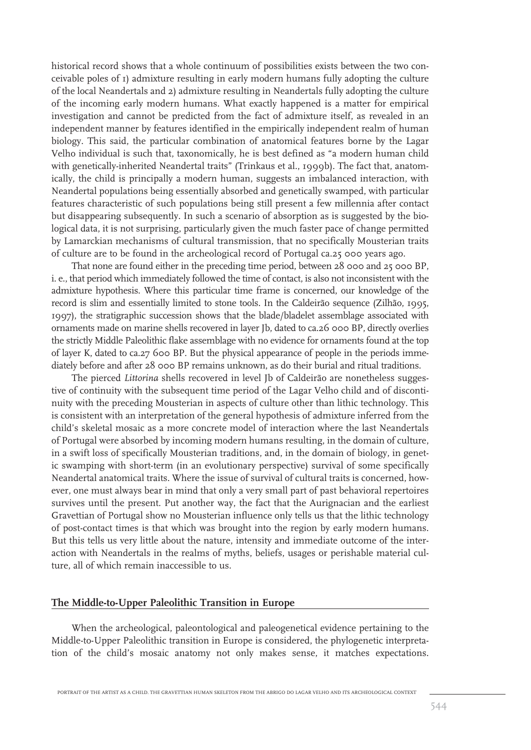historical record shows that a whole continuum of possibilities exists between the two conceivable poles of 1) admixture resulting in early modern humans fully adopting the culture of the local Neandertals and 2) admixture resulting in Neandertals fully adopting the culture of the incoming early modern humans. What exactly happened is a matter for empirical investigation and cannot be predicted from the fact of admixture itself, as revealed in an independent manner by features identified in the empirically independent realm of human biology. This said, the particular combination of anatomical features borne by the Lagar Velho individual is such that, taxonomically, he is best defined as "a modern human child with genetically-inherited Neandertal traits" (Trinkaus et al., 1999b). The fact that, anatomically, the child is principally a modern human, suggests an imbalanced interaction, with Neandertal populations being essentially absorbed and genetically swamped, with particular features characteristic of such populations being still present a few millennia after contact but disappearing subsequently. In such a scenario of absorption as is suggested by the biological data, it is not surprising, particularly given the much faster pace of change permitted by Lamarckian mechanisms of cultural transmission, that no specifically Mousterian traits of culture are to be found in the archeological record of Portugal ca.25 000 years ago.

That none are found either in the preceding time period, between 28 000 and 25 000 BP, i. e., that period which immediately followed the time of contact, is also not inconsistent with the admixture hypothesis. Where this particular time frame is concerned, our knowledge of the record is slim and essentially limited to stone tools. In the Caldeirão sequence (Zilhão, 1995, 1997), the stratigraphic succession shows that the blade/bladelet assemblage associated with ornaments made on marine shells recovered in layer Jb, dated to ca.26 000 BP, directly overlies the strictly Middle Paleolithic flake assemblage with no evidence for ornaments found at the top of layer K, dated to ca.27 600 BP. But the physical appearance of people in the periods immediately before and after 28 000 BP remains unknown, as do their burial and ritual traditions.

The pierced *Littorina* shells recovered in level Jb of Caldeirão are nonetheless suggestive of continuity with the subsequent time period of the Lagar Velho child and of discontinuity with the preceding Mousterian in aspects of culture other than lithic technology. This is consistent with an interpretation of the general hypothesis of admixture inferred from the child's skeletal mosaic as a more concrete model of interaction where the last Neandertals of Portugal were absorbed by incoming modern humans resulting, in the domain of culture, in a swift loss of specifically Mousterian traditions, and, in the domain of biology, in genetic swamping with short-term (in an evolutionary perspective) survival of some specifically Neandertal anatomical traits. Where the issue of survival of cultural traits is concerned, however, one must always bear in mind that only a very small part of past behavioral repertoires survives until the present. Put another way, the fact that the Aurignacian and the earliest Gravettian of Portugal show no Mousterian influence only tells us that the lithic technology of post-contact times is that which was brought into the region by early modern humans. But this tells us very little about the nature, intensity and immediate outcome of the interaction with Neandertals in the realms of myths, beliefs, usages or perishable material culture, all of which remain inaccessible to us.

## The Middle-to-Upper Paleolithic Transition in Europe

When the archeological, paleontological and paleogenetical evidence pertaining to the Middle-to-Upper Paleolithic transition in Europe is considered, the phylogenetic interpretation of the child's mosaic anatomy not only makes sense, it matches expectations.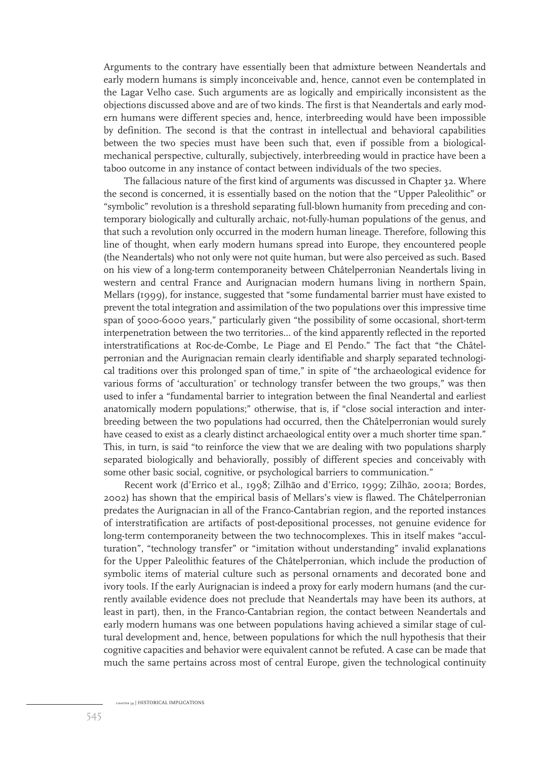Arguments to the contrary have essentially been that admixture between Neandertals and early modern humans is simply inconceivable and, hence, cannot even be contemplated in the Lagar Velho case. Such arguments are as logically and empirically inconsistent as the objections discussed above and are of two kinds. The first is that Neandertals and early modern humans were different species and, hence, interbreeding would have been impossible by definition. The second is that the contrast in intellectual and behavioral capabilities between the two species must have been such that, even if possible from a biological-mechanical perspective, culturally, subjectively, interbreeding would in practice have been a taboo outcome in any instance of contact between individuals of the two species.

The fallacious nature of the first kind of arguments was discussed in Chapter 32. Where the second is concerned, it is essentially based on the notion that the "Upper Paleolithic" or "symbolic" revolution is a threshold separating full-blown humanity from preceding and contemporary biologically and culturally archaic, not-fully-human populations of the genus, and that such a revolution only occurred in the modern human lineage. Therefore, following this line of thought, when early modern humans spread into Europe, they encountered people (the Neandertals) who not only were not quite human, but were also perceived as such. Based on his view of a long-term contemporaneity between Châtelperronian Neandertals living in western and central France and Aurignacian modern humans living in northern Spain, Mellars (1999), for instance, suggested that "some fundamental barrier must have existed to prevent the total integration and assimilation of the two populations over this impressive time span of 5000-6000 years," particularly given "the possibility of some occasional, short-term interpenetration between the two territories... of the kind apparently reflected in the reported interstratifications at Roc-de-Combe, Le Piage and El Pendo." The fact that "the Châtelperronian and the Aurignacian remain clearly identifiable and sharply separated technological traditions over this prolonged span of time," in spite of "the archaeological evidence for various forms of 'acculturation' or technology transfer between the two groups," was then used to infer a "fundamental barrier to integration between the final Neandertal and earliest anatomically modern populations;" otherwise, that is, if "close social interaction and interbreeding between the two populations had occurred, then the Châtelperronian would surely have ceased to exist as a clearly distinct archaeological entity over a much shorter time span." This, in turn, is said "to reinforce the view that we are dealing with two populations sharply separated biologically and behaviorally, possibly of different species and conceivably with some other basic social, cognitive, or psychological barriers to communication."

Recent work (d'Errico et al., 1998; Zilhão and d'Errico, 1999; Zilhão, 2001a; Bordes, 2002) has shown that the empirical basis of Mellars's view is flawed. The Châtelperronian predates the Aurignacian in all of the Franco-Cantabrian region, and the reported instances of interstratification are artifacts of post-depositional processes, not genuine evidence for long-term contemporaneity between the two technocomplexes. This in itself makes "acculturation", "technology transfer" or "imitation without understanding" invalid explanations for the Upper Paleolithic features of the Châtelperronian, which include the production of symbolic items of material culture such as personal ornaments and decorated bone and ivory tools. If the early Aurignacian is indeed a proxy for early modern humans (and the currently available evidence does not preclude that Neandertals may have been its authors, at least in part), then, in the Franco-Cantabrian region, the contact between Neandertals and early modern humans was one between populations having achieved a similar stage of cultural development and, hence, between populations for which the null hypothesis that their cognitive capacities and behavior were equivalent cannot be refuted. A case can be made that much the same pertains across most of central Europe, given the technological continuity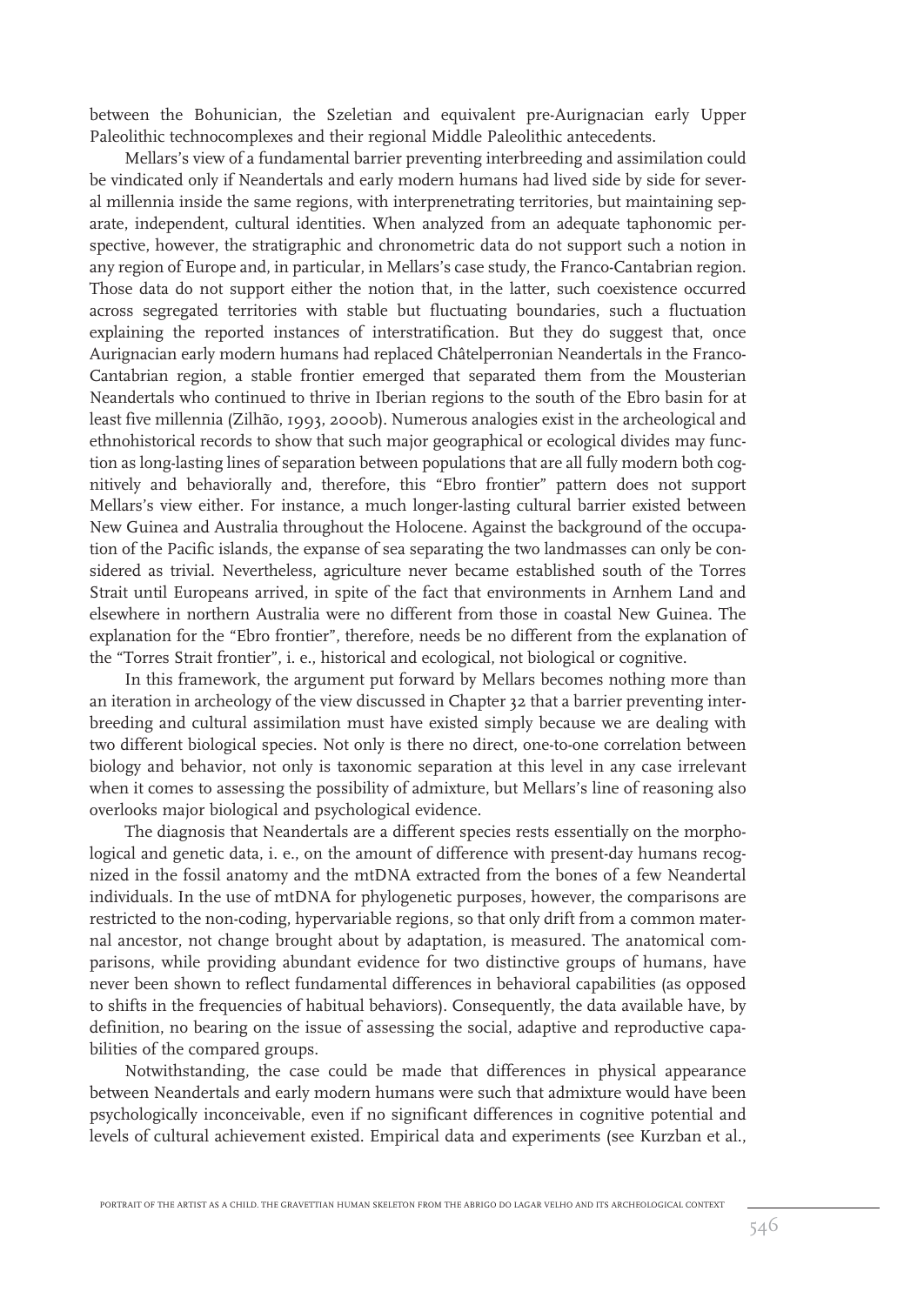between the Bohunician, the Szeletian and equivalent pre-Aurignacian early Upper Paleolithic technocomplexes and their regional Middle Paleolithic antecedents.

Mellars's view of a fundamental barrier preventing interbreeding and assimilation could be vindicated only if Neandertals and early modern humans had lived side by side for several millennia inside the same regions, with interpenetrating territories, but maintaining separate, independent, cultural identities. When analyzed from an adequate taphonomic perspective, however, the stratigraphic and chronometric data do not support such a notion in any region of Europe and, in particular, in Mellars's case study, the Franco-Cantabrian region. Those data do not support either the notion that, in the latter, such coexistence occurred across segregated territories with stable but fluctuating boundaries, such a fluctuation explaining the reported instances of interstratification. But they do suggest that, once Aurignacian early modern humans had replaced Châtelperronian Neandertals in the Franco-Cantabrian region, a stable frontier emerged that separated them from the Mousterian Neandertals who continued to thrive in Iberian regions to the south of the Ebro basin for at least five millennia (Zilhão, 1993, 2000b). Numerous analogies exist in the archeological and ethnohistorical records to show that such major geographical or ecological divides may function as long-lasting lines of separation between populations that are all fully modern both cognitively and behaviorally and, therefore, this "Ebro frontier" pattern does not support Mellars's view either. For instance, a much longer-lasting cultural barrier existed between New Guinea and Australia throughout the Holocene. Against the background of the occupation of the Pacific islands, the expanse of sea separating the two landmasses can only be considered as trivial. Nevertheless, agriculture never became established south of the Torres Strait until Europeans arrived, in spite of the fact that environments in Arnhem Land and elsewhere in northern Australia were no different from those in coastal New Guinea. The explanation for the "Ebro frontier", therefore, needs be no different from the explanation of the "Torres Strait frontier", i. e., historical and ecological, not biological or cognitive.

In this framework, the argument put forward by Mellars becomes nothing more than an iteration in archeology of the view discussed in Chapter 32 that a barrier preventing interbreeding and cultural assimilation must have existed simply because we are dealing with two different biological species. Not only is there no direct, one-to-one correlation between biology and behavior, not only is taxonomic separation at this level in any case irrelevant when it comes to assessing the possibility of admixture, but Mellars's line of reasoning also overlooks major biological and psychological evidence.

The diagnosis that Neandertals are a different species rests essentially on the morphological and genetic data, i. e., on the amount of difference with present-day humans recognized in the fossil anatomy and the mtDNA extracted from the bones of a few Neandertal individuals. In the use of mtDNA for phylogenetic purposes, however, the comparisons are restricted to the non-coding, hypervariable regions, so that only drift from a common maternal ancestor, not change brought about by adaptation, is measured. The anatomical comparisons, while providing abundant evidence for two distinctive groups of humans, have never been shown to reflect fundamental differences in behavioral capabilities (as opposed to shifts in the frequencies of habitual behaviors). Consequently, the data available have, by definition, no bearing on the issue of assessing the social, adaptive and reproductive capabilities of the compared groups.

Notwithstanding, the case could be made that differences in physical appearance between Neandertals and early modern humans were such that admixture would have been psychologically inconceivable, even if no significant differences in cognitive potential and levels of cultural achievement existed. Empirical data and experiments (see Kurzban et al.,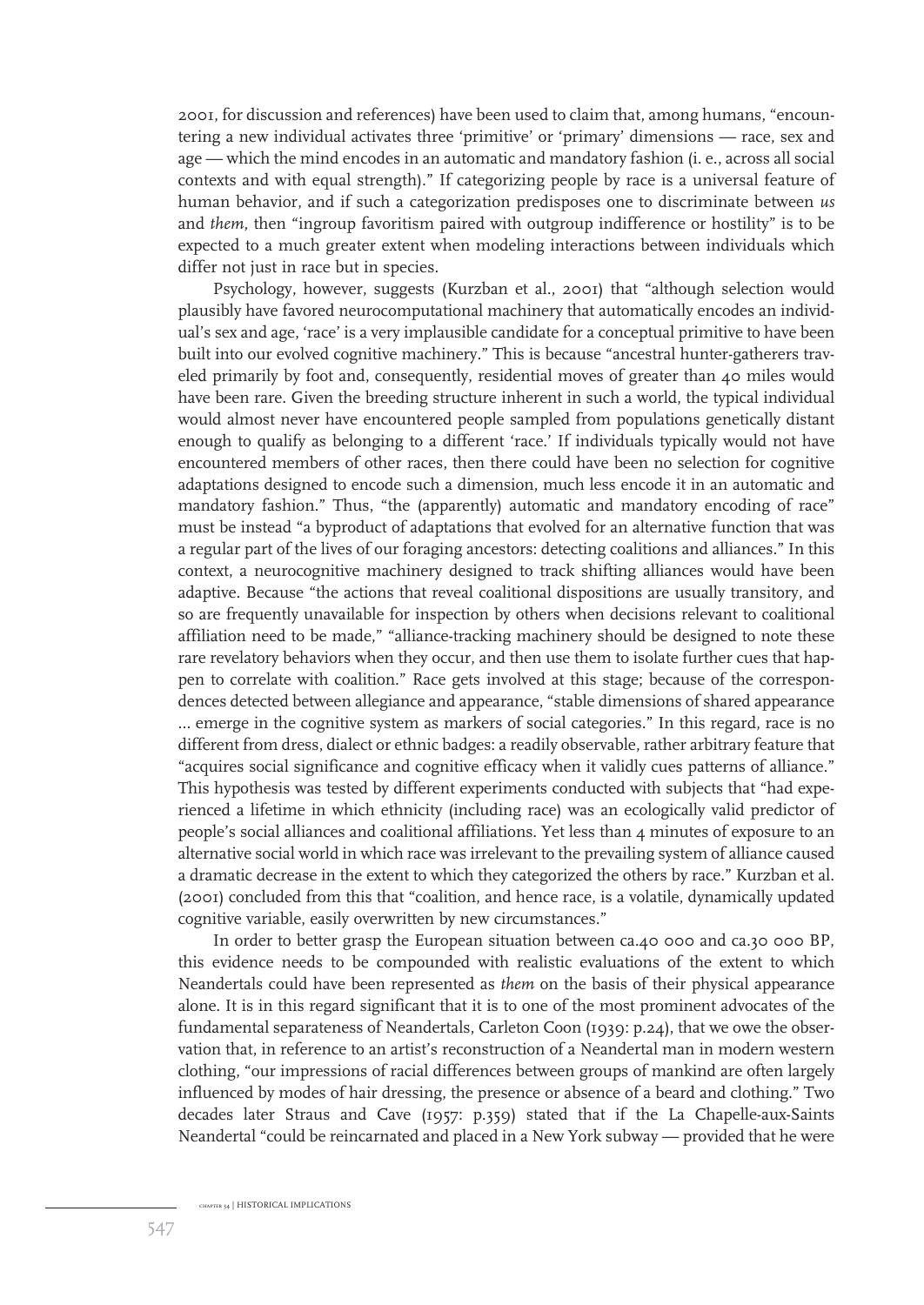2001, for discussion and references) have been used to claim that, among humans, "encountering a new individual activates three 'primitive' or 'primary' dimensions — race, sex and age — which the mind encodes in an automatic and mandatory fashion (i. e., across all social contexts and with equal strength)." If categorizing people by race is a universal feature of human behavior, and if such a categorization predisposes one to discriminate between *us* and *them*, then "ingroup favoritism paired with outgroup indifference or hostility" is to be expected to a much greater extent when modeling interactions between individuals which differ not just in race but in species.

Psychology, however, suggests (Kurzban et al., 2001) that "although selection would plausibly have favored neurocomputational machinery that automatically encodes an individual's sex and age, 'race' is a very implausible candidate for a conceptual primitive to have been built into our evolved cognitive machinery." This is because "ancestral hunter-gatherers traveled primarily by foot and, consequently, residential moves of greater than 40 miles would have been rare. Given the breeding structure inherent in such a world, the typical individual would almost never have encountered people sampled from populations genetically distant enough to qualify as belonging to a different 'race.' If individuals typically would not have encountered members of other races, then there could have been no selection for cognitive adaptations designed to encode such a dimension, much less encode it in an automatic and mandatory fashion." Thus, "the (apparently) automatic and mandatory encoding of race" must be instead "a byproduct of adaptations that evolved for an alternative function that was a regular part of the lives of our foraging ancestors: detecting coalitions and alliances." In this context, a neurocognitive machinery designed to track shifting alliances would have been adaptive. Because "the actions that reveal coalitional dispositions are usually transitory, and so are frequently unavailable for inspection by others when decisions relevant to coalitional affiliation need to be made," "alliance-tracking machinery should be designed to note these rare revelatory behaviors when they occur, and then use them to isolate further cues that happen to correlate with coalition." Race gets involved at this stage; because of the correspondences detected between allegiance and appearance, "stable dimensions of shared appearance ... emerge in the cognitive system as markers of social categories." In this regard, race is no different from dress, dialect or ethnic badges: a readily observable, rather arbitrary feature that "acquires social significance and cognitive efficacy when it validly cues patterns of alliance." This hypothesis was tested by different experiments conducted with subjects that "had experienced a lifetime in which ethnicity (including race) was an ecologically valid predictor of people's social alliances and coalitional affiliations. Yet less than 4 minutes of exposure to an alternative social world in which race was irrelevant to the prevailing system of alliance caused a dramatic decrease in the extent to which they categorized the others by race." Kurzban et al. (2001) concluded from this that "coalition, and hence race, is a volatile, dynamically updated cognitive variable, easily overwritten by new circumstances."

In order to better grasp the European situation between ca.40 000 and ca.30 000 BP, this evidence needs to be compounded with realistic evaluations of the extent to which Neandertals could have been represented as *them* on the basis of their physical appearance alone. It is in this regard significant that it is to one of the most prominent advocates of the fundamental separateness of Neandertals, Carleton Coon (1939: p.24), that we owe the observation that, in reference to an artist's reconstruction of a Neandertal man in modern western clothing, "our impressions of racial differences between groups of mankind are often largely influenced by modes of hair dressing, the presence or absence of a beard and clothing." Two decades later Straus and Cave (1957: p.359) stated that if the La Chapelle-aux-Saints Neandertal "could be reincarnated and placed in a New York subway — provided that he were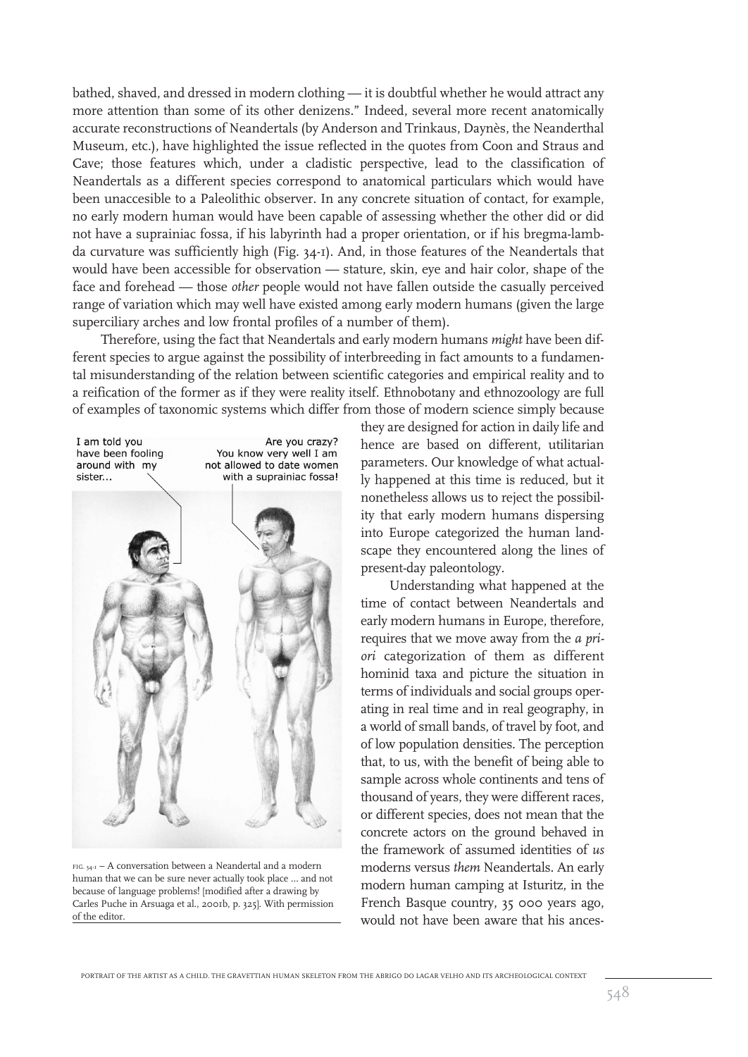bathed, shaved, and dressed in modern clothing — it is doubtful whether he would attract any more attention than some of its other denizens." Indeed, several more recent anatomically accurate reconstructions of Neandertals (by Anderson and Trinkaus, Daynès, the Neanderthal Museum, etc.), have highlighted the issue reflected in the quotes from Coon and Straus and Cave; those features which, under a cladistic perspective, lead to the classification of Neandertals as a different species correspond to anatomical particulars which would have been unaccesible to a Paleolithic observer. In any concrete situation of contact, for example, no early modern human would have been capable of assessing whether the other did or did not have a suprainiac fossa, if his labyrinth had a proper orientation, or if his bregma-lambda curvature was sufficiently high (Fig. 34-1). And, in those features of the Neandertals that would have been accessible for observation — stature, skin, eye and hair color, shape of the face and forehead — those *other* people would not have fallen outside the casually perceived range of variation which may well have existed among early modern humans (given the large superciliary arches and low frontal profiles of a number of them).

Therefore, using the fact that Neandertals and early modern humans *might* have been different species to argue against the possibility of interbreeding in fact amounts to a fundamental misunderstanding of the relation between scientific categories and empirical reality and to a reification of the former as if they were reality itself. Ethnobotany and ethnozoology are full of examples of taxonomic systems which differ from those of modern science simply because they are designed for action in daily life and hence are based on different, utilitarian parameters. Our knowledge of what actually happened at this time is reduced, but it nonetheless allows us to reject the possibility that early modern humans dispersing into Europe categorized the human landscape they encountered along the lines of present-day paleontology.

Understanding what happened at the time of contact between Neandertals and early modern humans in Europe, therefore, requires that we move away from the *a priori* categorization of them as different hominid taxa and picture the situation in terms of individuals and social groups operating in real time and in real geography, in a world of small bands, of travel by foot, and of low population densities. The perception that, to us, with the benefit of being able to sample across whole continents and tens of thousand of years, they were different races, or different species, does not mean that the concrete actors on the ground behaved in the framework of assumed identities of *us* moderns versus *them* Neandertals. An early modern human camping at Isturitz, in the French Basque country, 35 000 years ago, would not have been aware that his ances-

FIG. 34-1 – A conversation between a Neandertal and a modern human that we can be sure never actually took place ... and not because of language problems! [modified after a drawing by Carles Puche in Arsuaga et al., 2001b, p. 325]. With permission of the editor.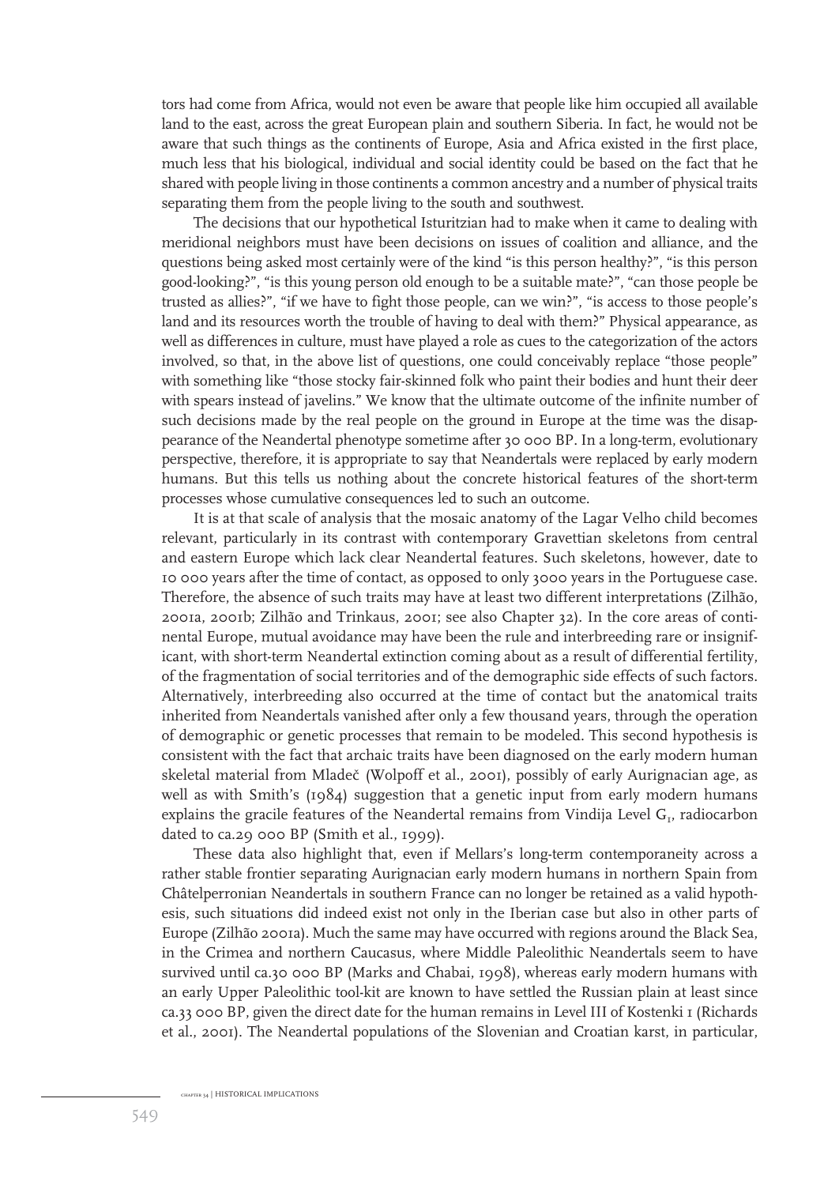tors had come from Africa, would not even be aware that people like him occupied all available land to the east, across the great European plain and southern Siberia. In fact, he would not be aware that such things as the continents of Europe, Asia and Africa existed in the first place, much less that his biological, individual and social identity could be based on the fact that he shared with people living in those continents a common ancestry and a number of physical traits separating them from the people living to the south and southwest.

The decisions that our hypothetical Isturitzian had to make when it came to dealing with meridional neighbors must have been decisions on issues of coalition and alliance, and the questions being asked most certainly were of the kind "is this person healthy?", "is this person good-looking?", "is this young person old enough to be a suitable mate?", "can those people be trusted as allies?", "if we have to fight those people, can we win?", "is access to those people's land and its resources worth the trouble of having to deal with them?" Physical appearance, as well as differences in culture, must have played a role as cues to the categorization of the actors involved, so that, in the above list of questions, one could conceivably replace "those people" with something like "those stocky fair-skinned folk who paint their bodies and hunt their deer with spears instead of javelins." We know that the ultimate outcome of the infinite number of such decisions made by the real people on the ground in Europe at the time was the disappearance of the Neandertal phenotype sometime after 30 000 BP. In a long-term, evolutionary perspective, therefore, it is appropriate to say that Neandertals were replaced by early modern humans. But this tells us nothing about the concrete historical features of the short-term processes whose cumulative consequences led to such an outcome.

It is at that scale of analysis that the mosaic anatomy of the Lagar Velho child becomes relevant, particularly in its contrast with contemporary Gravettian skeletons from central and eastern Europe which lack clear Neandertal features. Such skeletons, however, date to 10 000 years after the time of contact, as opposed to only 3000 years in the Portuguese case. Therefore, the absence of such traits may have at least two different interpretations (Zilhão, 2001a, 2001b; Zilhão and Trinkaus, 2001; see also Chapter 32). In the core areas of continental Europe, mutual avoidance may have been the rule and interbreeding rare or insignificant, with short-term Neandertal extinction coming about as a result of differential fertility, of the fragmentation of social territories and of the demographic side effects of such factors. Alternatively, interbreeding also occurred at the time of contact but the anatomical traits inherited from Neandertals vanished after only a few thousand years, through the operation of demographic or genetic processes that remain to be modeled. This second hypothesis is consistent with the fact that archaic traits have been diagnosed on the early modern human skeletal material from Mladeč (Wolpoff et al., 2001), possibly of early Aurignacian age, as well as with Smith's (1984) suggestion that a genetic input from early modern humans explains the gracile features of the Neandertal remains from Vindija Level $G_1$, radiocarbon dated to ca.29 000 BP (Smith et al., 1999).

These data also highlight that, even if Mellars's long-term contemporaneity across a rather stable frontier separating Aurignacian early modern humans in northern Spain from Châtelperronian Neandertals in southern France can no longer be retained as a valid hypothesis, such situations did indeed exist not only in the Iberian case but also in other parts of Europe (Zilhão 2001a). Much the same may have occurred with regions around the Black Sea, in the Crimea and northern Caucasus, where Middle Paleolithic Neandertals seem to have survived until ca.30 000 BP (Marks and Chabai, 1998), whereas early modern humans with an early Upper Paleolithic tool-kit are known to have settled the Russian plain at least since ca.33 000 BP, given the direct date for the human remains in Level III of Kostenki 1 (Richards et al., 2001). The Neandertal populations of the Slovenian and Croatian karst, in particular,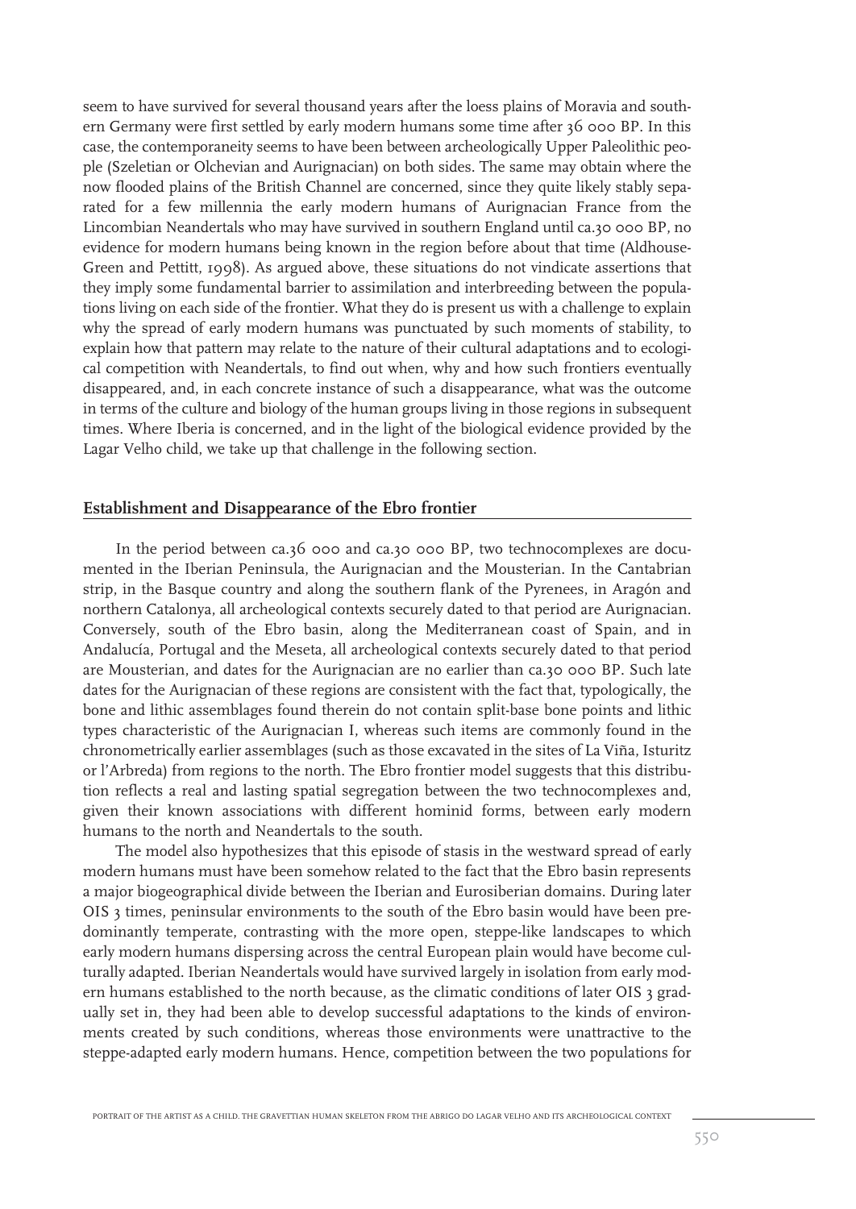seem to have survived for several thousand years after the loess plains of Moravia and southern Germany were first settled by early modern humans some time after 36 000 BP. In this case, the contemporaneity seems to have been between archeologically Upper Paleolithic people (Szeletian or Olchevian and Aurignacian) on both sides. The same may obtain where the now flooded plains of the British Channel are concerned, since they quite likely stably separated for a few millennia the early modern humans of Aurignacian France from the Lincombian Neandertals who may have survived in southern England until ca.30 000 BP, no evidence for modern humans being known in the region before about that time (Aldhouse-Green and Pettitt, 1998). As argued above, these situations do not vindicate assertions that they imply some fundamental barrier to assimilation and interbreeding between the populations living on each side of the frontier. What they do is present us with a challenge to explain why the spread of early modern humans was punctuated by such moments of stability, to explain how that pattern may relate to the nature of their cultural adaptations and to ecological competition with Neandertals, to find out when, why and how such frontiers eventually disappeared, and, in each concrete instance of such a disappearance, what was the outcome in terms of the culture and biology of the human groups living in those regions in subsequent times. Where Iberia is concerned, and in the light of the biological evidence provided by the Lagar Velho child, we take up that challenge in the following section.

## Establishment and Disappearance of the Ebro frontier

In the period between ca.36 000 and ca.30 000 BP, two technocomplexes are documented in the Iberian Peninsula, the Aurignacian and the Mousterian. In the Cantabrian strip, in the Basque country and along the southern flank of the Pyrenees, in Aragón and northern Catalonya, all archeological contexts securely dated to that period are Aurignacian. Conversely, south of the Ebro basin, along the Mediterranean coast of Spain, and in Andalucía, Portugal and the Meseta, all archeological contexts securely dated to that period are Mousterian, and dates for the Aurignacian are no earlier than ca.30 000 BP. Such late dates for the Aurignacian of these regions are consistent with the fact that, typologically, the bone and lithic assemblages found therein do not contain split-base bone points and lithic types characteristic of the Aurignacian I, whereas such items are commonly found in the chronometrically earlier assemblages (such as those excavated in the sites of La Viña, Isturitz or l'Arbreda) from regions to the north. The Ebro frontier model suggests that this distribution reflects a real and lasting spatial segregation between the two technocomplexes and, given their known associations with different hominid forms, between early modern humans to the north and Neandertals to the south.

The model also hypothesizes that this episode of stasis in the westward spread of early modern humans must have been somehow related to the fact that the Ebro basin represents a major biogeographical divide between the Iberian and Eurosiberian domains. During later OIS 3 times, peninsular environments to the south of the Ebro basin would have been predominantly temperate, contrasting with the more open, steppe-like landscapes to which early modern humans dispersing across the central European plain would have become culturally adapted. Iberian Neandertals would have survived largely in isolation from early modern humans established to the north because, as the climatic conditions of later OIS 3 gradually set in, they had been able to develop successful adaptations to the kinds of environments created by such conditions, whereas those environments were unattractive to the steppe-adapted early modern humans. Hence, competition between the two populations for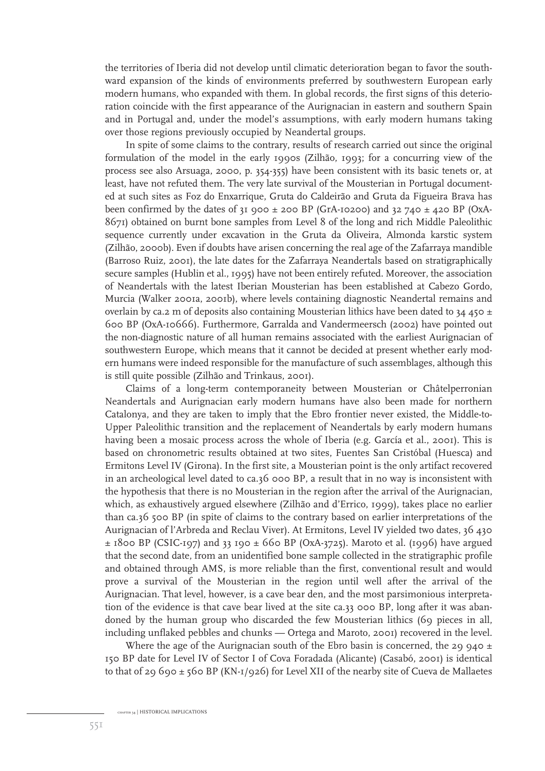the territories of Iberia did not develop until climatic deterioration began to favor the southward expansion of the kinds of environments preferred by southwestern European early modern humans, who expanded with them. In global records, the first signs of this deterioration coincide with the first appearance of the Aurignacian in eastern and southern Spain and in Portugal and, under the model's assumptions, with early modern humans taking over those regions previously occupied by Neandertal groups.

In spite of some claims to the contrary, results of research carried out since the original formulation of the model in the early 1990s (Zilhão, 1993; for a concurring view of the process see also Arsuaga, 2000, p. 354-355) have been consistent with its basic tenets or, at least, have not refuted them. The very late survival of the Mousterian in Portugal documented at such sites as Foz do Enxarrique, Gruta do Caldeirão and Gruta da Figueira Brava has been confirmed by the dates of 31 900 ± 200 BP (GrA-10200) and 32 740 ± 420 BP (OxA-8671) obtained on burnt bone samples from Level 8 of the long and rich Middle Paleolithic sequence currently under excavation in the Gruta da Oliveira, Almonda karstic system (Zilhão, 2000b). Even if doubts have arisen concerning the real age of the Zafarraya mandible (Barroso Ruiz, 2001), the late dates for the Zafarraya Neandertals based on stratigraphically secure samples (Hublin et al., 1995) have not been entirely refuted. Moreover, the association of Neandertals with the latest Iberian Mousterian has been established at Cabezo Gordo, Murcia (Walker 2001a, 2001b), where levels containing diagnostic Neandertal remains and overlain by ca.2 m of deposits also containing Mousterian lithics have been dated to 34 450 ± 600 BP (OxA-10666). Furthermore, Garralda and Vandermeersch (2002) have pointed out the non-diagnostic nature of all human remains associated with the earliest Aurignacian of southwestern Europe, which means that it cannot be decided at present whether early modern humans were indeed responsible for the manufacture of such assemblages, although this is still quite possible (Zilhão and Trinkaus, 2001).

Claims of a long-term contemporaneity between Mousterian or Châtelperronian Neandertals and Aurignacian early modern humans have also been made for northern Catalonya, and they are taken to imply that the Ebro frontier never existed, the Middle-to-Upper Paleolithic transition and the replacement of Neandertals by early modern humans having been a mosaic process across the whole of Iberia (e.g. García et al., 2001). This is based on chronometric results obtained at two sites, Fuentes San Cristóbal (Huesca) and Ermitons Level IV (Girona). In the first site, a Mousterian point is the only artifact recovered in an archeological level dated to ca.36 000 BP, a result that in no way is inconsistent with the hypothesis that there is no Mousterian in the region after the arrival of the Aurignacian, which, as exhaustively argued elsewhere (Zilhão and d'Errico, 1999), takes place no earlier than ca.36 500 BP (in spite of claims to the contrary based on earlier interpretations of the Aurignacian of l'Arbreda and Reclau Viver). At Ermitons, Level IV yielded two dates, 36 430 ± 1800 BP (CSIC-197) and 33 190 ± 660 BP (OxA-3725). Maroto et al. (1996) have argued that the second date, from an unidentified bone sample collected in the stratigraphic profile and obtained through AMS, is more reliable than the first, conventional result and would prove a survival of the Mousterian in the region until well after the arrival of the Aurignacian. That level, however, is a cave bear den, and the most parsimonious interpretation of the evidence is that cave bear lived at the site ca.33 000 BP, long after it was abandoned by the human group who discarded the few Mousterian lithics (69 pieces in all, including unflaked pebbles and chunks — Ortega and Maroto, 2001) recovered in the level.

Where the age of the Aurignacian south of the Ebro basin is concerned, the 29 940 ± 150 BP date for Level IV of Sector I of Cova Foradada (Alicante) (Casabó, 2001) is identical to that of 29 690 ± 560 BP (KN-I/926) for Level XII of the nearby site of Cueva de Mallaetes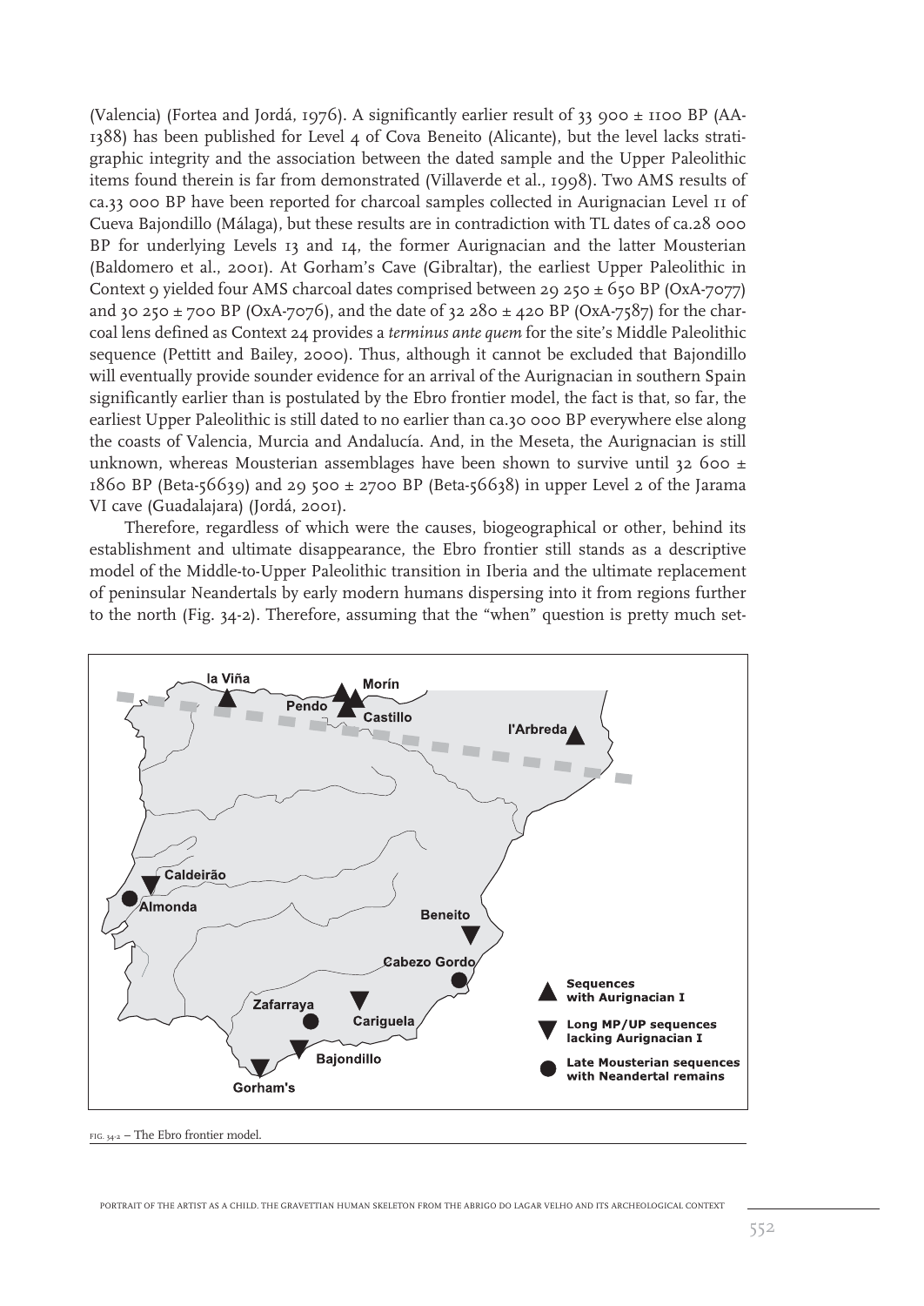(Valencia) (Fortea and Jordá, 1976). A significantly earlier result of 33 900 ± 1100 BP (AA-1388) has been published for Level 4 of Cova Beneito (Alicante), but the level lacks stratigraphic integrity and the association between the dated sample and the Upper Paleolithic items found therein is far from demonstrated (Villaverde et al., 1998). Two AMS results of ca.33 000 BP have been reported for charcoal samples collected in Aurignacian Level 11 of Cueva Bajondillo (Málaga), but these results are in contradiction with TL dates of ca.28 000 BP for underlying Levels 13 and 14, the former Aurignacian and the latter Mousterian (Baldomero et al., 2001). At Gorham's Cave (Gibraltar), the earliest Upper Paleolithic in Context 9 yielded four AMS charcoal dates comprised between 29 250 ± 650 BP (OxA-7077) and 30 250 ± 700 BP (OxA-7076), and the date of 32 280 ± 420 BP (OxA-7587) for the charcoal lens defined as Context 24 provides a *terminus ante quem* for the site's Middle Paleolithic sequence (Pettitt and Bailey, 2000). Thus, although it cannot be excluded that Bajondillo will eventually provide sounder evidence for an arrival of the Aurignacian in southern Spain significantly earlier than is postulated by the Ebro frontier model, the fact is that, so far, the earliest Upper Paleolithic is still dated to no earlier than ca.30 000 BP everywhere else along the coasts of Valencia, Murcia and Andalucía. And, in the Meseta, the Aurignacian is still unknown, whereas Mousterian assemblages have been shown to survive until 32 600 ± 1860 BP (Beta-56639) and 29 500 ± 2700 BP (Beta-56638) in upper Level 2 of the Jarama VI cave (Guadalajara) (Jordá, 2001).

Therefore, regardless of which were the causes, biogeographical or other, behind its establishment and ultimate disappearance, the Ebro frontier still stands as a descriptive model of the Middle-to-Upper Paleolithic transition in Iberia and the ultimate replacement of peninsular Neandertals by early modern humans dispersing into it from regions further to the north (Fig. 34-2). Therefore, assuming that the "when" question is pretty much set-

FIG. 34-2 – The Ebro frontier model.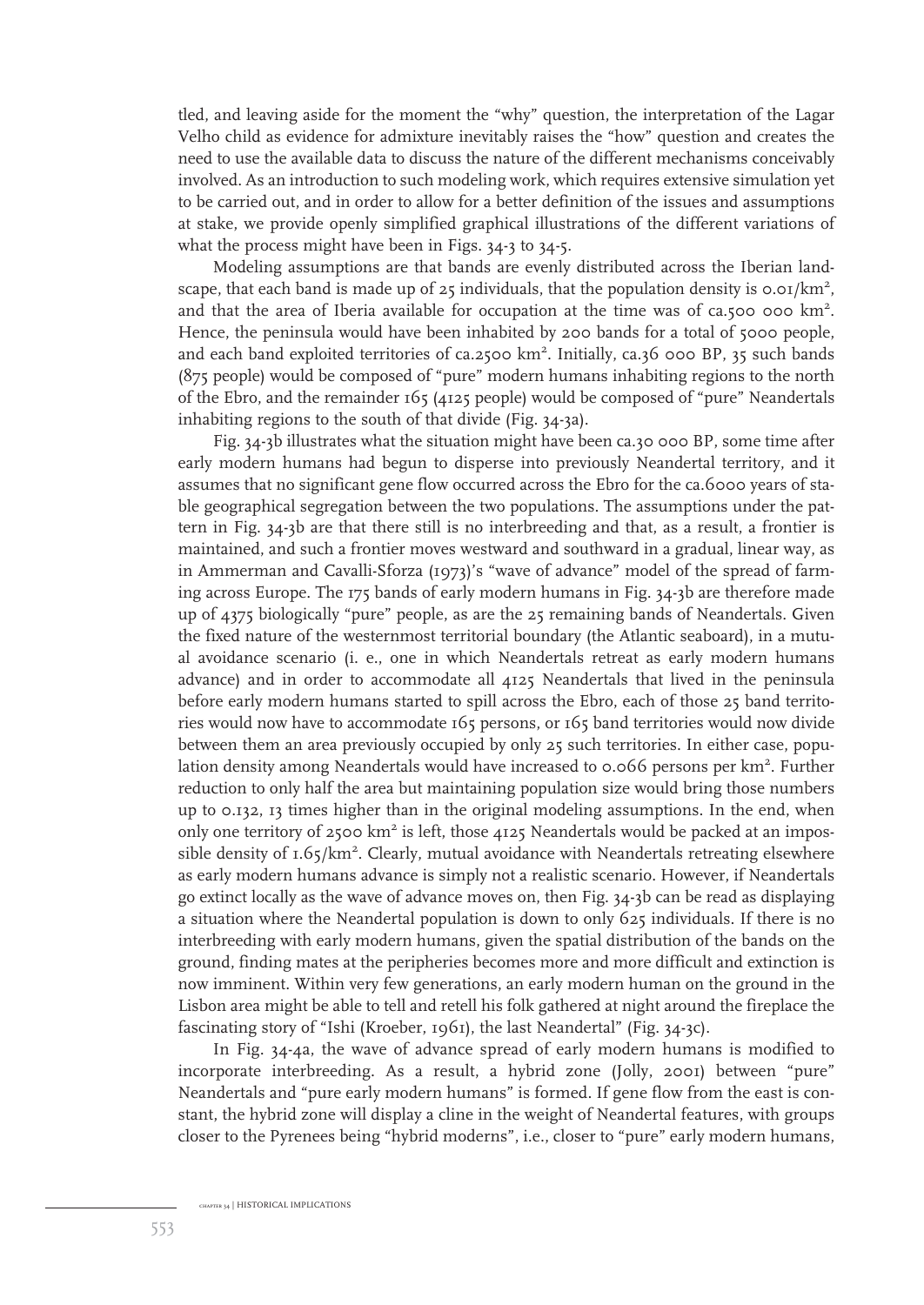tled, and leaving aside for the moment the "why" question, the interpretation of the Lagar Velho child as evidence for admixture inevitably raises the "how" question and creates the need to use the available data to discuss the nature of the different mechanisms conceivably involved. As an introduction to such modeling work, which requires extensive simulation yet to be carried out, and in order to allow for a better definition of the issues and assumptions at stake, we provide openly simplified graphical illustrations of the different variations of what the process might have been in Figs. 34-3 to 34-5.

Modeling assumptions are that bands are evenly distributed across the Iberian landscape, that each band is made up of 25 individuals, that the population density is 0.01/km², and that the area of Iberia available for occupation at the time was of ca.500 000 km². Hence, the peninsula would have been inhabited by 200 bands for a total of 5000 people, and each band exploited territories of ca.2500 km². Initially, ca.36 000 BP, 35 such bands (875 people) would be composed of "pure" modern humans inhabiting regions to the north of the Ebro, and the remainder 165 (4125 people) would be composed of "pure" Neandertals inhabiting regions to the south of that divide (Fig. 34-3a).

Fig. 34-3b illustrates what the situation might have been ca.30 000 BP, some time after early modern humans had begun to disperse into previously Neandertal territory, and it assumes that no significant gene flow occurred across the Ebro for the ca.6000 years of stable geographical segregation between the two populations. The assumptions under the pattern in Fig. 34-3b are that there still is no interbreeding and that, as a result, a frontier is maintained, and such a frontier moves westward and southward in a gradual, linear way, as in Ammerman and Cavalli-Sforza (1973)'s "wave of advance" model of the spread of farming across Europe. The 175 bands of early modern humans in Fig. 34-3b are therefore made up of 4375 biologically "pure" people, as are the 25 remaining bands of Neandertals. Given the fixed nature of the westernmost territorial boundary (the Atlantic seaboard), in a mutual avoidance scenario (i. e., one in which Neandertals retreat as early modern humans advance) and in order to accommodate all 4125 Neandertals that lived in the peninsula before early modern humans started to spill across the Ebro, each of those 25 band territories would now have to accommodate 165 persons, or 165 band territories would now divide between them an area previously occupied by only 25 such territories. In either case, population density among Neandertals would have increased to 0.066 persons per km². Further reduction to only half the area but maintaining population size would bring those numbers up to 0.132, 13 times higher than in the original modeling assumptions. In the end, when only one territory of 2500 km² is left, those 4125 Neandertals would be packed at an impossible density of 1.65/km². Clearly, mutual avoidance with Neandertals retreating elsewhere as early modern humans advance is simply not a realistic scenario. However, if Neandertals go extinct locally as the wave of advance moves on, then Fig. 34-3b can be read as displaying a situation where the Neandertal population is down to only 625 individuals. If there is no interbreeding with early modern humans, given the spatial distribution of the bands on the ground, finding mates at the peripheries becomes more and more difficult and extinction is now imminent. Within very few generations, an early modern human on the ground in the Lisbon area might be able to tell and retell his folk gathered at night around the fireplace the fascinating story of "Ishi (Kroeber, 1961), the last Neandertal" (Fig. 34-3c).

In Fig. 34-4a, the wave of advance spread of early modern humans is modified to incorporate interbreeding. As a result, a hybrid zone (Jolly, 2001) between "pure" Neandertals and "pure early modern humans" is formed. If gene flow from the east is constant, the hybrid zone will display a cline in the weight of Neandertal features, with groups closer to the Pyrenees being "hybrid moderns", i.e., closer to "pure" early modern humans,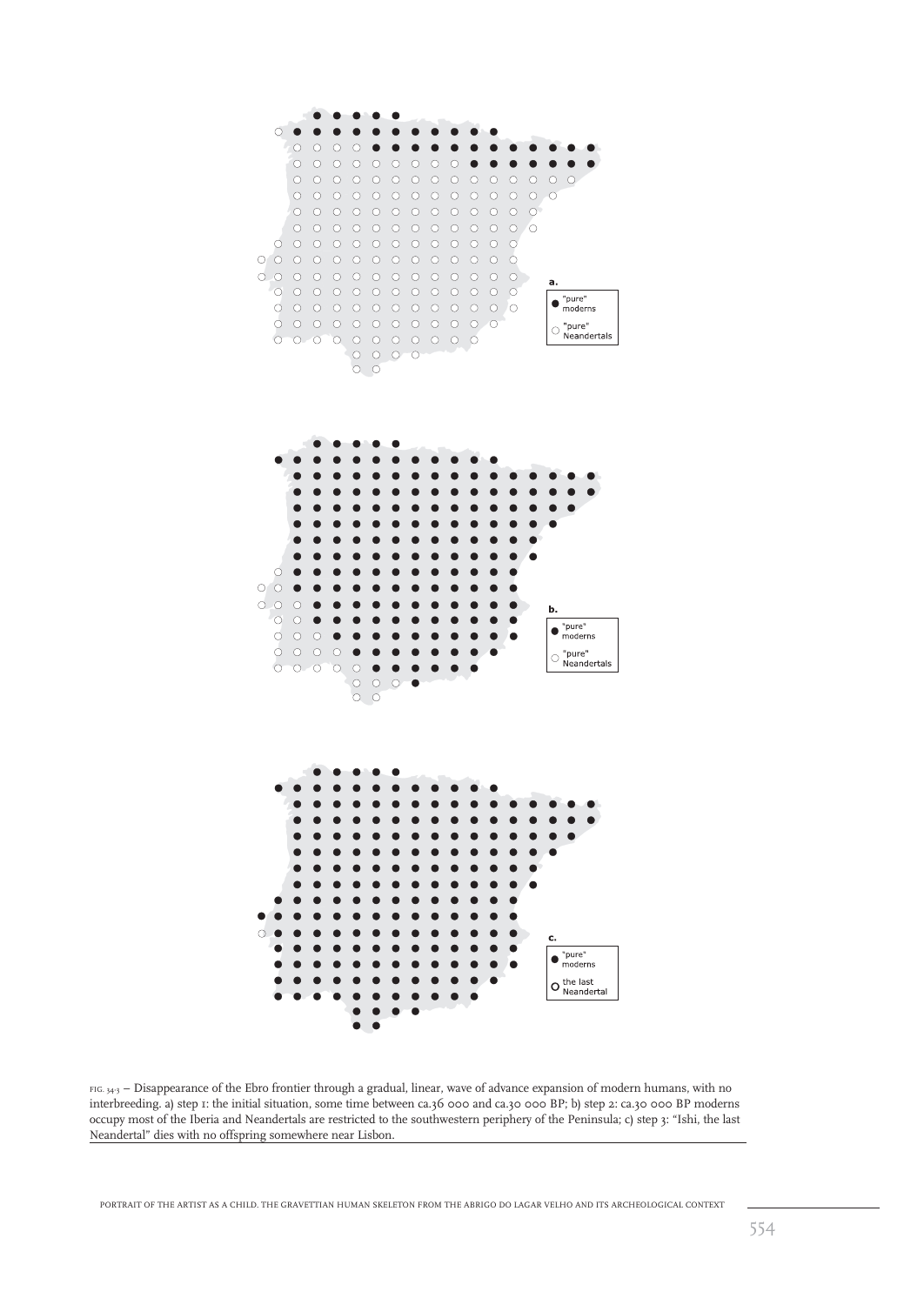a.

● "pure" moderns

○ "pure" Neandertals

b.

● "pure" moderns

○ "pure" Neandertals

c.

● "pure" moderns

○ the last Neandertal

FIG. 34.3 – Disappearance of the Ebro frontier through a gradual, linear, wave of advance expansion of modern humans, with no interbreeding. a) step 1: the initial situation, some time between ca.36 000 and ca.30 000 BP; b) step 2: ca.30 000 BP moderns occupy most of the Iberia and Neandertals are restricted to the southwestern periphery of the Peninsula; c) step 3: "Ishi, the last Neandertal" dies with no offspring somewhere near Lisbon.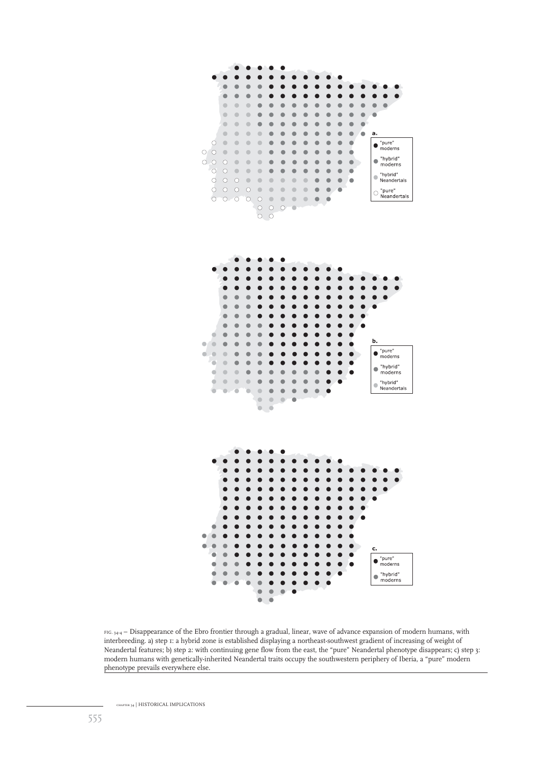a.

"pure" moderns

"hybrid" moderns

"hybrid" Neandertals

"pure" Neandertals

b.

"pure" moderns

"hybrid" moderns

"hybrid" Neandertals

c.

"pure" moderns

"hybrid" moderns

FIG. 34-4 – Disappearance of the Ebro frontier through a gradual, linear, wave of advance expansion of modern humans, with interbreeding. a) step 1: a hybrid zone is established displaying a northeast-southwest gradient of increasing of weight of Neandertal features; b) step 2: with continuing gene flow from the east, the "pure" Neandertal phenotype disappears; c) step 3: modern humans with genetically-inherited Neandertal traits occupy the southwestern periphery of Iberia, a "pure" modern phenotype prevails everywhere else.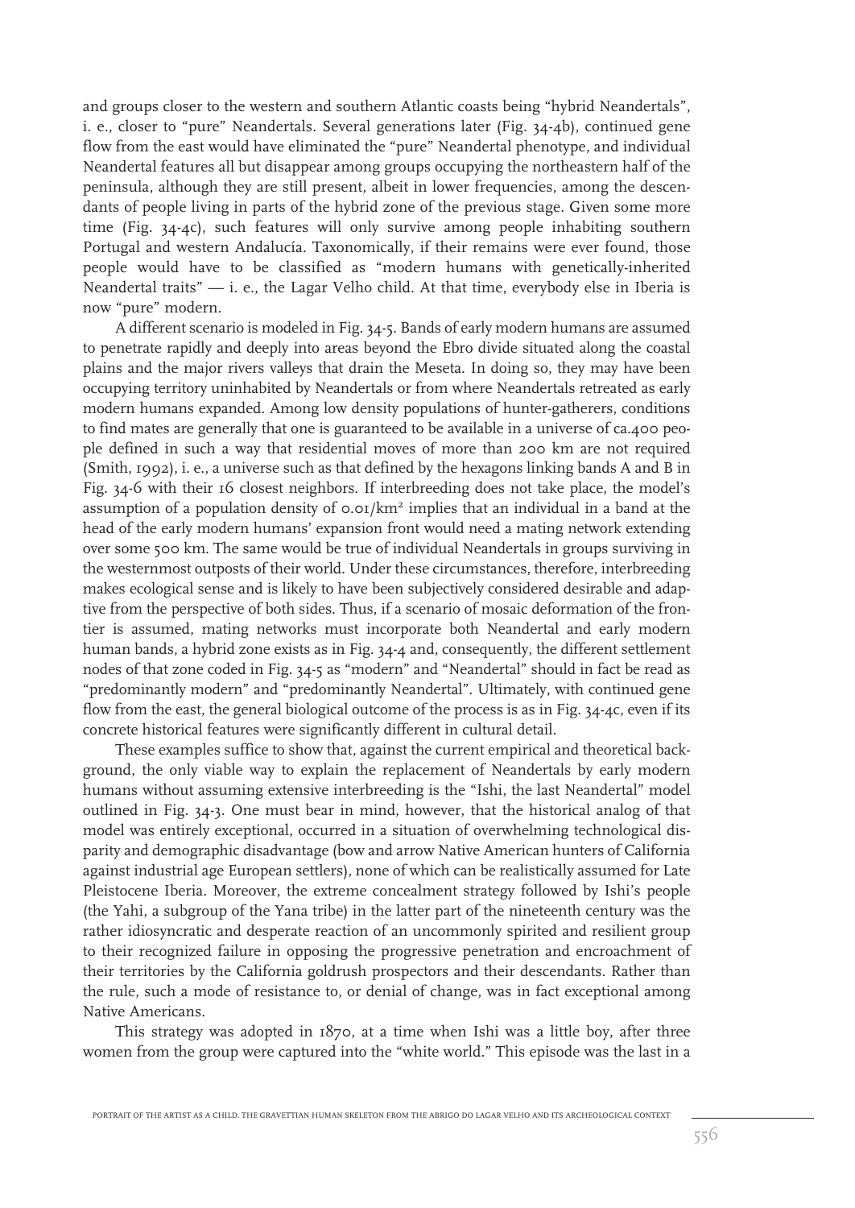and groups closer to the western and southern Atlantic coasts being "hybrid Neandertals", i. e., closer to "pure" Neandertals. Several generations later (Fig. 34-4b), continued gene flow from the east would have eliminated the "pure" Neandertal phenotype, and individual Neandertal features all but disappear among groups occupying the northeastern half of the peninsula, although they are still present, albeit in lower frequencies, among the descendants of people living in parts of the hybrid zone of the previous stage. Given some more time (Fig. 34-4c), such features will only survive among people inhabiting southern Portugal and western Andalucía. Taxonomically, if their remains were ever found, those people would have to be classified as "modern humans with genetically-inherited Neandertal traits" — i. e., the Lagar Velho child. At that time, everybody else in Iberia is now "pure" modern.

A different scenario is modeled in Fig. 34-5. Bands of early modern humans are assumed to penetrate rapidly and deeply into areas beyond the Ebro divide situated along the coastal plains and the major rivers valleys that drain the Meseta. In doing so, they may have been occupying territory uninhabited by Neandertals or from where Neandertals retreated as early modern humans expanded. Among low density populations of hunter-gatherers, conditions to find mates are generally that one is guaranteed to be available in a universe of ca.400 people defined in such a way that residential moves of more than 200 km are not required (Smith, 1992), i. e., a universe such as that defined by the hexagons linking bands A and B in Fig. 34-6 with their 16 closest neighbors. If interbreeding does not take place, the model's assumption of a population density of 0.01/km² implies that an individual in a band at the head of the early modern humans' expansion front would need a mating network extending over some 500 km. The same would be true of individual Neandertals in groups surviving in the westernmost outposts of their world. Under these circumstances, therefore, interbreeding makes ecological sense and is likely to have been subjectively considered desirable and adaptive from the perspective of both sides. Thus, if a scenario of mosaic deformation of the frontier is assumed, mating networks must incorporate both Neandertal and early modern human bands, a hybrid zone exists as in Fig. 34-4 and, consequently, the different settlement nodes of that zone coded in Fig. 34-5 as "modern" and "Neandertal" should in fact be read as "predominantly modern" and "predominantly Neandertal". Ultimately, with continued gene flow from the east, the general biological outcome of the process is as in Fig. 34-4c, even if its concrete historical features were significantly different in cultural detail.

These examples suffice to show that, against the current empirical and theoretical background, the only viable way to explain the replacement of Neandertals by early modern humans without assuming extensive interbreeding is the "Ishi, the last Neandertal" model outlined in Fig. 34-3. One must bear in mind, however, that the historical analog of that model was entirely exceptional, occurred in a situation of overwhelming technological disparity and demographic disadvantage (bow and arrow Native American hunters of California against industrial age European settlers), none of which can be realistically assumed for Late Pleistocene Iberia. Moreover, the extreme concealment strategy followed by Ishi's people (the Yahi, a subgroup of the Yana tribe) in the latter part of the nineteenth century was the rather idiosyncratic and desperate reaction of an uncommonly spirited and resilient group to their recognized failure in opposing the progressive penetration and encroachment of their territories by the California goldrush prospectors and their descendants. Rather than the rule, such a mode of resistance to, or denial of change, was in fact exceptional among Native Americans.

This strategy was adopted in 1870, at a time when Ishi was a little boy, after three women from the group were captured into the "white world." This episode was the last in a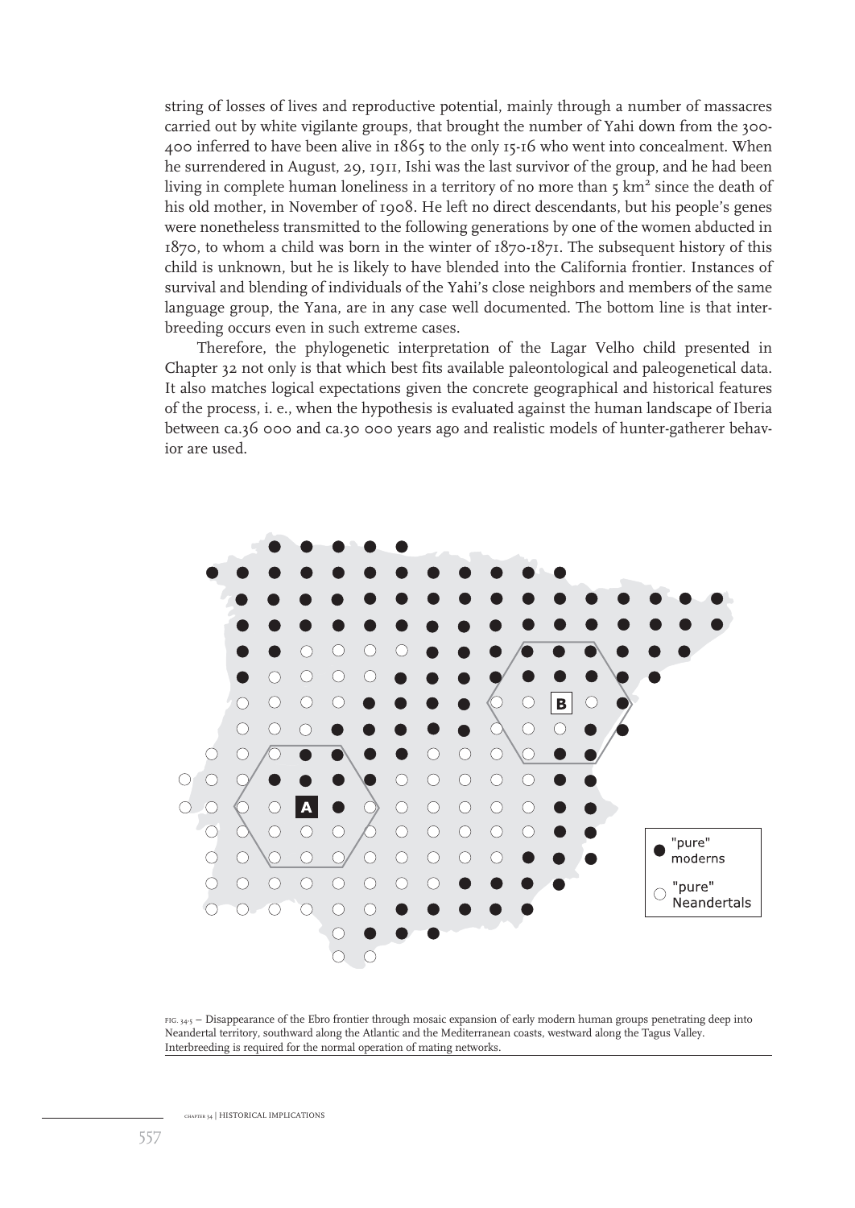string of losses of lives and reproductive potential, mainly through a number of massacres carried out by white vigilante groups, that brought the number of Yahi down from the 300-400 inferred to have been alive in 1865 to the only 15-16 who went into concealment. When he surrendered in August, 29, 1911, Ishi was the last survivor of the group, and he had been living in complete human loneliness in a territory of no more than 5 km² since the death of his old mother, in November of 1908. He left no direct descendants, but his people's genes were nonetheless transmitted to the following generations by one of the women abducted in 1870, to whom a child was born in the winter of 1870-1871. The subsequent history of this child is unknown, but he is likely to have blended into the California frontier. Instances of survival and blending of individuals of the Yahi's close neighbors and members of the same language group, the Yana, are in any case well documented. The bottom line is that interbreeding occurs even in such extreme cases.

Therefore, the phylogenetic interpretation of the Lagar Velho child presented in Chapter 32 not only is that which best fits available paleontological and paleogenetical data. It also matches logical expectations given the concrete geographical and historical features of the process, i. e., when the hypothesis is evaluated against the human landscape of Iberia between ca.36 000 and ca.30 000 years ago and realistic models of hunter-gatherer behavior are used.

FIG. 34-5 – Disappearance of the Ebro frontier through mosaic expansion of early modern human groups penetrating deep into Neandertal territory, southward along the Atlantic and the Mediterranean coasts, westward along the Tagus Valley. Interbreeding is required for the normal operation of mating networks.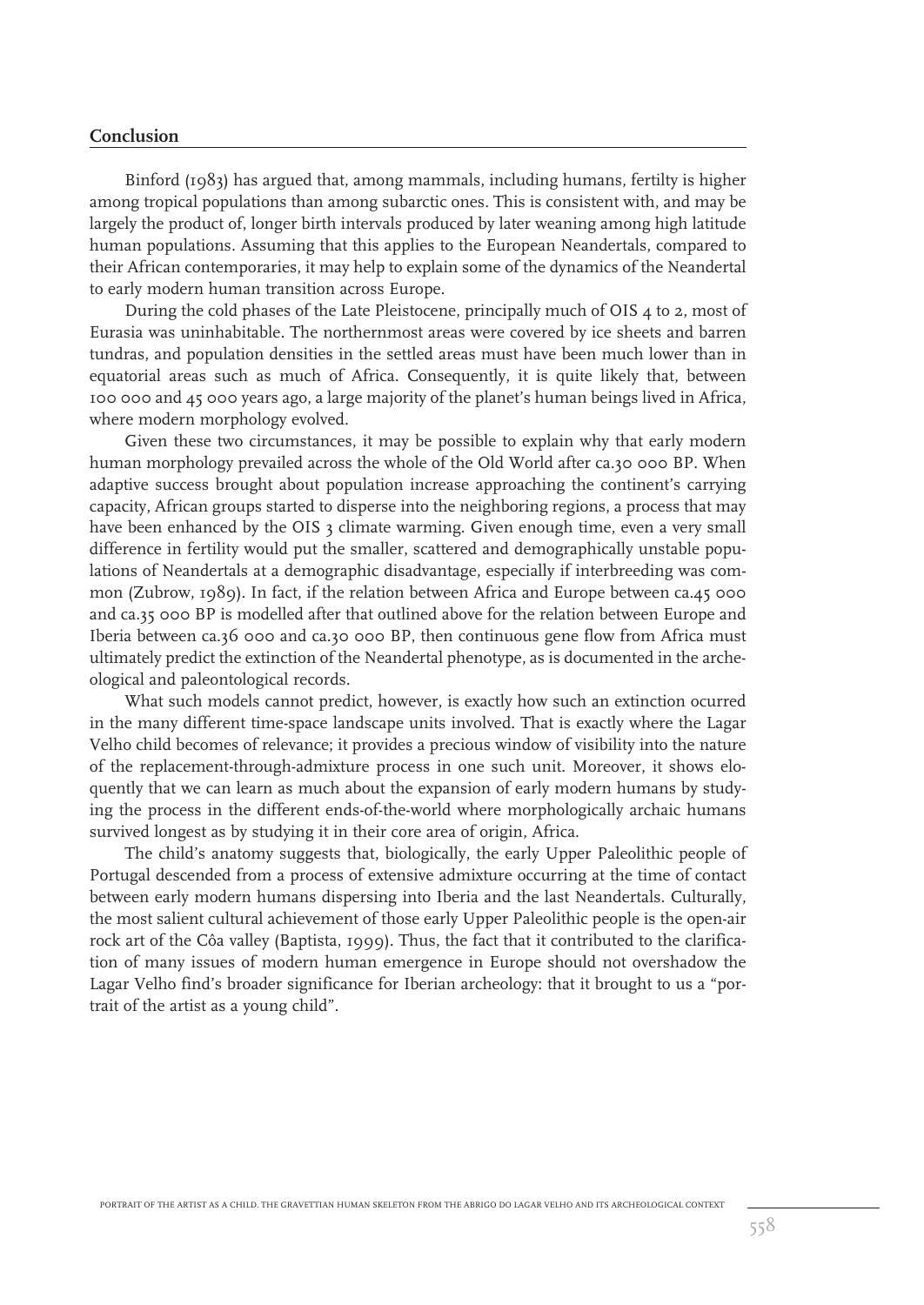## Conclusion

Binford (1983) has argued that, among mammals, including humans, fertilty is higher among tropical populations than among subarctic ones. This is consistent with, and may be largely the product of, longer birth intervals produced by later weaning among high latitude human populations. Assuming that this applies to the European Neandertals, compared to their African contemporaries, it may help to explain some of the dynamics of the Neandertal to early modern human transition across Europe.

During the cold phases of the Late Pleistocene, principally much of OIS 4 to 2, most of Eurasia was uninhabitable. The northernmost areas were covered by ice sheets and barren tundras, and population densities in the settled areas must have been much lower than in equatorial areas such as much of Africa. Consequently, it is quite likely that, between 100 000 and 45 000 years ago, a large majority of the planet's human beings lived in Africa, where modern morphology evolved.

Given these two circumstances, it may be possible to explain why that early modern human morphology prevailed across the whole of the Old World after ca.30 000 BP. When adaptive success brought about population increase approaching the continent's carrying capacity, African groups started to disperse into the neighboring regions, a process that may have been enhanced by the OIS 3 climate warming. Given enough time, even a very small difference in fertility would put the smaller, scattered and demographically unstable populations of Neandertals at a demographic disadvantage, especially if interbreeding was common (Zubrow, 1989). In fact, if the relation between Africa and Europe between ca.45 000 and ca.35 000 BP is modelled after that outlined above for the relation between Europe and Iberia between ca.36 000 and ca.30 000 BP, then continuous gene flow from Africa must ultimately predict the extinction of the Neandertal phenotype, as is documented in the archeological and paleontological records.

What such models cannot predict, however, is exactly how such an extinction ocurred in the many different time-space landscape units involved. That is exactly where the Lagar Velho child becomes of relevance; it provides a precious window of visibility into the nature of the replacement-through-admixture process in one such unit. Moreover, it shows eloquently that we can learn as much about the expansion of early modern humans by studying the process in the different ends-of-the-world where morphologically archaic humans survived longest as by studying it in their core area of origin, Africa.

The child's anatomy suggests that, biologically, the early Upper Paleolithic people of Portugal descended from a process of extensive admixture occurring at the time of contact between early modern humans dispersing into Iberia and the last Neandertals. Culturally, the most salient cultural achievement of those early Upper Paleolithic people is the open-air rock art of the Côa valley (Baptista, 1999). Thus, the fact that it contributed to the clarification of many issues of modern human emergence in Europe should not overshadow the Lagar Velho find's broader significance for Iberian archeology: that it brought to us a "portrait of the artist as a young child".